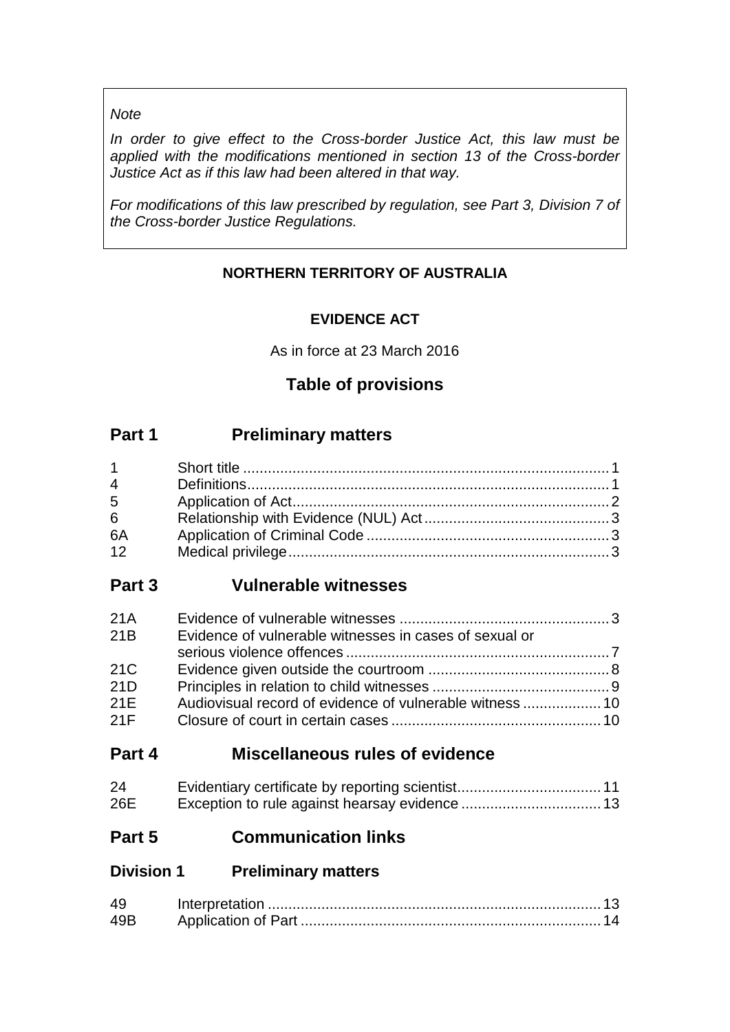*Note*

*In order to give effect to the Cross-border Justice Act, this law must be applied with the modifications mentioned in section 13 of the Cross-border Justice Act as if this law had been altered in that way.*

*For modifications of this law prescribed by regulation, see Part 3, Division 7 of the Cross-border Justice Regulations.*

**NORTHERN TERRITORY OF AUSTRALIA**

**EVIDENCE ACT**

As in force at 23 March 2016

## Table of provisions

## Part 1 Preliminary matters

| | | |
|---|---|---|
| 1 | Short title | 1 |
| 4 | Definitions | 1 |
| 5 | Application of Act | 2 |
| 6 | Relationship with Evidence (NUL) Act | 3 |
| 6A | Application of Criminal Code | 3 |
| 12 | Medical privilege | 3 |

## Part 3 Vulnerable witnesses

| | | |
|---|---|---|
| 21A | Evidence of vulnerable witnesses | 3 |
| 21B | Evidence of vulnerable witnesses in cases of sexual or serious violence offences | 7 |
| 21C | Evidence given outside the courtroom | 8 |
| 21D | Principles in relation to child witnesses | 9 |
| 21E | Audiovisual record of evidence of vulnerable witness | 10 |
| 21F | Closure of court in certain cases | 10 |

## Part 4 Miscellaneous rules of evidence

| | | |
|---|---|---|
| 24 | Evidentiary certificate by reporting scientist | 11 |
| 26E | Exception to rule against hearsay evidence | 13 |

## Part 5 Communication links

### Division 1 Preliminary matters

| | | |
|---|---|---|
| 49 | Interpretation | 13 |
| 49B | Application of Part | 14 |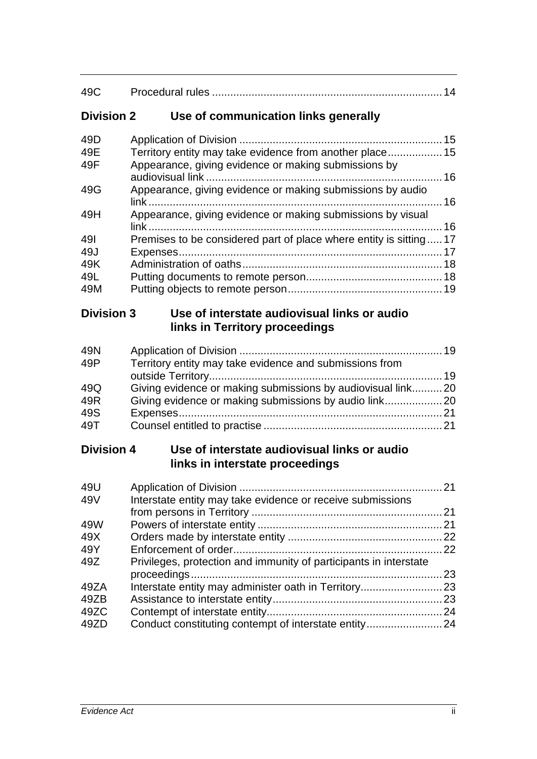| | | |
|---|---|---|
| 49C | Procedural rules | 14 |

**Division 2 Use of communication links generally**

| | | |
|---|---|---|
| 49D | Application of Division | 15 |
| 49E | Territory entity may take evidence from another place | 15 |
| 49F | Appearance, giving evidence or making submissions by audiovisual link | 16 |
| 49G | Appearance, giving evidence or making submissions by audio link | 16 |
| 49H | Appearance, giving evidence or making submissions by visual link | 16 |
| 49I | Premises to be considered part of place where entity is sitting | 17 |
| 49J | Expenses | 17 |
| 49K | Administration of oaths | 18 |
| 49L | Putting documents to remote person | 18 |
| 49M | Putting objects to remote person | 19 |

**Division 3 Use of interstate audiovisual links or audio links in Territory proceedings**

| | | |
|---|---|---|
| 49N | Application of Division | 19 |
| 49P | Territory entity may take evidence and submissions from outside Territory | 19 |
| 49Q | Giving evidence or making submissions by audiovisual link | 20 |
| 49R | Giving evidence or making submissions by audio link | 20 |
| 49S | Expenses | 21 |
| 49T | Counsel entitled to practise | 21 |

**Division 4 Use of interstate audiovisual links or audio links in interstate proceedings**

| | | |
|---|---|---|
| 49U | Application of Division | 21 |
| 49V | Interstate entity may take evidence or receive submissions from persons in Territory | 21 |
| 49W | Powers of interstate entity | 21 |
| 49X | Orders made by interstate entity | 22 |
| 49Y | Enforcement of order | 22 |
| 49Z | Privileges, protection and immunity of participants in interstate proceedings | 23 |
| 49ZA | Interstate entity may administer oath in Territory | 23 |
| 49ZB | Assistance to interstate entity | 23 |
| 49ZC | Contempt of interstate entity | 24 |
| 49ZD | Conduct constituting contempt of interstate entity | 24 |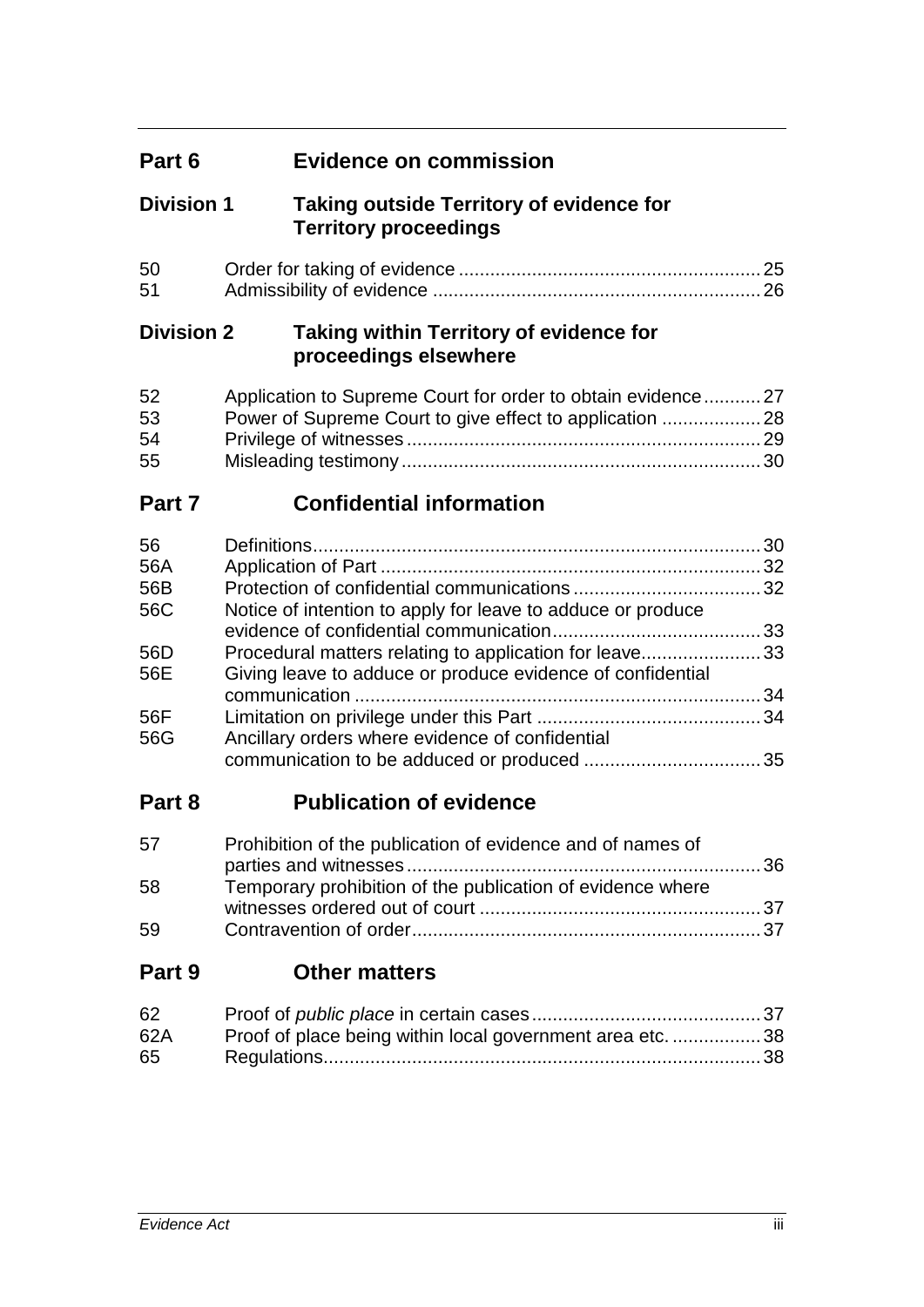## Part 6 Evidence on commission

### Division 1 Taking outside Territory of evidence for Territory proceedings

| | | |
|---|---|---|
| 50 | Order for taking of evidence | 25 |
| 51 | Admissibility of evidence | 26 |

### Division 2 Taking within Territory of evidence for proceedings elsewhere

| | | |
|---|---|---|
| 52 | Application to Supreme Court for order to obtain evidence | 27 |
| 53 | Power of Supreme Court to give effect to application | 28 |
| 54 | Privilege of witnesses | 29 |
| 55 | Misleading testimony | 30 |

## Part 7 Confidential information

| | | |
|---|---|---|
| 56 | Definitions | 30 |
| 56A | Application of Part | 32 |
| 56B | Protection of confidential communications | 32 |
| 56C | Notice of intention to apply for leave to adduce or produce evidence of confidential communication | 33 |
| 56D | Procedural matters relating to application for leave | 33 |
| 56E | Giving leave to adduce or produce evidence of confidential communication | 34 |
| 56F | Limitation on privilege under this Part | 34 |
| 56G | Ancillary orders where evidence of confidential communication to be adduced or produced | 35 |

## Part 8 Publication of evidence

| | | |
|---|---|---|
| 57 | Prohibition of the publication of evidence and of names of parties and witnesses | 36 |
| 58 | Temporary prohibition of the publication of evidence where witnesses ordered out of court | 37 |
| 59 | Contravention of order | 37 |

## Part 9 Other matters

| | | |
|---|---|---|
| 62 | Proof of *public place* in certain cases | 37 |
| 62A | Proof of place being within local government area etc. | 38 |
| 65 | Regulations | 38 |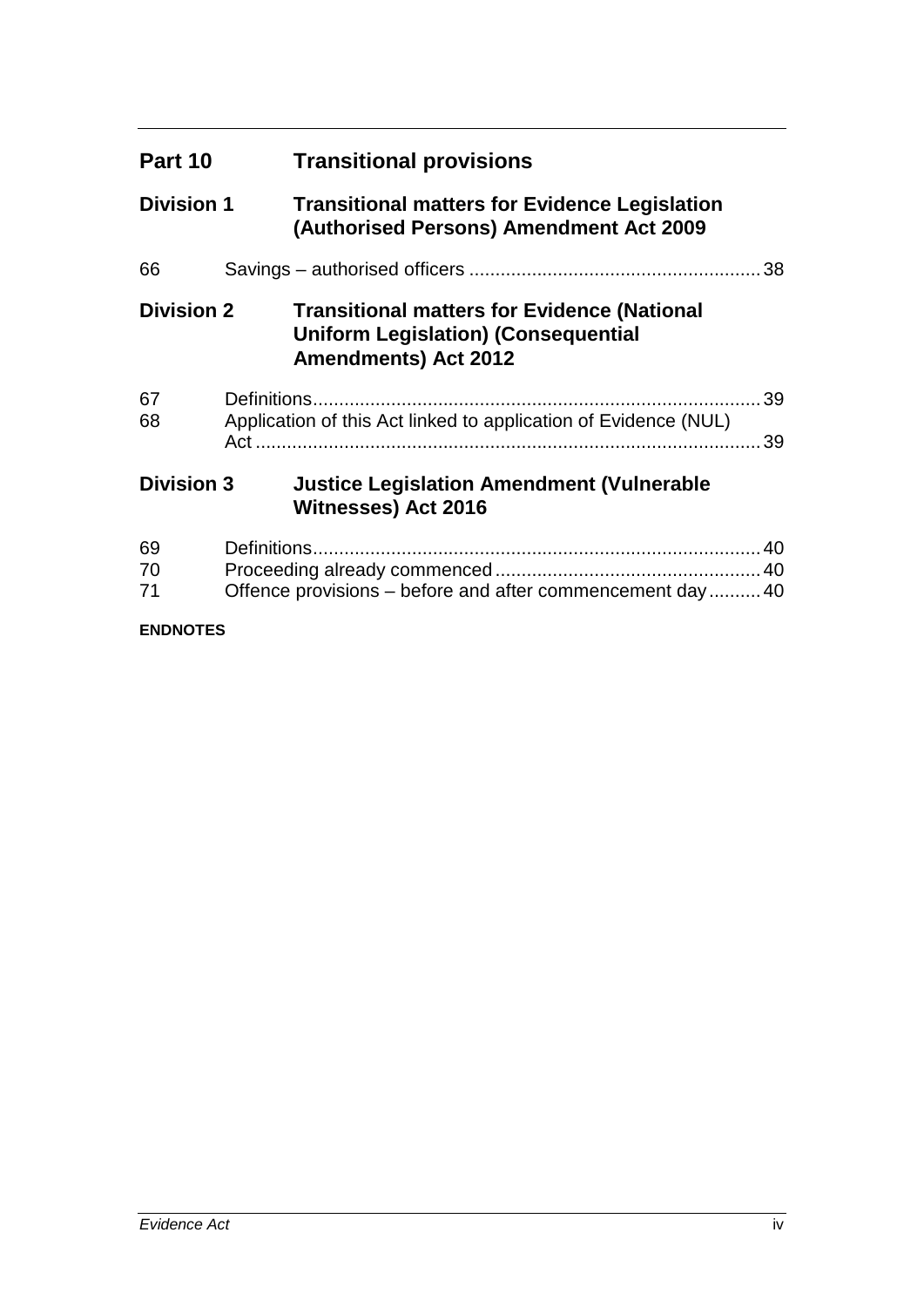## Part 10 Transitional provisions

### Division 1 Transitional matters for Evidence Legislation (Authorised Persons) Amendment Act 2009

66 Savings – authorised officers ........ 38

### Division 2 Transitional matters for Evidence (National Uniform Legislation) (Consequential Amendments) Act 2012

67 Definitions ........ 39

68 Application of this Act linked to application of Evidence (NUL) Act ........ 39

### Division 3 Justice Legislation Amendment (Vulnerable Witnesses) Act 2016

69 Definitions ........ 40

70 Proceeding already commenced ........ 40

71 Offence provisions – before and after commencement day ........ 40

**ENDNOTES**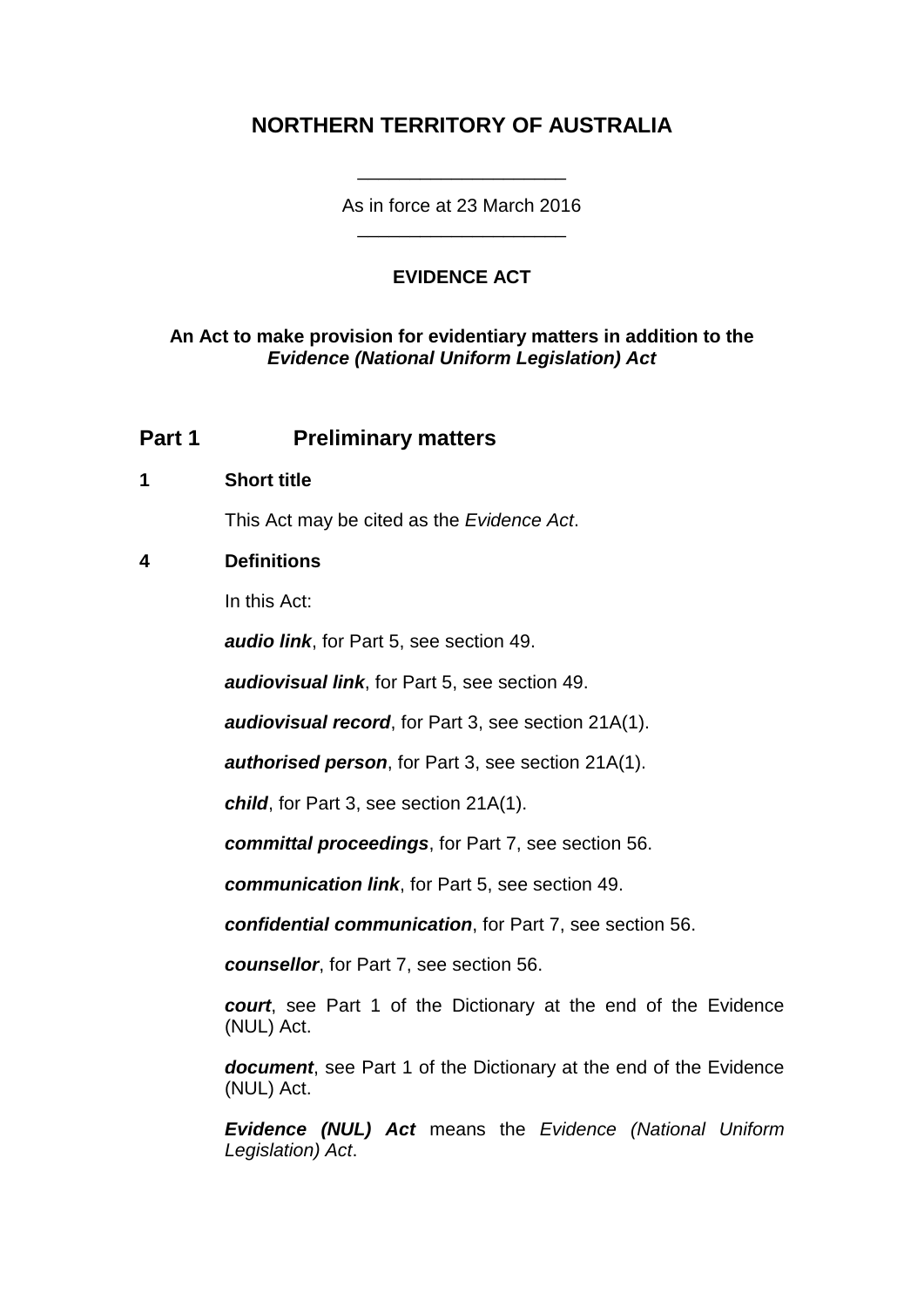# NORTHERN TERRITORY OF AUSTRALIA

\_\_\_\_\_\_\_\_\_\_\_\_\_\_\_\_\_\_\_\_

As in force at 23 March 2016

\_\_\_\_\_\_\_\_\_\_\_\_\_\_\_\_\_\_\_\_

## EVIDENCE ACT

**An Act to make provision for evidentiary matters in addition to the *Evidence (National Uniform Legislation) Act***

## Part 1 Preliminary matters

### 1 Short title

This Act may be cited as the *Evidence Act*.

### 4 Definitions

In this Act:

***audio link***, for Part 5, see section 49.

***audiovisual link***, for Part 5, see section 49.

***audiovisual record***, for Part 3, see section 21A(1).

***authorised person***, for Part 3, see section 21A(1).

***child***, for Part 3, see section 21A(1).

***committal proceedings***, for Part 7, see section 56.

***communication link***, for Part 5, see section 49.

***confidential communication***, for Part 7, see section 56.

***counsellor***, for Part 7, see section 56.

***court***, see Part 1 of the Dictionary at the end of the Evidence (NUL) Act.

***document***, see Part 1 of the Dictionary at the end of the Evidence (NUL) Act.

***Evidence (NUL) Act*** means the *Evidence (National Uniform Legislation) Act*.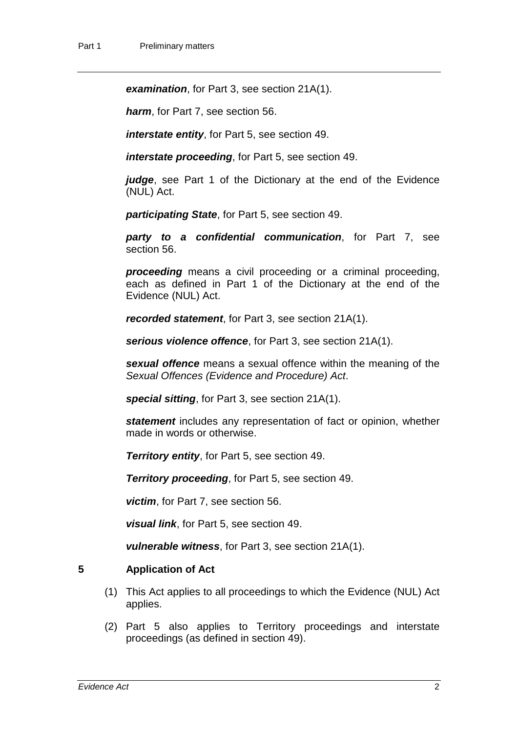***examination***, for Part 3, see section 21A(1).

***harm***, for Part 7, see section 56.

***interstate entity***, for Part 5, see section 49.

***interstate proceeding***, for Part 5, see section 49.

***judge***, see Part 1 of the Dictionary at the end of the Evidence (NUL) Act.

***participating State***, for Part 5, see section 49.

***party to a confidential communication***, for Part 7, see section 56.

***proceeding*** means a civil proceeding or a criminal proceeding, each as defined in Part 1 of the Dictionary at the end of the Evidence (NUL) Act.

***recorded statement***, for Part 3, see section 21A(1).

***serious violence offence***, for Part 3, see section 21A(1).

***sexual offence*** means a sexual offence within the meaning of the *Sexual Offences (Evidence and Procedure) Act*.

***special sitting***, for Part 3, see section 21A(1).

***statement*** includes any representation of fact or opinion, whether made in words or otherwise.

***Territory entity***, for Part 5, see section 49.

***Territory proceeding***, for Part 5, see section 49.

***victim***, for Part 7, see section 56.

***visual link***, for Part 5, see section 49.

***vulnerable witness***, for Part 3, see section 21A(1).

## 5 Application of Act

(1) This Act applies to all proceedings to which the Evidence (NUL) Act applies.

(2) Part 5 also applies to Territory proceedings and interstate proceedings (as defined in section 49).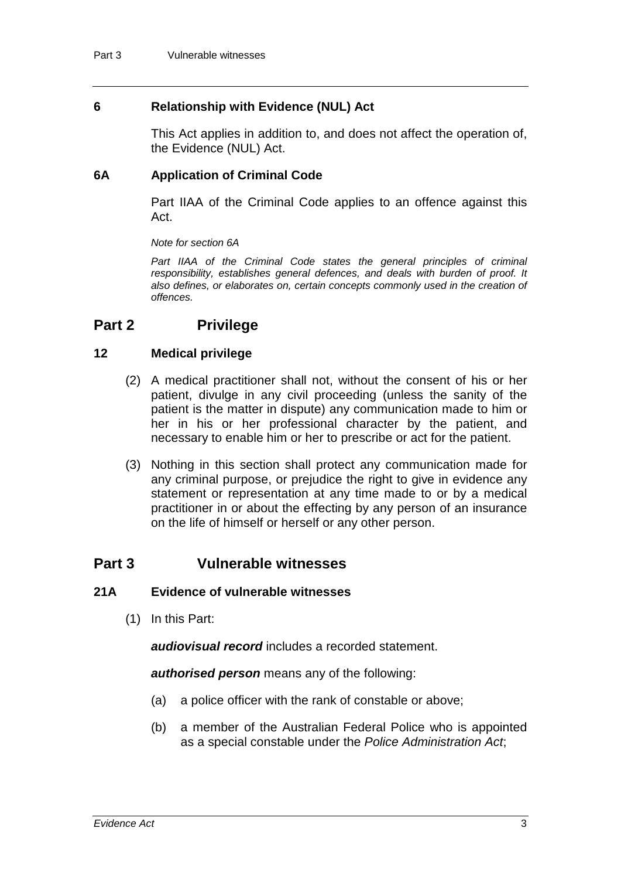### 6 Relationship with Evidence (NUL) Act

This Act applies in addition to, and does not affect the operation of, the Evidence (NUL) Act.

### 6A Application of Criminal Code

Part IIAA of the Criminal Code applies to an offence against this Act.

*Note for section 6A*

*Part IIAA of the Criminal Code states the general principles of criminal responsibility, establishes general defences, and deals with burden of proof. It also defines, or elaborates on, certain concepts commonly used in the creation of offences.*

## Part 2 Privilege

### 12 Medical privilege

(2) A medical practitioner shall not, without the consent of his or her patient, divulge in any civil proceeding (unless the sanity of the patient is the matter in dispute) any communication made to him or her in his or her professional character by the patient, and necessary to enable him or her to prescribe or act for the patient.

(3) Nothing in this section shall protect any communication made for any criminal purpose, or prejudice the right to give in evidence any statement or representation at any time made to or by a medical practitioner in or about the effecting by any person of an insurance on the life of himself or herself or any other person.

## Part 3 Vulnerable witnesses

### 21A Evidence of vulnerable witnesses

(1) In this Part:

***audiovisual record*** includes a recorded statement.

***authorised person*** means any of the following:

(a) a police officer with the rank of constable or above;

(b) a member of the Australian Federal Police who is appointed as a special constable under the *Police Administration Act*;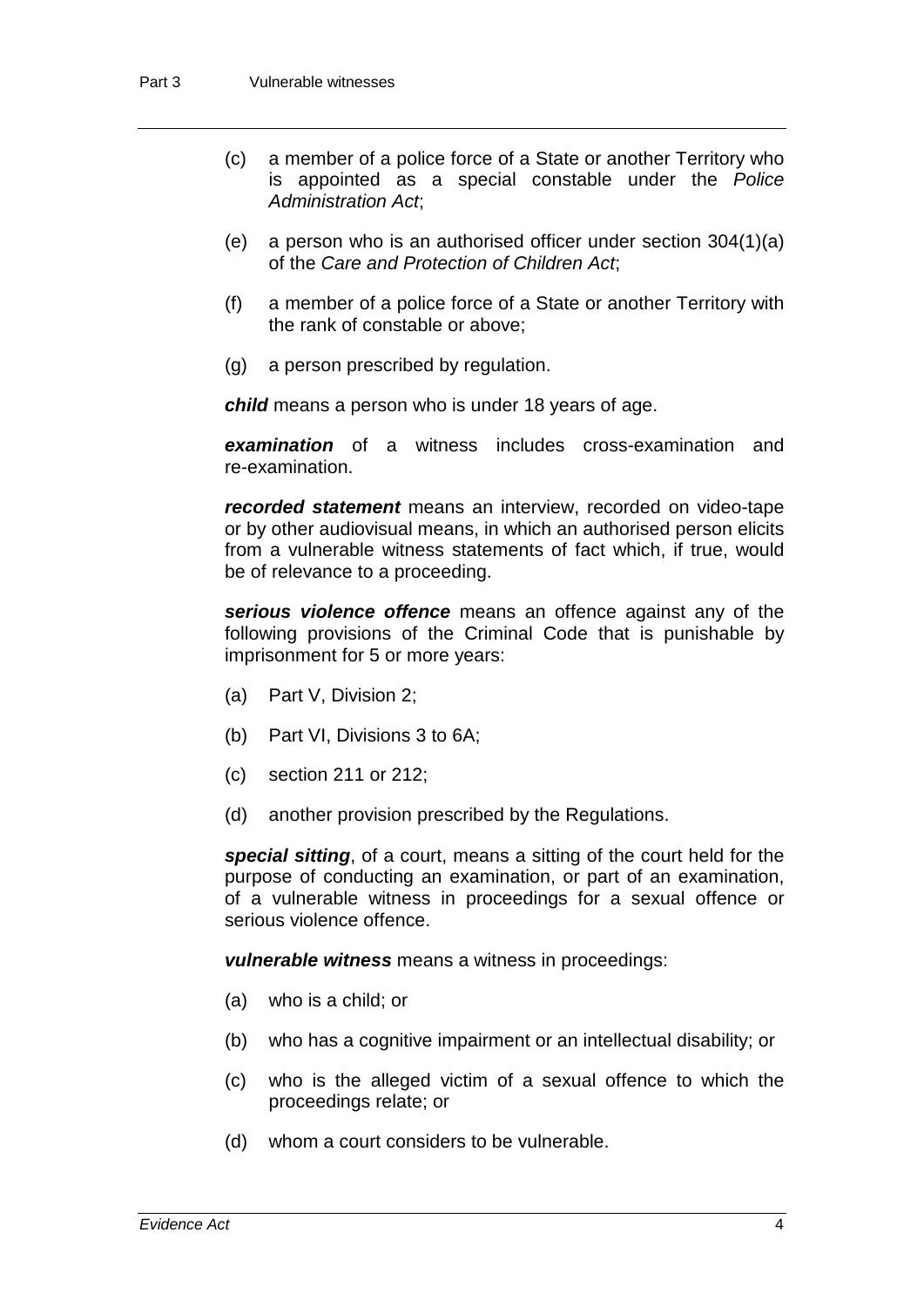(c) a member of a police force of a State or another Territory who is appointed as a special constable under the *Police Administration Act*;

(e) a person who is an authorised officer under section 304(1)(a) of the *Care and Protection of Children Act*;

(f) a member of a police force of a State or another Territory with the rank of constable or above;

(g) a person prescribed by regulation.

***child*** means a person who is under 18 years of age.

***examination*** of a witness includes cross-examination and re-examination.

***recorded statement*** means an interview, recorded on video-tape or by other audiovisual means, in which an authorised person elicits from a vulnerable witness statements of fact which, if true, would be of relevance to a proceeding.

***serious violence offence*** means an offence against any of the following provisions of the Criminal Code that is punishable by imprisonment for 5 or more years:

(a) Part V, Division 2;

(b) Part VI, Divisions 3 to 6A;

(c) section 211 or 212;

(d) another provision prescribed by the Regulations.

***special sitting***, of a court, means a sitting of the court held for the purpose of conducting an examination, or part of an examination, of a vulnerable witness in proceedings for a sexual offence or serious violence offence.

***vulnerable witness*** means a witness in proceedings:

(a) who is a child; or

(b) who has a cognitive impairment or an intellectual disability; or

(c) who is the alleged victim of a sexual offence to which the proceedings relate; or

(d) whom a court considers to be vulnerable.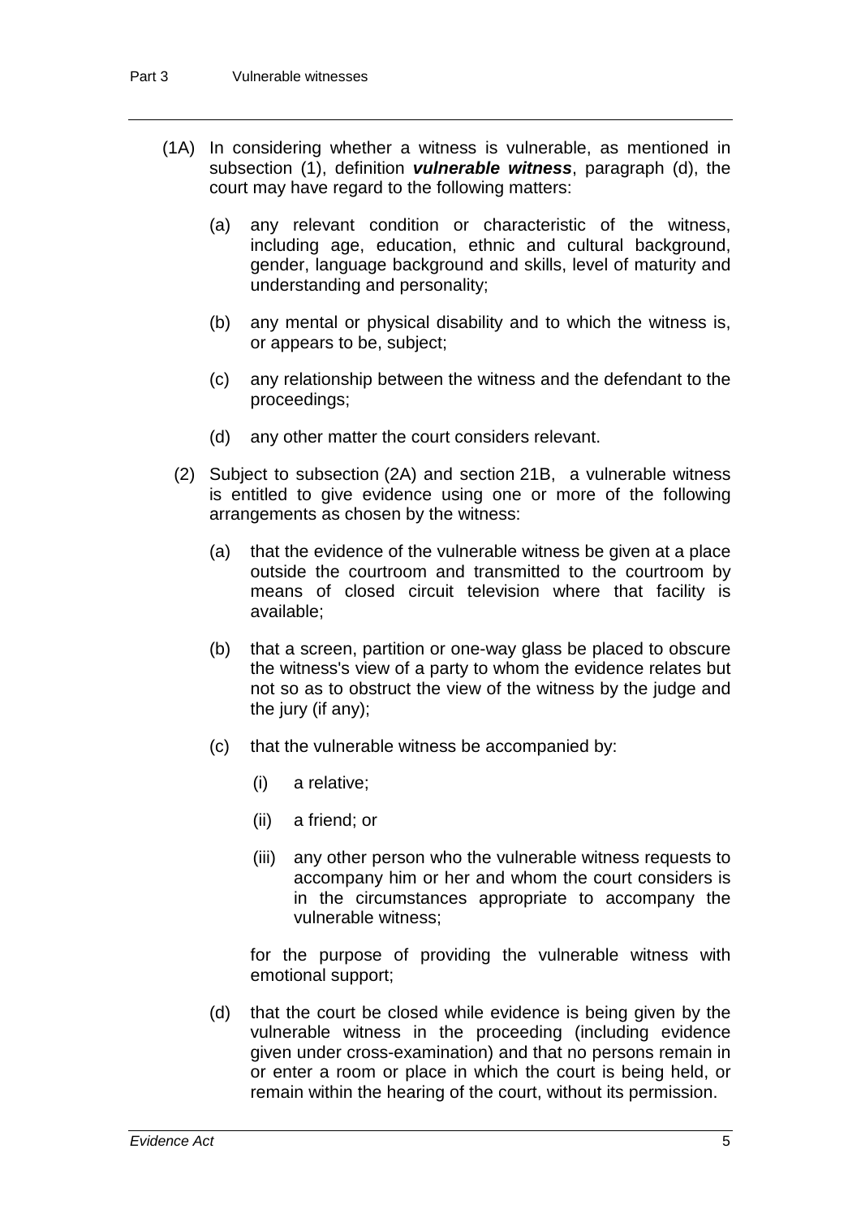(1A) In considering whether a witness is vulnerable, as mentioned in subsection (1), definition ***vulnerable witness***, paragraph (d), the court may have regard to the following matters:

(a) any relevant condition or characteristic of the witness, including age, education, ethnic and cultural background, gender, language background and skills, level of maturity and understanding and personality;

(b) any mental or physical disability and to which the witness is, or appears to be, subject;

(c) any relationship between the witness and the defendant to the proceedings;

(d) any other matter the court considers relevant.

(2) Subject to subsection (2A) and section 21B, a vulnerable witness is entitled to give evidence using one or more of the following arrangements as chosen by the witness:

(a) that the evidence of the vulnerable witness be given at a place outside the courtroom and transmitted to the courtroom by means of closed circuit television where that facility is available;

(b) that a screen, partition or one-way glass be placed to obscure the witness's view of a party to whom the evidence relates but not so as to obstruct the view of the witness by the judge and the jury (if any);

(c) that the vulnerable witness be accompanied by:

(i) a relative;

(ii) a friend; or

(iii) any other person who the vulnerable witness requests to accompany him or her and whom the court considers is in the circumstances appropriate to accompany the vulnerable witness;

for the purpose of providing the vulnerable witness with emotional support;

(d) that the court be closed while evidence is being given by the vulnerable witness in the proceeding (including evidence given under cross-examination) and that no persons remain in or enter a room or place in which the court is being held, or remain within the hearing of the court, without its permission.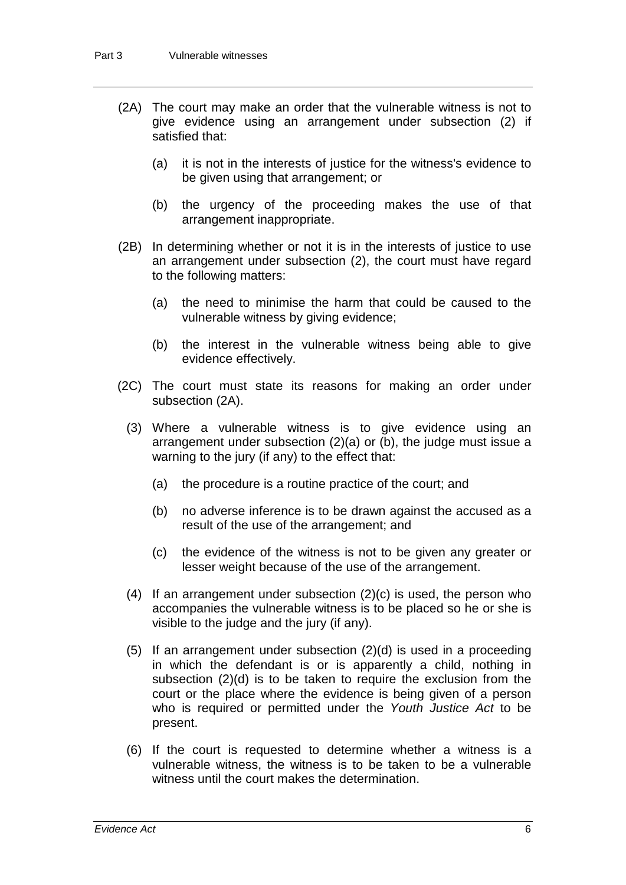(2A) The court may make an order that the vulnerable witness is not to give evidence using an arrangement under subsection (2) if satisfied that:

(a) it is not in the interests of justice for the witness's evidence to be given using that arrangement; or

(b) the urgency of the proceeding makes the use of that arrangement inappropriate.

(2B) In determining whether or not it is in the interests of justice to use an arrangement under subsection (2), the court must have regard to the following matters:

(a) the need to minimise the harm that could be caused to the vulnerable witness by giving evidence;

(b) the interest in the vulnerable witness being able to give evidence effectively.

(2C) The court must state its reasons for making an order under subsection (2A).

(3) Where a vulnerable witness is to give evidence using an arrangement under subsection (2)(a) or (b), the judge must issue a warning to the jury (if any) to the effect that:

(a) the procedure is a routine practice of the court; and

(b) no adverse inference is to be drawn against the accused as a result of the use of the arrangement; and

(c) the evidence of the witness is not to be given any greater or lesser weight because of the use of the arrangement.

(4) If an arrangement under subsection (2)(c) is used, the person who accompanies the vulnerable witness is to be placed so he or she is visible to the judge and the jury (if any).

(5) If an arrangement under subsection (2)(d) is used in a proceeding in which the defendant is or is apparently a child, nothing in subsection (2)(d) is to be taken to require the exclusion from the court or the place where the evidence is being given of a person who is required or permitted under the *Youth Justice Act* to be present.

(6) If the court is requested to determine whether a witness is a vulnerable witness, the witness is to be taken to be a vulnerable witness until the court makes the determination.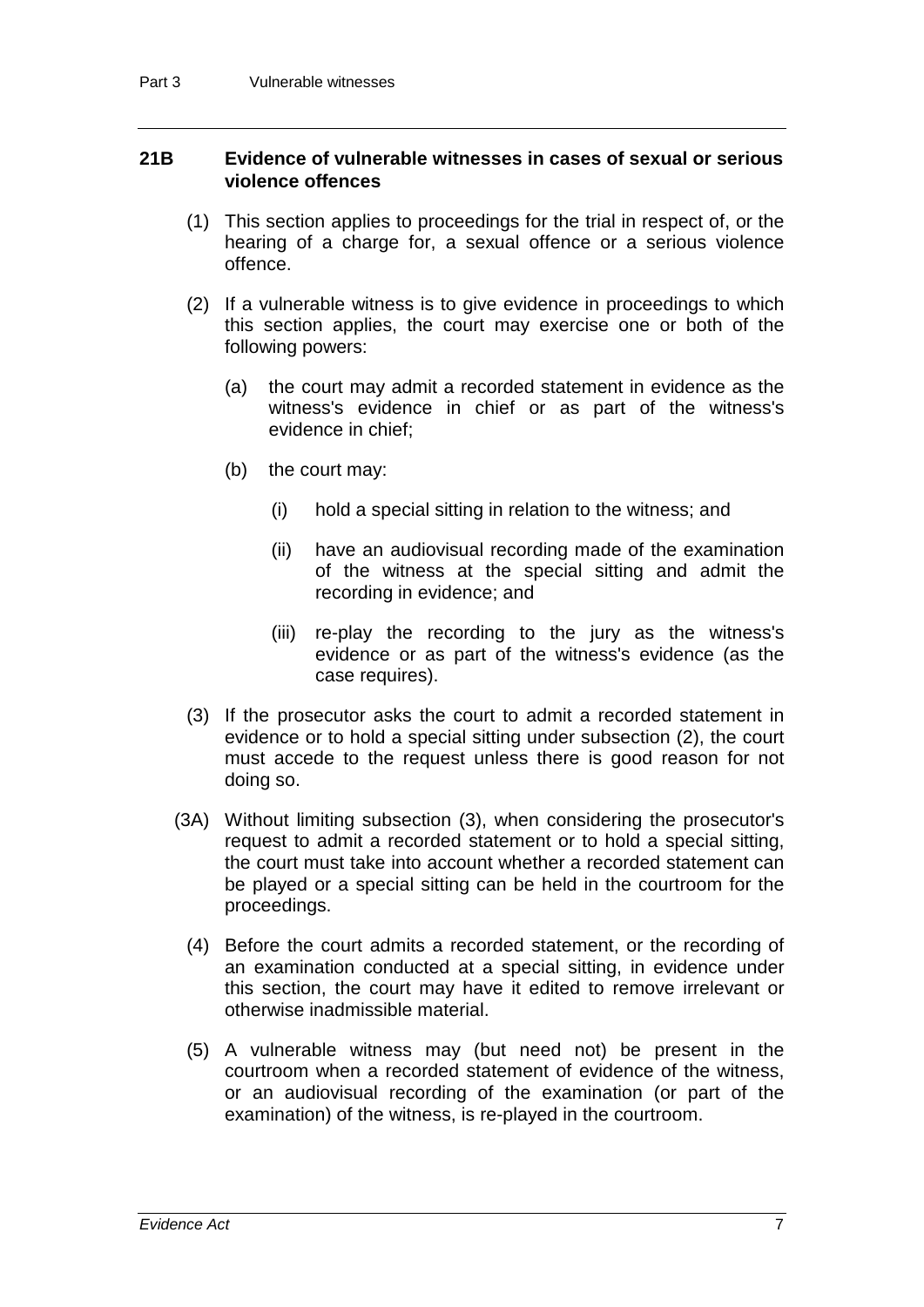### 21B Evidence of vulnerable witnesses in cases of sexual or serious violence offences

(1) This section applies to proceedings for the trial in respect of, or the hearing of a charge for, a sexual offence or a serious violence offence.

(2) If a vulnerable witness is to give evidence in proceedings to which this section applies, the court may exercise one or both of the following powers:

(a) the court may admit a recorded statement in evidence as the witness's evidence in chief or as part of the witness's evidence in chief;

(b) the court may:

(i) hold a special sitting in relation to the witness; and

(ii) have an audiovisual recording made of the examination of the witness at the special sitting and admit the recording in evidence; and

(iii) re-play the recording to the jury as the witness's evidence or as part of the witness's evidence (as the case requires).

(3) If the prosecutor asks the court to admit a recorded statement in evidence or to hold a special sitting under subsection (2), the court must accede to the request unless there is good reason for not doing so.

(3A) Without limiting subsection (3), when considering the prosecutor's request to admit a recorded statement or to hold a special sitting, the court must take into account whether a recorded statement can be played or a special sitting can be held in the courtroom for the proceedings.

(4) Before the court admits a recorded statement, or the recording of an examination conducted at a special sitting, in evidence under this section, the court may have it edited to remove irrelevant or otherwise inadmissible material.

(5) A vulnerable witness may (but need not) be present in the courtroom when a recorded statement of evidence of the witness, or an audiovisual recording of the examination (or part of the examination) of the witness, is re-played in the courtroom.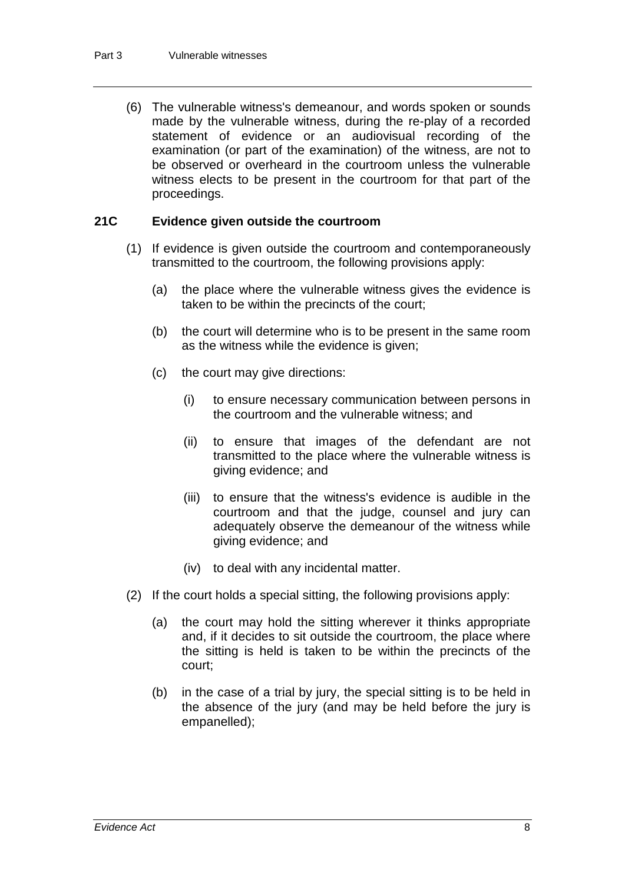(6) The vulnerable witness's demeanour, and words spoken or sounds made by the vulnerable witness, during the re-play of a recorded statement of evidence or an audiovisual recording of the examination (or part of the examination) of the witness, are not to be observed or overheard in the courtroom unless the vulnerable witness elects to be present in the courtroom for that part of the proceedings.

### 21C Evidence given outside the courtroom

(1) If evidence is given outside the courtroom and contemporaneously transmitted to the courtroom, the following provisions apply:

(a) the place where the vulnerable witness gives the evidence is taken to be within the precincts of the court;

(b) the court will determine who is to be present in the same room as the witness while the evidence is given;

(c) the court may give directions:

(i) to ensure necessary communication between persons in the courtroom and the vulnerable witness; and

(ii) to ensure that images of the defendant are not transmitted to the place where the vulnerable witness is giving evidence; and

(iii) to ensure that the witness's evidence is audible in the courtroom and that the judge, counsel and jury can adequately observe the demeanour of the witness while giving evidence; and

(iv) to deal with any incidental matter.

(2) If the court holds a special sitting, the following provisions apply:

(a) the court may hold the sitting wherever it thinks appropriate and, if it decides to sit outside the courtroom, the place where the sitting is held is taken to be within the precincts of the court;

(b) in the case of a trial by jury, the special sitting is to be held in the absence of the jury (and may be held before the jury is empanelled);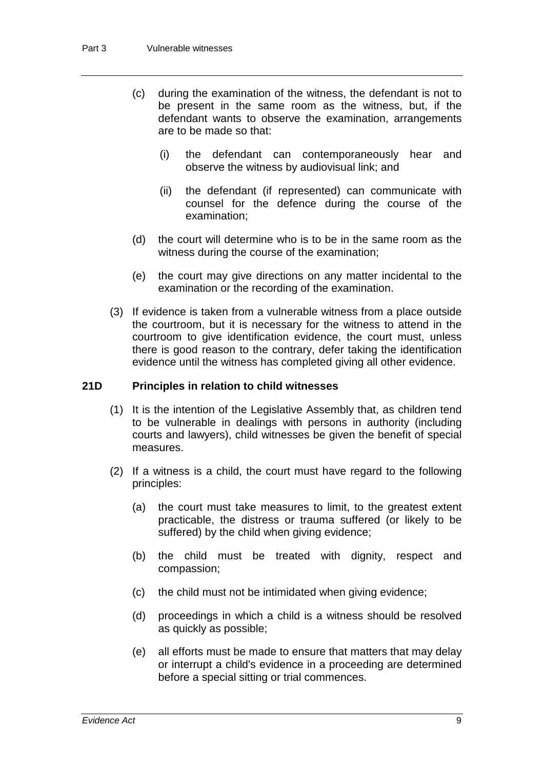(c) during the examination of the witness, the defendant is not to be present in the same room as the witness, but, if the defendant wants to observe the examination, arrangements are to be made so that:

   (i) the defendant can contemporaneously hear and observe the witness by audiovisual link; and

   (ii) the defendant (if represented) can communicate with counsel for the defence during the course of the examination;

(d) the court will determine who is to be in the same room as the witness during the course of the examination;

(e) the court may give directions on any matter incidental to the examination or the recording of the examination.

(3) If evidence is taken from a vulnerable witness from a place outside the courtroom, but it is necessary for the witness to attend in the courtroom to give identification evidence, the court must, unless there is good reason to the contrary, defer taking the identification evidence until the witness has completed giving all other evidence.

### 21D Principles in relation to child witnesses

(1) It is the intention of the Legislative Assembly that, as children tend to be vulnerable in dealings with persons in authority (including courts and lawyers), child witnesses be given the benefit of special measures.

(2) If a witness is a child, the court must have regard to the following principles:

(a) the court must take measures to limit, to the greatest extent practicable, the distress or trauma suffered (or likely to be suffered) by the child when giving evidence;

(b) the child must be treated with dignity, respect and compassion;

(c) the child must not be intimidated when giving evidence;

(d) proceedings in which a child is a witness should be resolved as quickly as possible;

(e) all efforts must be made to ensure that matters that may delay or interrupt a child's evidence in a proceeding are determined before a special sitting or trial commences.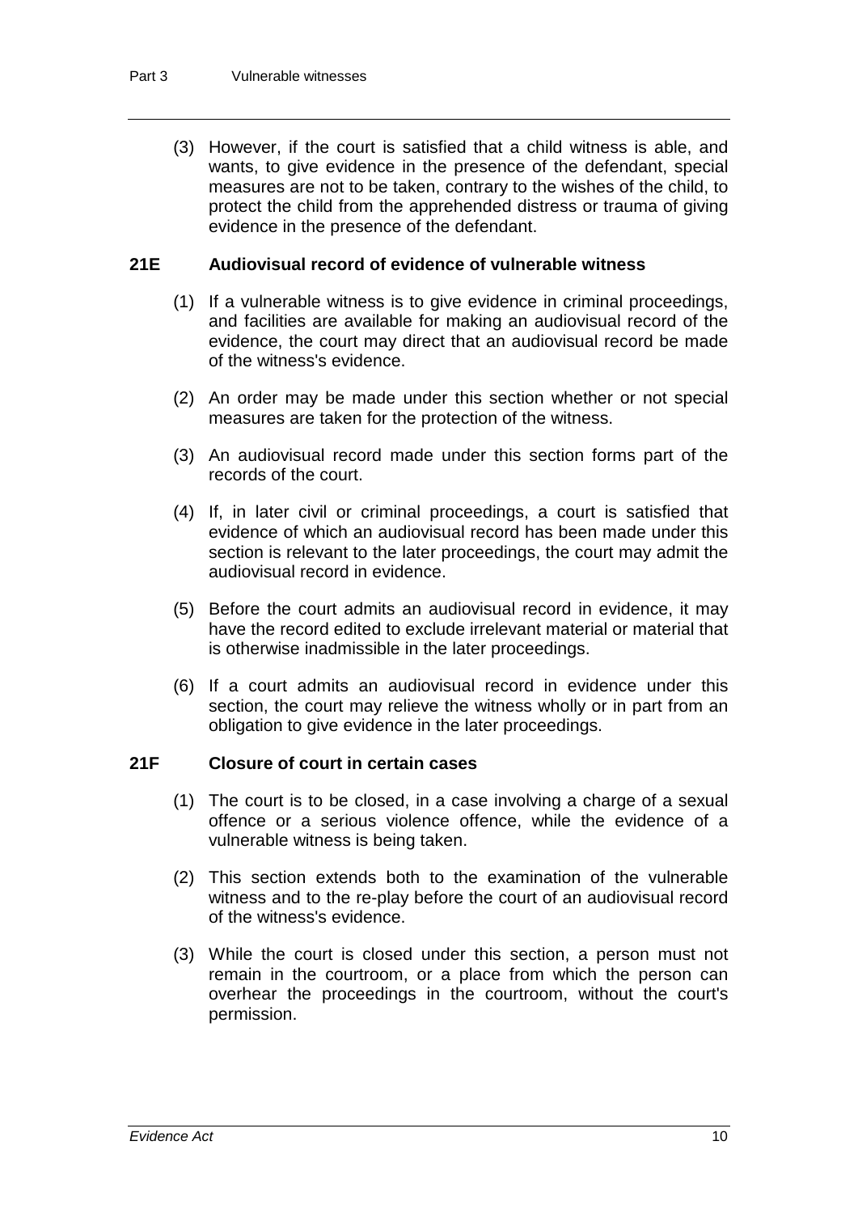(3) However, if the court is satisfied that a child witness is able, and wants, to give evidence in the presence of the defendant, special measures are not to be taken, contrary to the wishes of the child, to protect the child from the apprehended distress or trauma of giving evidence in the presence of the defendant.

### 21E Audiovisual record of evidence of vulnerable witness

(1) If a vulnerable witness is to give evidence in criminal proceedings, and facilities are available for making an audiovisual record of the evidence, the court may direct that an audiovisual record be made of the witness's evidence.

(2) An order may be made under this section whether or not special measures are taken for the protection of the witness.

(3) An audiovisual record made under this section forms part of the records of the court.

(4) If, in later civil or criminal proceedings, a court is satisfied that evidence of which an audiovisual record has been made under this section is relevant to the later proceedings, the court may admit the audiovisual record in evidence.

(5) Before the court admits an audiovisual record in evidence, it may have the record edited to exclude irrelevant material or material that is otherwise inadmissible in the later proceedings.

(6) If a court admits an audiovisual record in evidence under this section, the court may relieve the witness wholly or in part from an obligation to give evidence in the later proceedings.

### 21F Closure of court in certain cases

(1) The court is to be closed, in a case involving a charge of a sexual offence or a serious violence offence, while the evidence of a vulnerable witness is being taken.

(2) This section extends both to the examination of the vulnerable witness and to the re-play before the court of an audiovisual record of the witness's evidence.

(3) While the court is closed under this section, a person must not remain in the courtroom, or a place from which the person can overhear the proceedings in the courtroom, without the court's permission.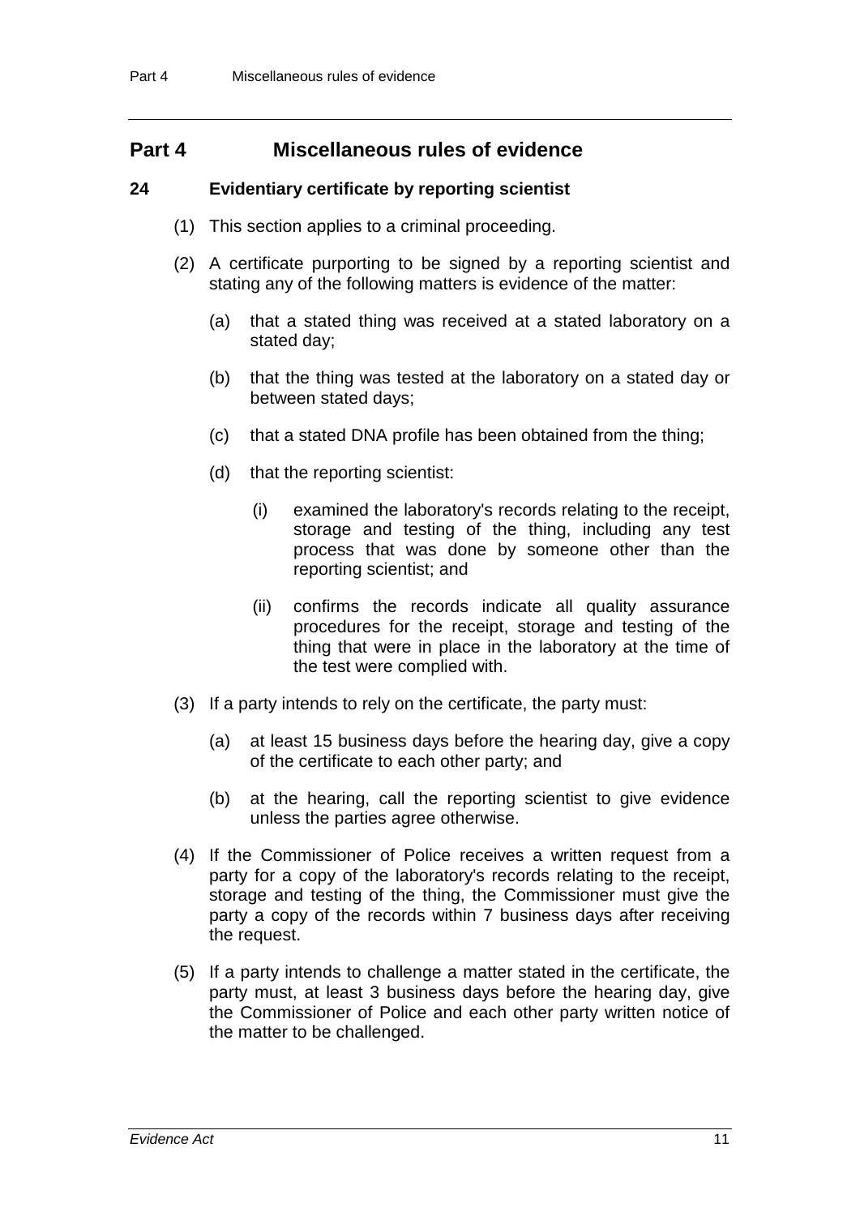# Part 4 Miscellaneous rules of evidence

## 24 Evidentiary certificate by reporting scientist

(1) This section applies to a criminal proceeding.

(2) A certificate purporting to be signed by a reporting scientist and stating any of the following matters is evidence of the matter:

(a) that a stated thing was received at a stated laboratory on a stated day;

(b) that the thing was tested at the laboratory on a stated day or between stated days;

(c) that a stated DNA profile has been obtained from the thing;

(d) that the reporting scientist:

(i) examined the laboratory's records relating to the receipt, storage and testing of the thing, including any test process that was done by someone other than the reporting scientist; and

(ii) confirms the records indicate all quality assurance procedures for the receipt, storage and testing of the thing that were in place in the laboratory at the time of the test were complied with.

(3) If a party intends to rely on the certificate, the party must:

(a) at least 15 business days before the hearing day, give a copy of the certificate to each other party; and

(b) at the hearing, call the reporting scientist to give evidence unless the parties agree otherwise.

(4) If the Commissioner of Police receives a written request from a party for a copy of the laboratory's records relating to the receipt, storage and testing of the thing, the Commissioner must give the party a copy of the records within 7 business days after receiving the request.

(5) If a party intends to challenge a matter stated in the certificate, the party must, at least 3 business days before the hearing day, give the Commissioner of Police and each other party written notice of the matter to be challenged.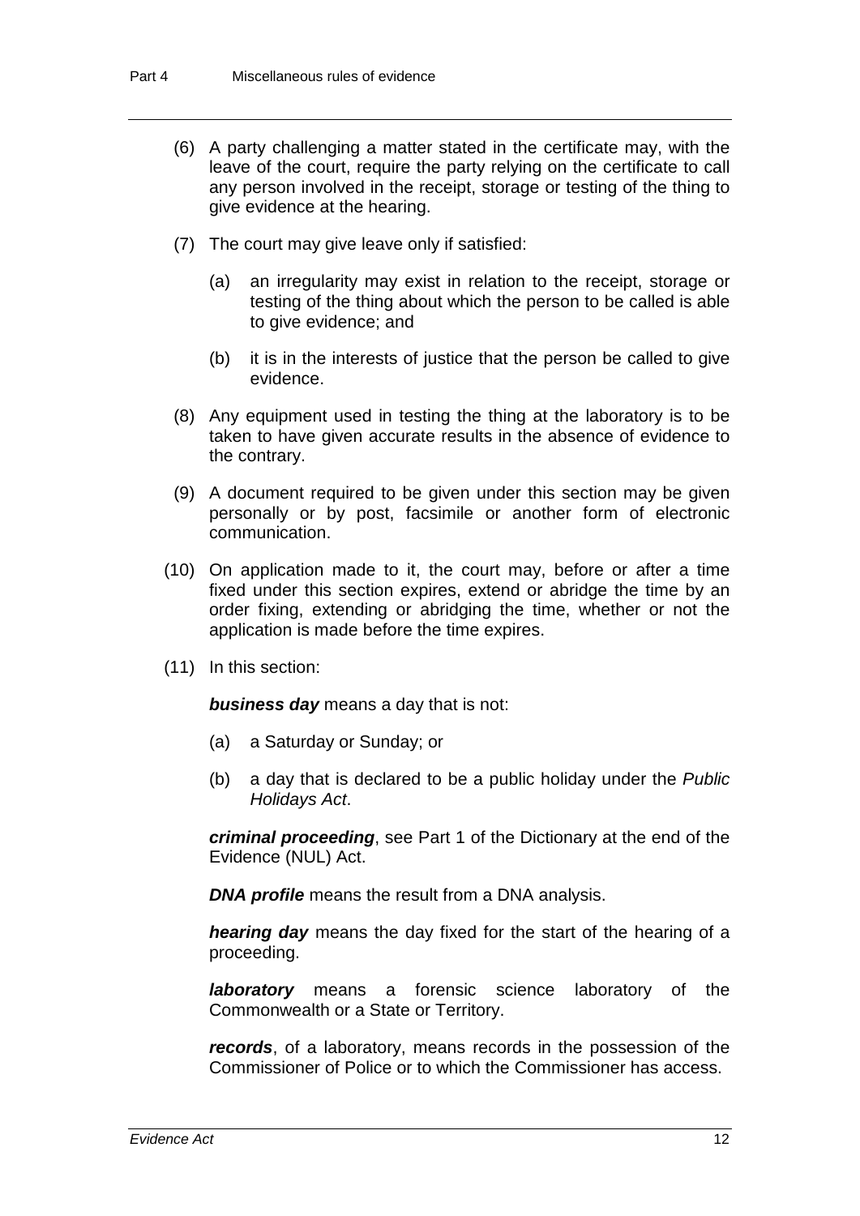(6) A party challenging a matter stated in the certificate may, with the leave of the court, require the party relying on the certificate to call any person involved in the receipt, storage or testing of the thing to give evidence at the hearing.

(7) The court may give leave only if satisfied:

(a) an irregularity may exist in relation to the receipt, storage or testing of the thing about which the person to be called is able to give evidence; and

(b) it is in the interests of justice that the person be called to give evidence.

(8) Any equipment used in testing the thing at the laboratory is to be taken to have given accurate results in the absence of evidence to the contrary.

(9) A document required to be given under this section may be given personally or by post, facsimile or another form of electronic communication.

(10) On application made to it, the court may, before or after a time fixed under this section expires, extend or abridge the time by an order fixing, extending or abridging the time, whether or not the application is made before the time expires.

(11) In this section:

***business day*** means a day that is not:

(a) a Saturday or Sunday; or

(b) a day that is declared to be a public holiday under the *Public Holidays Act*.

***criminal proceeding***, see Part 1 of the Dictionary at the end of the Evidence (NUL) Act.

***DNA profile*** means the result from a DNA analysis.

***hearing day*** means the day fixed for the start of the hearing of a proceeding.

***laboratory*** means a forensic science laboratory of the Commonwealth or a State or Territory.

***records***, of a laboratory, means records in the possession of the Commissioner of Police or to which the Commissioner has access.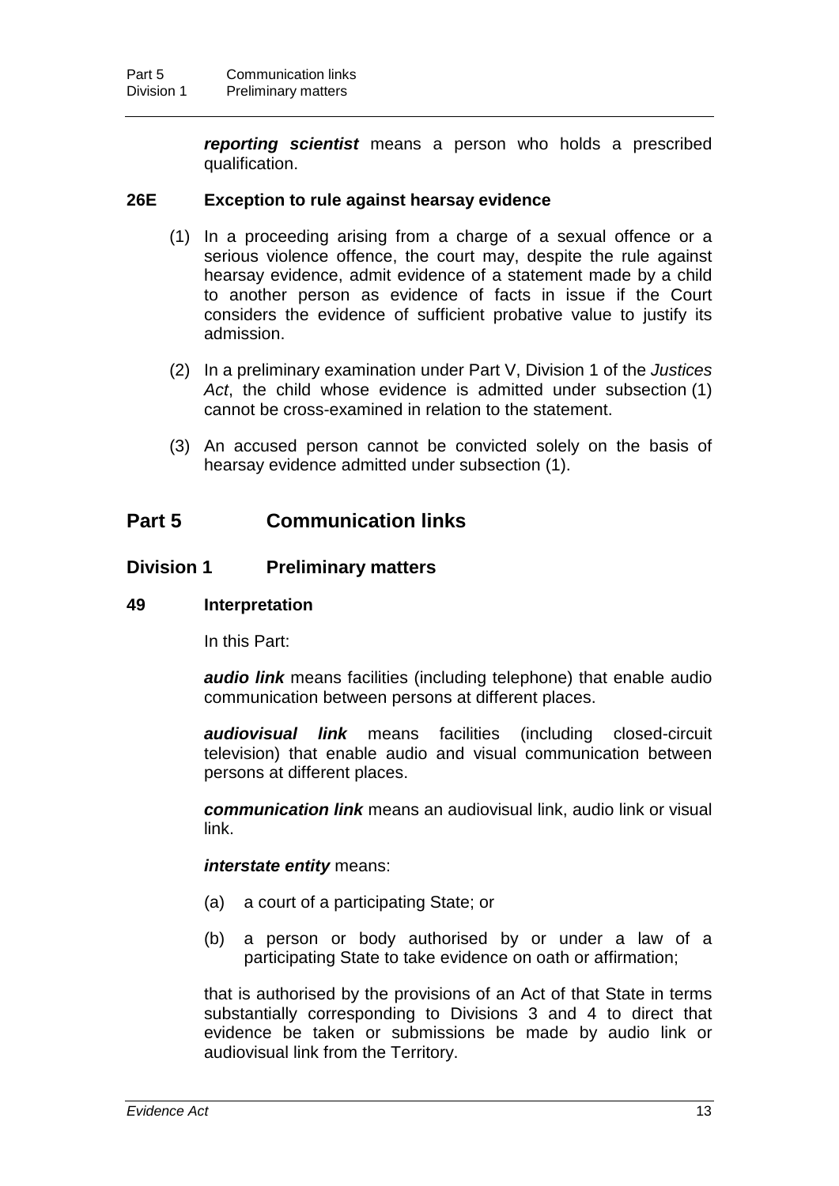***reporting scientist*** means a person who holds a prescribed qualification.

### 26E Exception to rule against hearsay evidence

(1) In a proceeding arising from a charge of a sexual offence or a serious violence offence, the court may, despite the rule against hearsay evidence, admit evidence of a statement made by a child to another person as evidence of facts in issue if the Court considers the evidence of sufficient probative value to justify its admission.

(2) In a preliminary examination under Part V, Division 1 of the *Justices Act*, the child whose evidence is admitted under subsection (1) cannot be cross-examined in relation to the statement.

(3) An accused person cannot be convicted solely on the basis of hearsay evidence admitted under subsection (1).

# Part 5 Communication links

## Division 1 Preliminary matters

### 49 Interpretation

In this Part:

***audio link*** means facilities (including telephone) that enable audio communication between persons at different places.

***audiovisual link*** means facilities (including closed-circuit television) that enable audio and visual communication between persons at different places.

***communication link*** means an audiovisual link, audio link or visual link.

***interstate entity*** means:

(a) a court of a participating State; or

(b) a person or body authorised by or under a law of a participating State to take evidence on oath or affirmation;

that is authorised by the provisions of an Act of that State in terms substantially corresponding to Divisions 3 and 4 to direct that evidence be taken or submissions be made by audio link or audiovisual link from the Territory.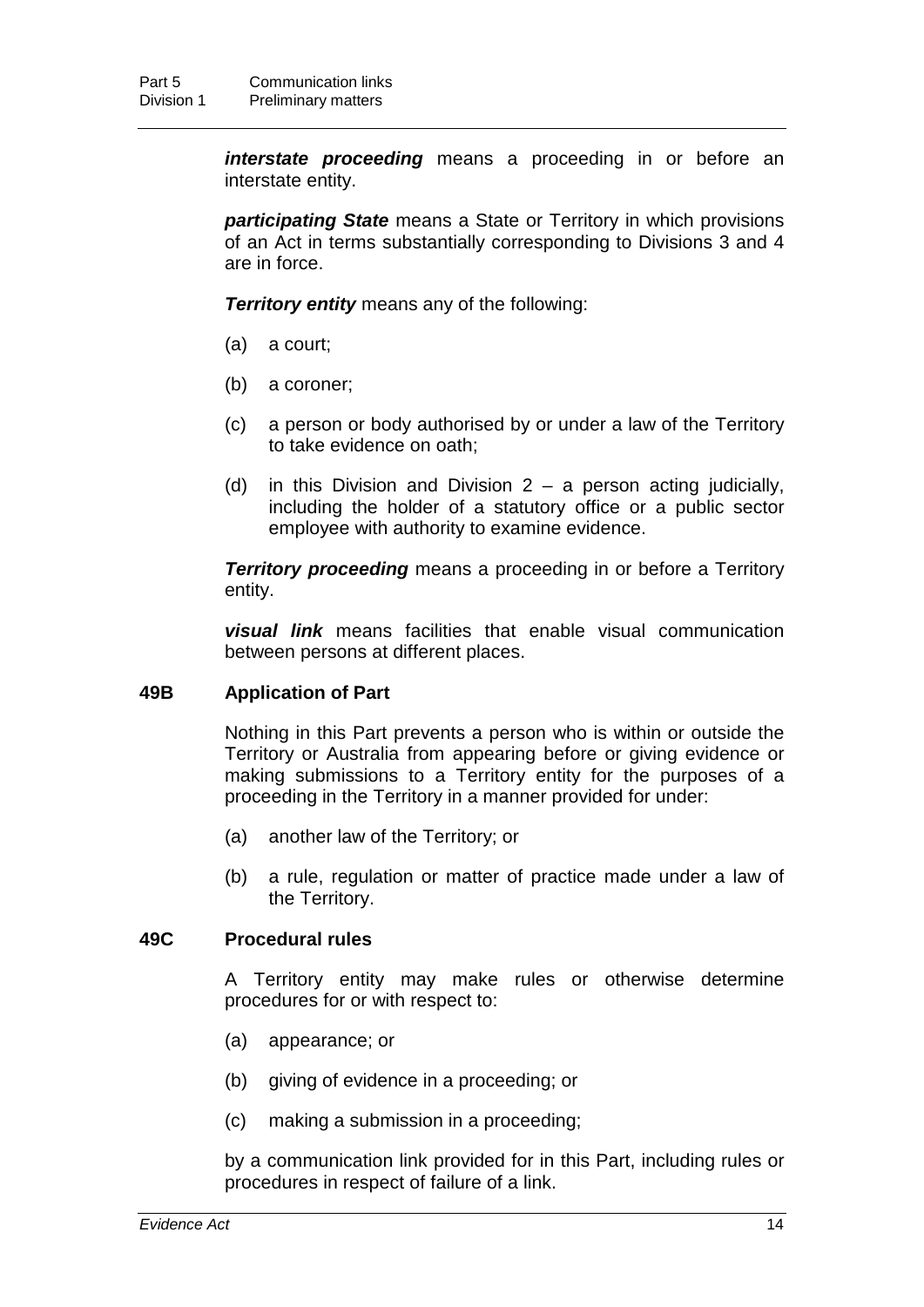***interstate proceeding*** means a proceeding in or before an interstate entity.

***participating State*** means a State or Territory in which provisions of an Act in terms substantially corresponding to Divisions 3 and 4 are in force.

***Territory entity*** means any of the following:

(a) a court;

(b) a coroner;

(c) a person or body authorised by or under a law of the Territory to take evidence on oath;

(d) in this Division and Division 2 – a person acting judicially, including the holder of a statutory office or a public sector employee with authority to examine evidence.

***Territory proceeding*** means a proceeding in or before a Territory entity.

***visual link*** means facilities that enable visual communication between persons at different places.

### 49B Application of Part

Nothing in this Part prevents a person who is within or outside the Territory or Australia from appearing before or giving evidence or making submissions to a Territory entity for the purposes of a proceeding in the Territory in a manner provided for under:

(a) another law of the Territory; or

(b) a rule, regulation or matter of practice made under a law of the Territory.

### 49C Procedural rules

A Territory entity may make rules or otherwise determine procedures for or with respect to:

(a) appearance; or

(b) giving of evidence in a proceeding; or

(c) making a submission in a proceeding;

by a communication link provided for in this Part, including rules or procedures in respect of failure of a link.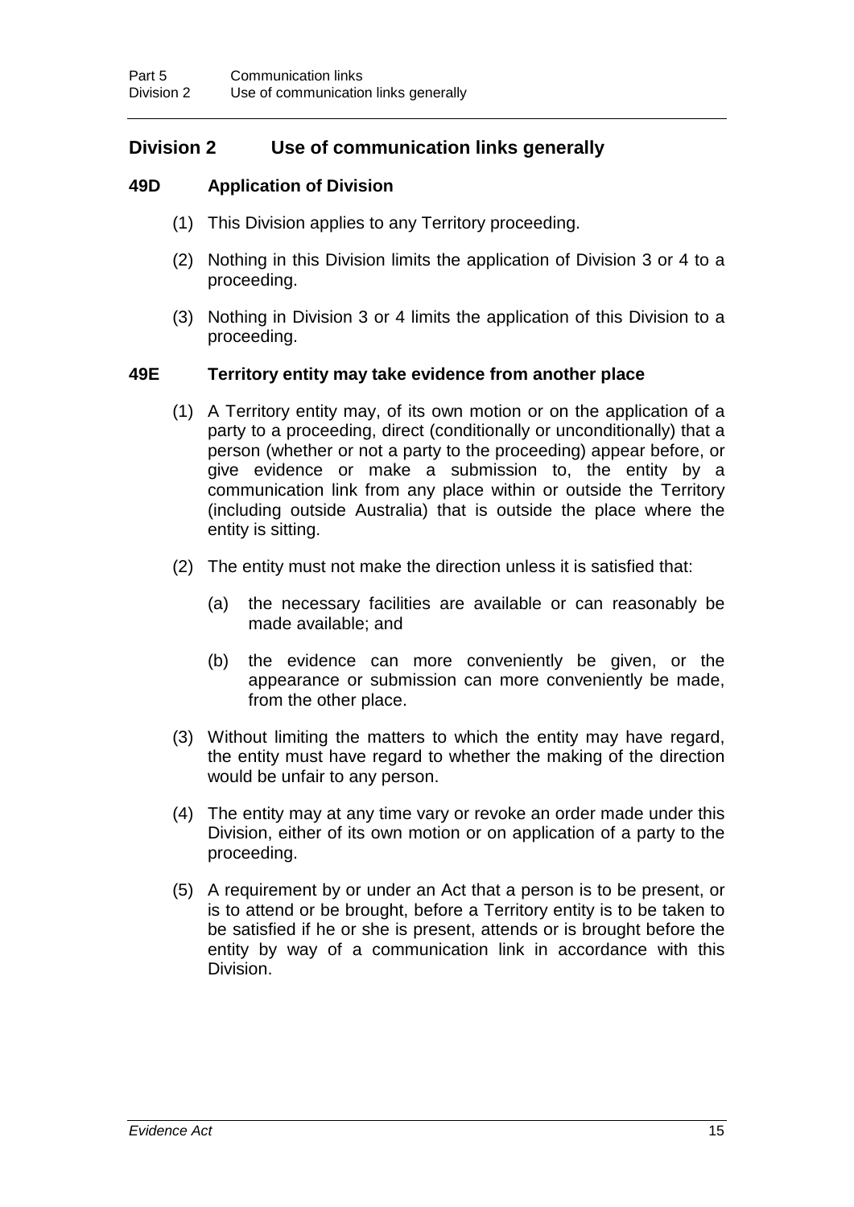## Division 2 Use of communication links generally

### 49D Application of Division

(1) This Division applies to any Territory proceeding.

(2) Nothing in this Division limits the application of Division 3 or 4 to a proceeding.

(3) Nothing in Division 3 or 4 limits the application of this Division to a proceeding.

### 49E Territory entity may take evidence from another place

(1) A Territory entity may, of its own motion or on the application of a party to a proceeding, direct (conditionally or unconditionally) that a person (whether or not a party to the proceeding) appear before, or give evidence or make a submission to, the entity by a communication link from any place within or outside the Territory (including outside Australia) that is outside the place where the entity is sitting.

(2) The entity must not make the direction unless it is satisfied that:

(a) the necessary facilities are available or can reasonably be made available; and

(b) the evidence can more conveniently be given, or the appearance or submission can more conveniently be made, from the other place.

(3) Without limiting the matters to which the entity may have regard, the entity must have regard to whether the making of the direction would be unfair to any person.

(4) The entity may at any time vary or revoke an order made under this Division, either of its own motion or on application of a party to the proceeding.

(5) A requirement by or under an Act that a person is to be present, or is to attend or be brought, before a Territory entity is to be taken to be satisfied if he or she is present, attends or is brought before the entity by way of a communication link in accordance with this Division.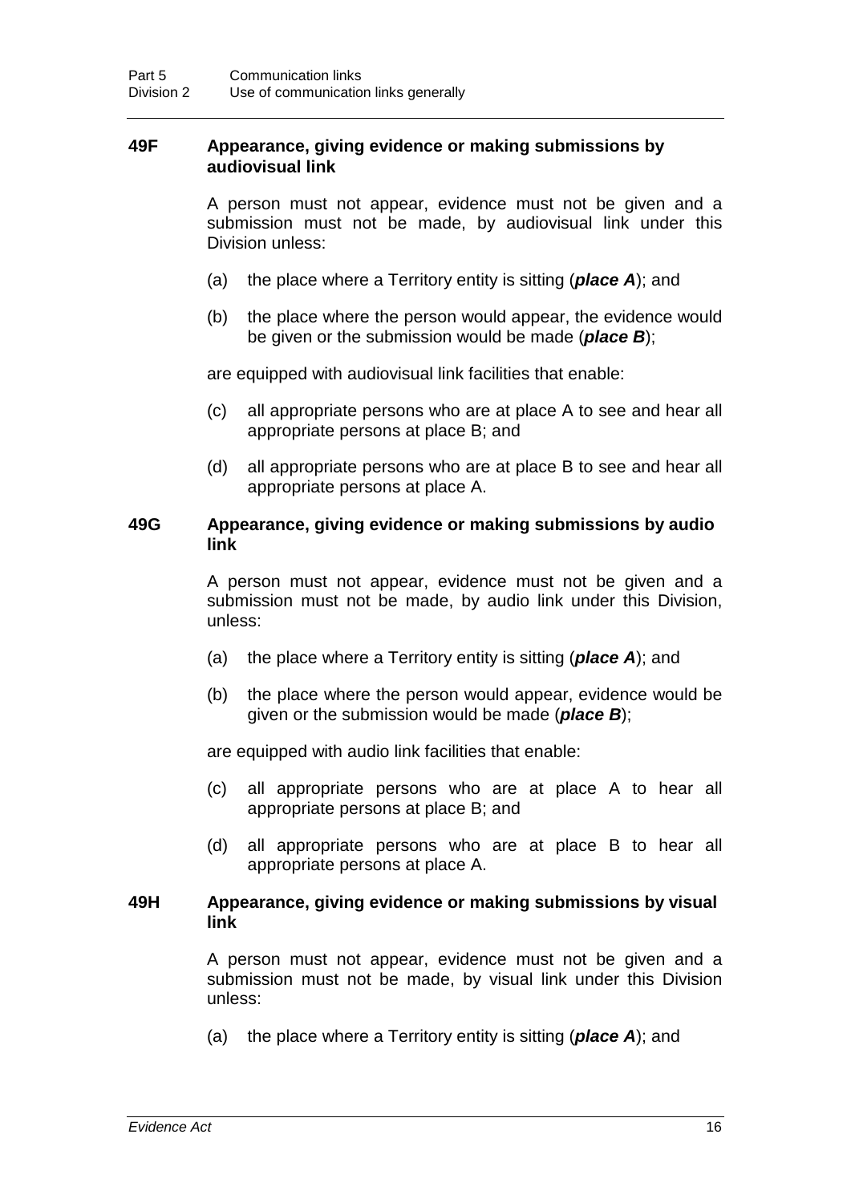### 49F Appearance, giving evidence or making submissions by audiovisual link

A person must not appear, evidence must not be given and a submission must not be made, by audiovisual link under this Division unless:

(a) the place where a Territory entity is sitting (***place A***); and

(b) the place where the person would appear, the evidence would be given or the submission would be made (***place B***);

are equipped with audiovisual link facilities that enable:

(c) all appropriate persons who are at place A to see and hear all appropriate persons at place B; and

(d) all appropriate persons who are at place B to see and hear all appropriate persons at place A.

### 49G Appearance, giving evidence or making submissions by audio link

A person must not appear, evidence must not be given and a submission must not be made, by audio link under this Division, unless:

(a) the place where a Territory entity is sitting (***place A***); and

(b) the place where the person would appear, evidence would be given or the submission would be made (***place B***);

are equipped with audio link facilities that enable:

(c) all appropriate persons who are at place A to hear all appropriate persons at place B; and

(d) all appropriate persons who are at place B to hear all appropriate persons at place A.

### 49H Appearance, giving evidence or making submissions by visual link

A person must not appear, evidence must not be given and a submission must not be made, by visual link under this Division unless:

(a) the place where a Territory entity is sitting (***place A***); and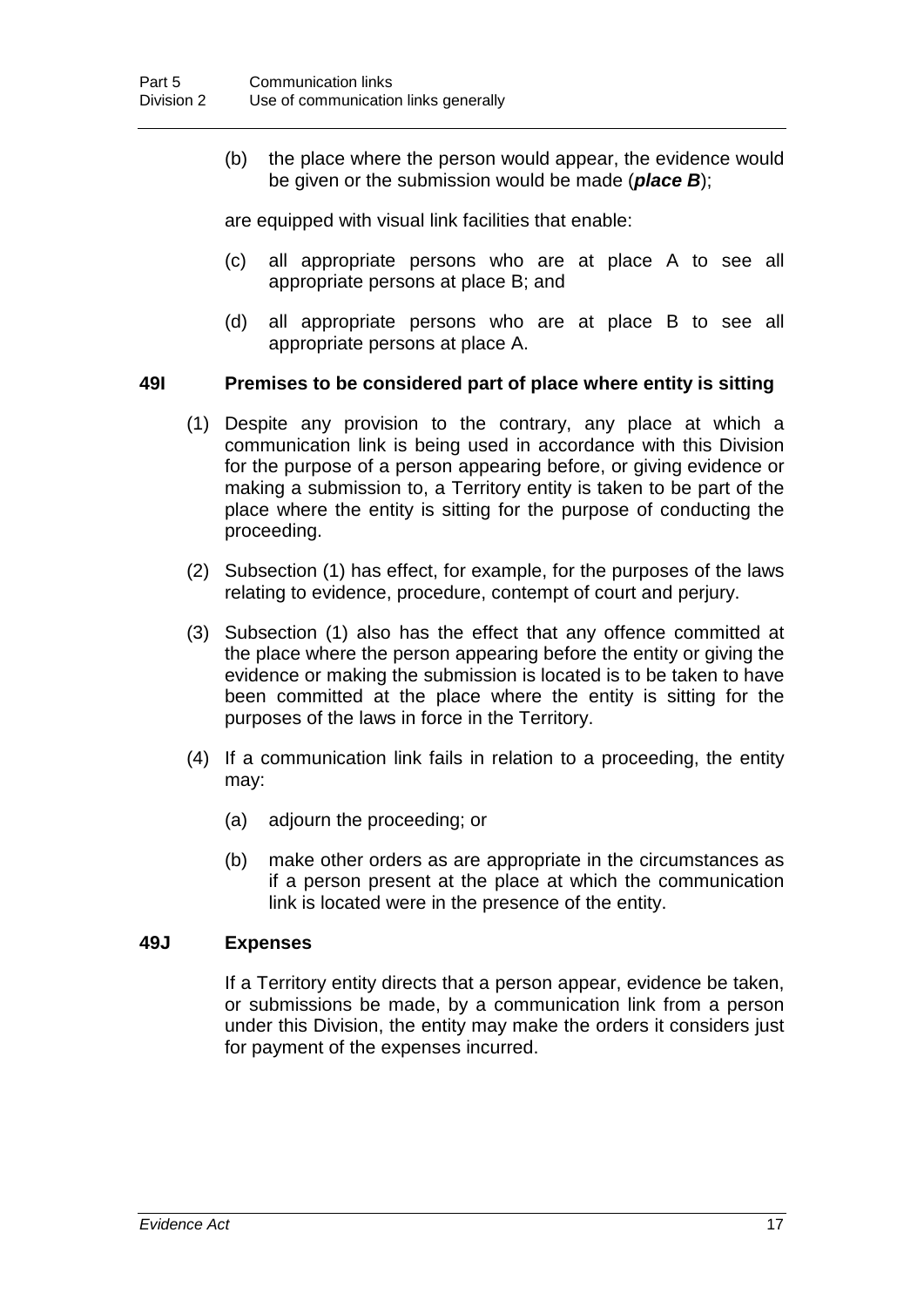(b) the place where the person would appear, the evidence would be given or the submission would be made (***place B***);

are equipped with visual link facilities that enable:

(c) all appropriate persons who are at place A to see all appropriate persons at place B; and

(d) all appropriate persons who are at place B to see all appropriate persons at place A.

### 49I Premises to be considered part of place where entity is sitting

(1) Despite any provision to the contrary, any place at which a communication link is being used in accordance with this Division for the purpose of a person appearing before, or giving evidence or making a submission to, a Territory entity is taken to be part of the place where the entity is sitting for the purpose of conducting the proceeding.

(2) Subsection (1) has effect, for example, for the purposes of the laws relating to evidence, procedure, contempt of court and perjury.

(3) Subsection (1) also has the effect that any offence committed at the place where the person appearing before the entity or giving the evidence or making the submission is located is to be taken to have been committed at the place where the entity is sitting for the purposes of the laws in force in the Territory.

(4) If a communication link fails in relation to a proceeding, the entity may:

(a) adjourn the proceeding; or

(b) make other orders as are appropriate in the circumstances as if a person present at the place at which the communication link is located were in the presence of the entity.

### 49J Expenses

If a Territory entity directs that a person appear, evidence be taken, or submissions be made, by a communication link from a person under this Division, the entity may make the orders it considers just for payment of the expenses incurred.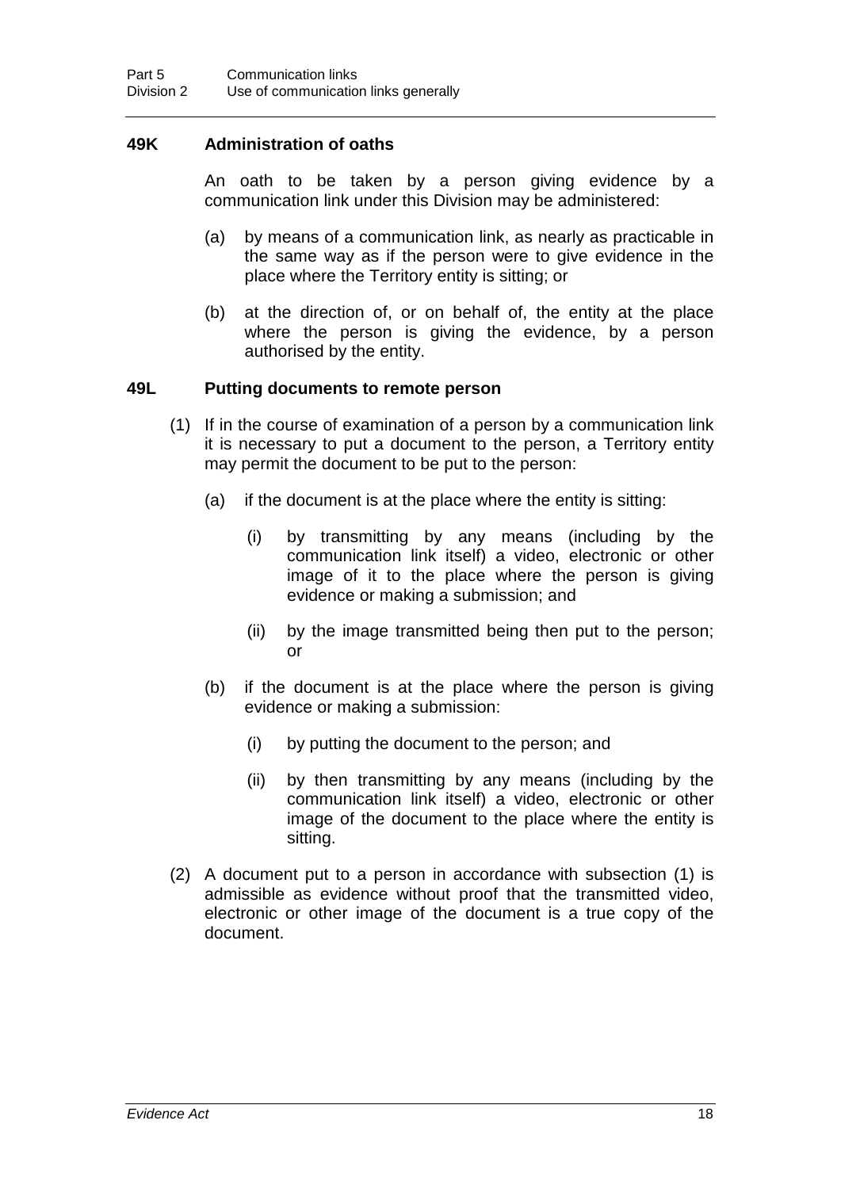### 49K Administration of oaths

An oath to be taken by a person giving evidence by a communication link under this Division may be administered:

(a) by means of a communication link, as nearly as practicable in the same way as if the person were to give evidence in the place where the Territory entity is sitting; or

(b) at the direction of, or on behalf of, the entity at the place where the person is giving the evidence, by a person authorised by the entity.

### 49L Putting documents to remote person

(1) If in the course of examination of a person by a communication link it is necessary to put a document to the person, a Territory entity may permit the document to be put to the person:

(a) if the document is at the place where the entity is sitting:

(i) by transmitting by any means (including by the communication link itself) a video, electronic or other image of it to the place where the person is giving evidence or making a submission; and

(ii) by the image transmitted being then put to the person; or

(b) if the document is at the place where the person is giving evidence or making a submission:

(i) by putting the document to the person; and

(ii) by then transmitting by any means (including by the communication link itself) a video, electronic or other image of the document to the place where the entity is sitting.

(2) A document put to a person in accordance with subsection (1) is admissible as evidence without proof that the transmitted video, electronic or other image of the document is a true copy of the document.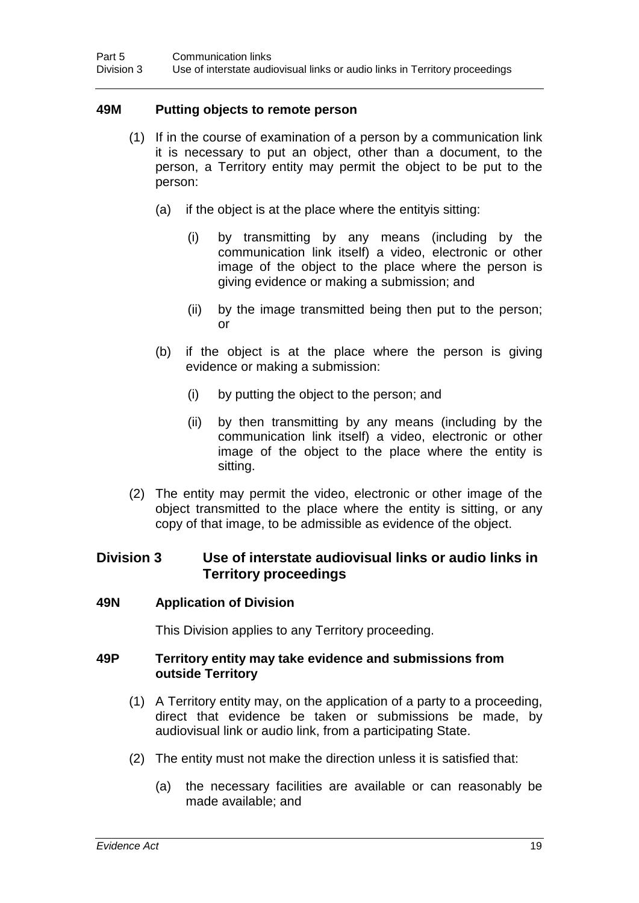### 49M Putting objects to remote person

(1) If in the course of examination of a person by a communication link it is necessary to put an object, other than a document, to the person, a Territory entity may permit the object to be put to the person:

(a) if the object is at the place where the entityis sitting:

(i) by transmitting by any means (including by the communication link itself) a video, electronic or other image of the object to the place where the person is giving evidence or making a submission; and

(ii) by the image transmitted being then put to the person; or

(b) if the object is at the place where the person is giving evidence or making a submission:

(i) by putting the object to the person; and

(ii) by then transmitting by any means (including by the communication link itself) a video, electronic or other image of the object to the place where the entity is sitting.

(2) The entity may permit the video, electronic or other image of the object transmitted to the place where the entity is sitting, or any copy of that image, to be admissible as evidence of the object.

## Division 3 Use of interstate audiovisual links or audio links in Territory proceedings

### 49N Application of Division

This Division applies to any Territory proceeding.

### 49P Territory entity may take evidence and submissions from outside Territory

(1) A Territory entity may, on the application of a party to a proceeding, direct that evidence be taken or submissions be made, by audiovisual link or audio link, from a participating State.

(2) The entity must not make the direction unless it is satisfied that:

(a) the necessary facilities are available or can reasonably be made available; and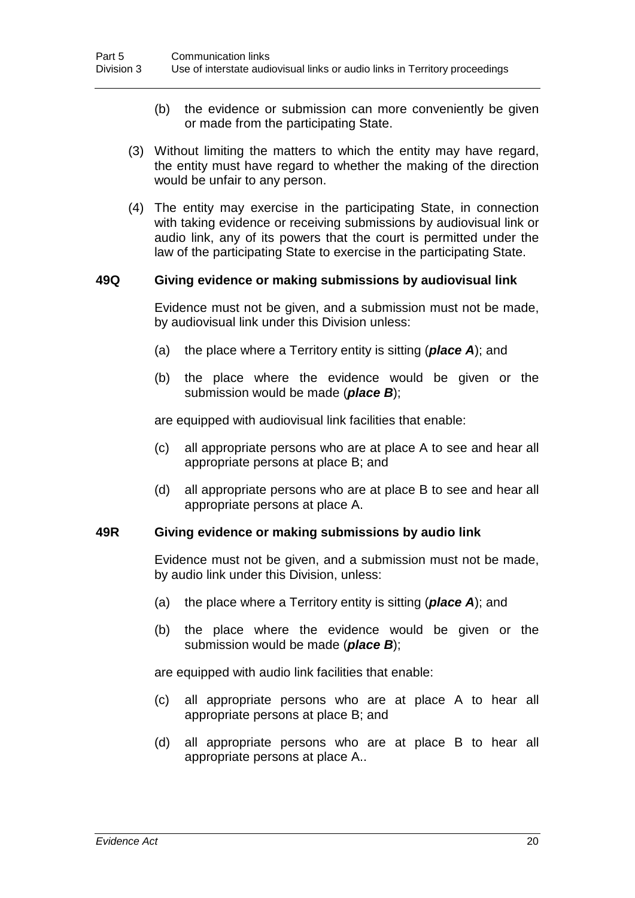(b) the evidence or submission can more conveniently be given or made from the participating State.

(3) Without limiting the matters to which the entity may have regard, the entity must have regard to whether the making of the direction would be unfair to any person.

(4) The entity may exercise in the participating State, in connection with taking evidence or receiving submissions by audiovisual link or audio link, any of its powers that the court is permitted under the law of the participating State to exercise in the participating State.

### 49Q Giving evidence or making submissions by audiovisual link

Evidence must not be given, and a submission must not be made, by audiovisual link under this Division unless:

(a) the place where a Territory entity is sitting (***place A***); and

(b) the place where the evidence would be given or the submission would be made (***place B***);

are equipped with audiovisual link facilities that enable:

(c) all appropriate persons who are at place A to see and hear all appropriate persons at place B; and

(d) all appropriate persons who are at place B to see and hear all appropriate persons at place A.

### 49R Giving evidence or making submissions by audio link

Evidence must not be given, and a submission must not be made, by audio link under this Division, unless:

(a) the place where a Territory entity is sitting (***place A***); and

(b) the place where the evidence would be given or the submission would be made (***place B***);

are equipped with audio link facilities that enable:

(c) all appropriate persons who are at place A to hear all appropriate persons at place B; and

(d) all appropriate persons who are at place B to hear all appropriate persons at place A..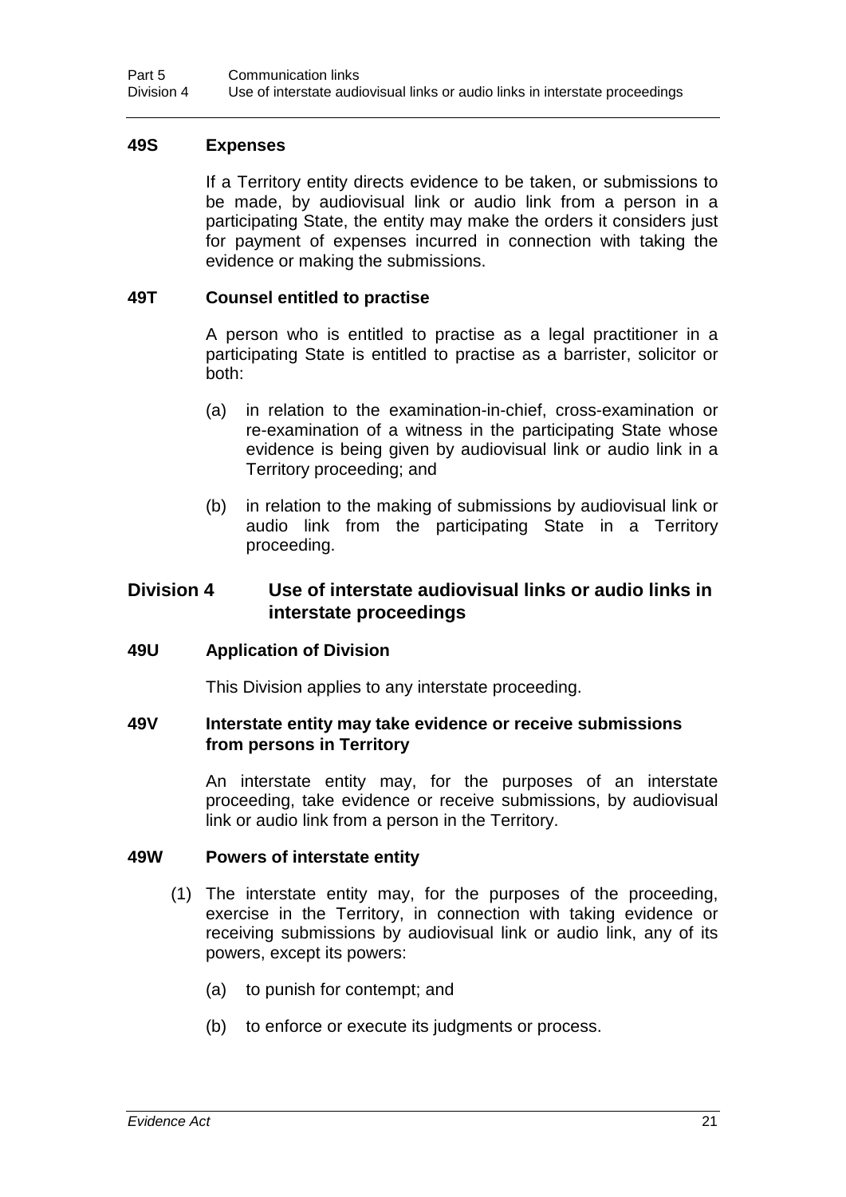#### 49S Expenses

If a Territory entity directs evidence to be taken, or submissions to be made, by audiovisual link or audio link from a person in a participating State, the entity may make the orders it considers just for payment of expenses incurred in connection with taking the evidence or making the submissions.

#### 49T Counsel entitled to practise

A person who is entitled to practise as a legal practitioner in a participating State is entitled to practise as a barrister, solicitor or both:

(a) in relation to the examination-in-chief, cross-examination or re-examination of a witness in the participating State whose evidence is being given by audiovisual link or audio link in a Territory proceeding; and

(b) in relation to the making of submissions by audiovisual link or audio link from the participating State in a Territory proceeding.

### Division 4 Use of interstate audiovisual links or audio links in interstate proceedings

#### 49U Application of Division

This Division applies to any interstate proceeding.

#### 49V Interstate entity may take evidence or receive submissions from persons in Territory

An interstate entity may, for the purposes of an interstate proceeding, take evidence or receive submissions, by audiovisual link or audio link from a person in the Territory.

#### 49W Powers of interstate entity

(1) The interstate entity may, for the purposes of the proceeding, exercise in the Territory, in connection with taking evidence or receiving submissions by audiovisual link or audio link, any of its powers, except its powers:

(a) to punish for contempt; and

(b) to enforce or execute its judgments or process.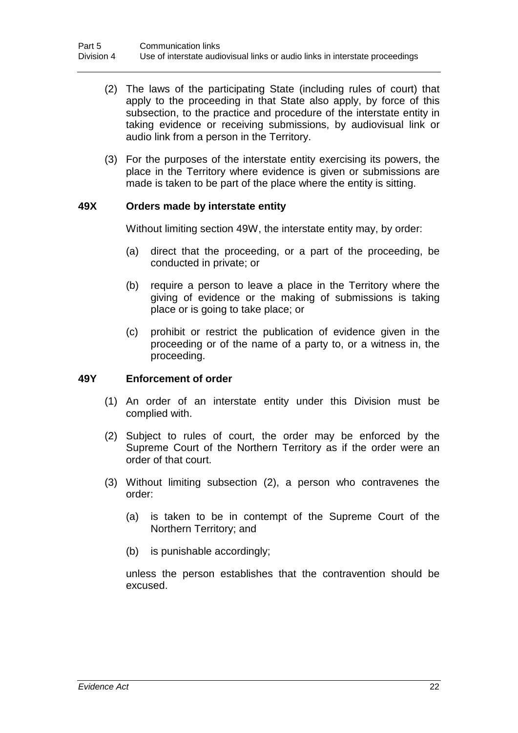(2) The laws of the participating State (including rules of court) that apply to the proceeding in that State also apply, by force of this subsection, to the practice and procedure of the interstate entity in taking evidence or receiving submissions, by audiovisual link or audio link from a person in the Territory.

(3) For the purposes of the interstate entity exercising its powers, the place in the Territory where evidence is given or submissions are made is taken to be part of the place where the entity is sitting.

### 49X Orders made by interstate entity

Without limiting section 49W, the interstate entity may, by order:

(a) direct that the proceeding, or a part of the proceeding, be conducted in private; or

(b) require a person to leave a place in the Territory where the giving of evidence or the making of submissions is taking place or is going to take place; or

(c) prohibit or restrict the publication of evidence given in the proceeding or of the name of a party to, or a witness in, the proceeding.

### 49Y Enforcement of order

(1) An order of an interstate entity under this Division must be complied with.

(2) Subject to rules of court, the order may be enforced by the Supreme Court of the Northern Territory as if the order were an order of that court.

(3) Without limiting subsection (2), a person who contravenes the order:

(a) is taken to be in contempt of the Supreme Court of the Northern Territory; and

(b) is punishable accordingly;

unless the person establishes that the contravention should be excused.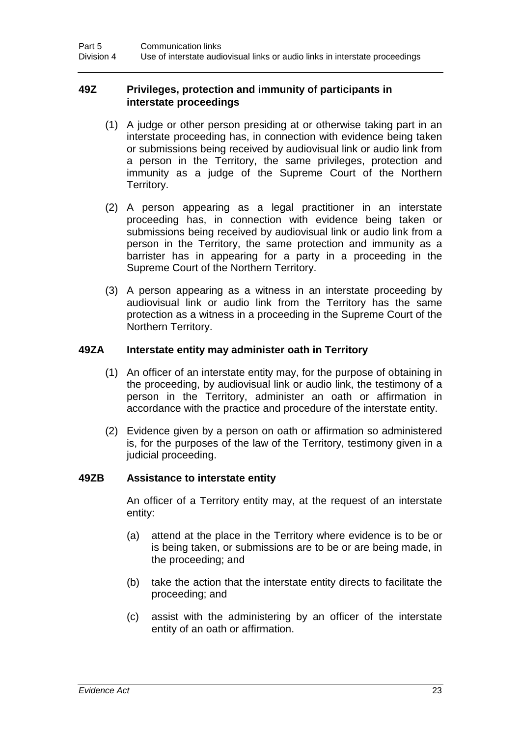### 49Z Privileges, protection and immunity of participants in interstate proceedings

(1) A judge or other person presiding at or otherwise taking part in an interstate proceeding has, in connection with evidence being taken or submissions being received by audiovisual link or audio link from a person in the Territory, the same privileges, protection and immunity as a judge of the Supreme Court of the Northern Territory.

(2) A person appearing as a legal practitioner in an interstate proceeding has, in connection with evidence being taken or submissions being received by audiovisual link or audio link from a person in the Territory, the same protection and immunity as a barrister has in appearing for a party in a proceeding in the Supreme Court of the Northern Territory.

(3) A person appearing as a witness in an interstate proceeding by audiovisual link or audio link from the Territory has the same protection as a witness in a proceeding in the Supreme Court of the Northern Territory.

### 49ZA Interstate entity may administer oath in Territory

(1) An officer of an interstate entity may, for the purpose of obtaining in the proceeding, by audiovisual link or audio link, the testimony of a person in the Territory, administer an oath or affirmation in accordance with the practice and procedure of the interstate entity.

(2) Evidence given by a person on oath or affirmation so administered is, for the purposes of the law of the Territory, testimony given in a judicial proceeding.

### 49ZB Assistance to interstate entity

An officer of a Territory entity may, at the request of an interstate entity:

(a) attend at the place in the Territory where evidence is to be or is being taken, or submissions are to be or are being made, in the proceeding; and

(b) take the action that the interstate entity directs to facilitate the proceeding; and

(c) assist with the administering by an officer of the interstate entity of an oath or affirmation.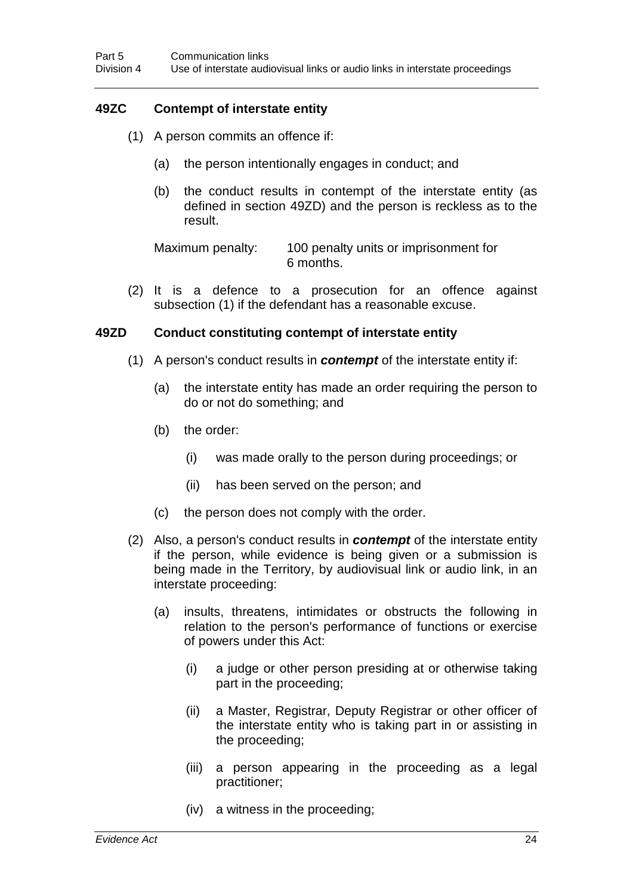### 49ZC Contempt of interstate entity

(1) A person commits an offence if:

(a) the person intentionally engages in conduct; and

(b) the conduct results in contempt of the interstate entity (as defined in section 49ZD) and the person is reckless as to the result.

Maximum penalty: 100 penalty units or imprisonment for 6 months.

(2) It is a defence to a prosecution for an offence against subsection (1) if the defendant has a reasonable excuse.

### 49ZD Conduct constituting contempt of interstate entity

(1) A person's conduct results in ***contempt*** of the interstate entity if:

(a) the interstate entity has made an order requiring the person to do or not do something; and

(b) the order:

(i) was made orally to the person during proceedings; or

(ii) has been served on the person; and

(c) the person does not comply with the order.

(2) Also, a person's conduct results in ***contempt*** of the interstate entity if the person, while evidence is being given or a submission is being made in the Territory, by audiovisual link or audio link, in an interstate proceeding:

(a) insults, threatens, intimidates or obstructs the following in relation to the person's performance of functions or exercise of powers under this Act:

(i) a judge or other person presiding at or otherwise taking part in the proceeding;

(ii) a Master, Registrar, Deputy Registrar or other officer of the interstate entity who is taking part in or assisting in the proceeding;

(iii) a person appearing in the proceeding as a legal practitioner;

(iv) a witness in the proceeding;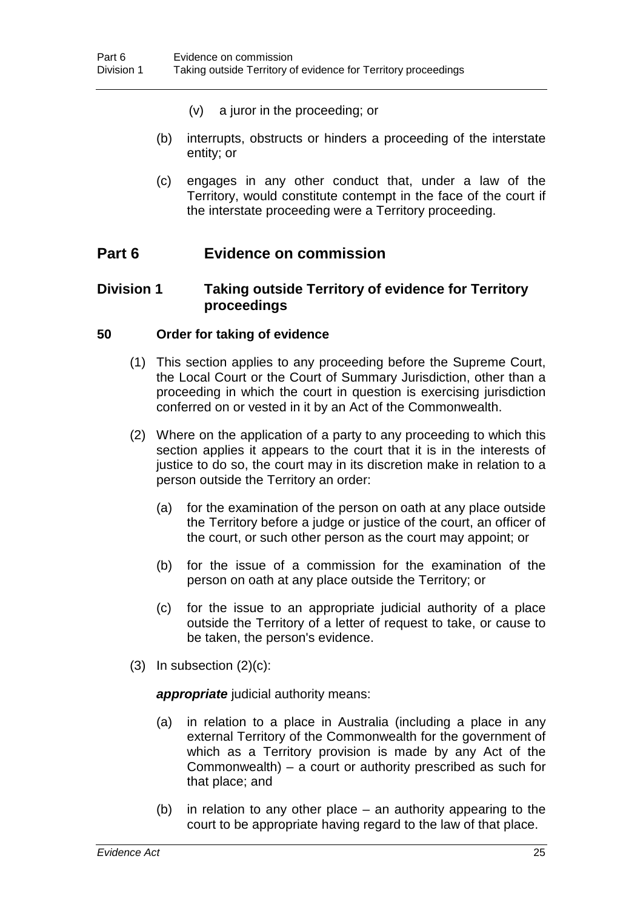(v) a juror in the proceeding; or

(b) interrupts, obstructs or hinders a proceeding of the interstate entity; or

(c) engages in any other conduct that, under a law of the Territory, would constitute contempt in the face of the court if the interstate proceeding were a Territory proceeding.

# Part 6 Evidence on commission

## Division 1 Taking outside Territory of evidence for Territory proceedings

### 50 Order for taking of evidence

(1) This section applies to any proceeding before the Supreme Court, the Local Court or the Court of Summary Jurisdiction, other than a proceeding in which the court in question is exercising jurisdiction conferred on or vested in it by an Act of the Commonwealth.

(2) Where on the application of a party to any proceeding to which this section applies it appears to the court that it is in the interests of justice to do so, the court may in its discretion make in relation to a person outside the Territory an order:

(a) for the examination of the person on oath at any place outside the Territory before a judge or justice of the court, an officer of the court, or such other person as the court may appoint; or

(b) for the issue of a commission for the examination of the person on oath at any place outside the Territory; or

(c) for the issue to an appropriate judicial authority of a place outside the Territory of a letter of request to take, or cause to be taken, the person's evidence.

(3) In subsection (2)(c):

***appropriate*** judicial authority means:

(a) in relation to a place in Australia (including a place in any external Territory of the Commonwealth for the government of which as a Territory provision is made by any Act of the Commonwealth) – a court or authority prescribed as such for that place; and

(b) in relation to any other place – an authority appearing to the court to be appropriate having regard to the law of that place.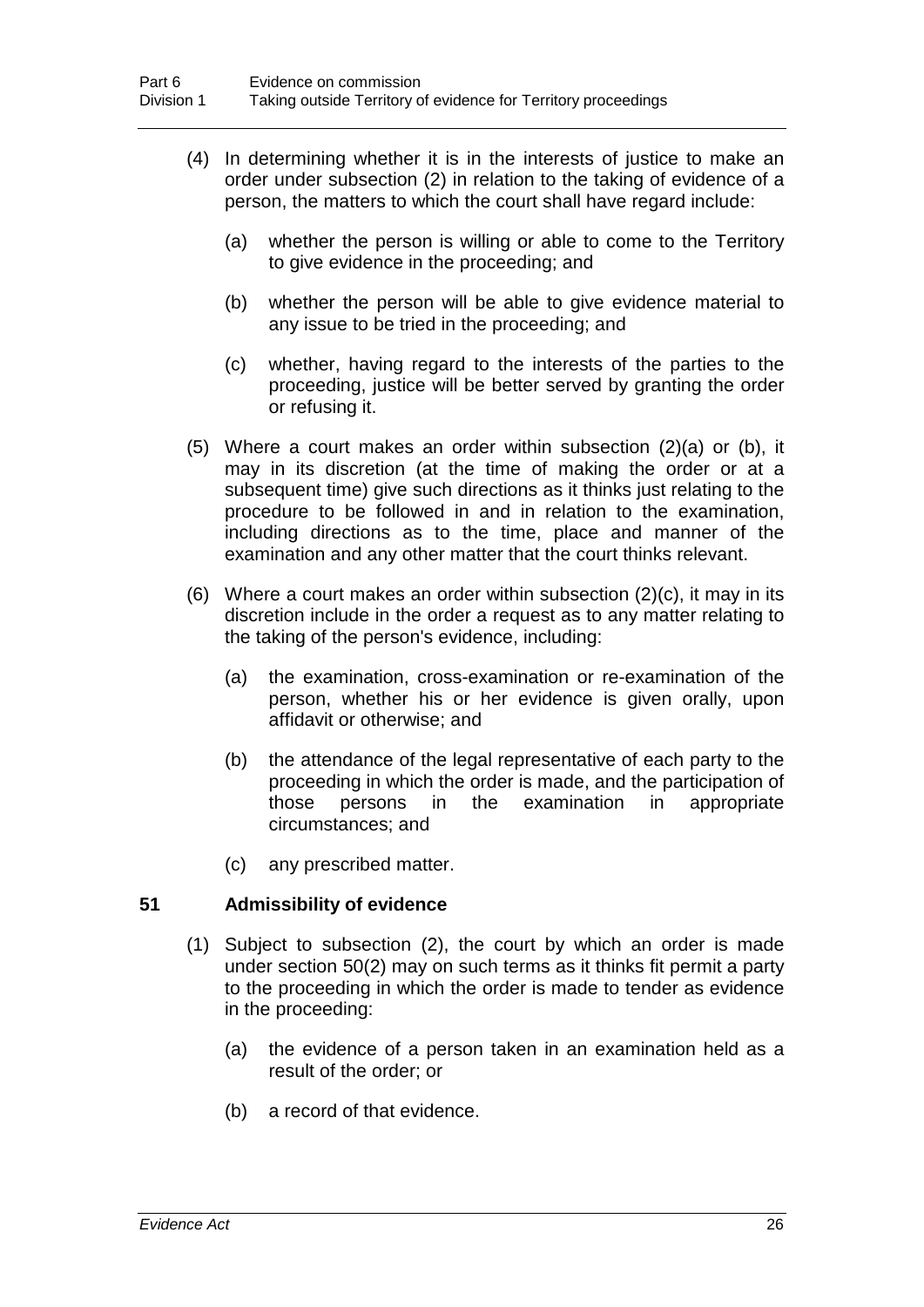(4) In determining whether it is in the interests of justice to make an order under subsection (2) in relation to the taking of evidence of a person, the matters to which the court shall have regard include:

   (a) whether the person is willing or able to come to the Territory to give evidence in the proceeding; and

   (b) whether the person will be able to give evidence material to any issue to be tried in the proceeding; and

   (c) whether, having regard to the interests of the parties to the proceeding, justice will be better served by granting the order or refusing it.

(5) Where a court makes an order within subsection (2)(a) or (b), it may in its discretion (at the time of making the order or at a subsequent time) give such directions as it thinks just relating to the procedure to be followed in and in relation to the examination, including directions as to the time, place and manner of the examination and any other matter that the court thinks relevant.

(6) Where a court makes an order within subsection (2)(c), it may in its discretion include in the order a request as to any matter relating to the taking of the person's evidence, including:

   (a) the examination, cross-examination or re-examination of the person, whether his or her evidence is given orally, upon affidavit or otherwise; and

   (b) the attendance of the legal representative of each party to the proceeding in which the order is made, and the participation of those persons in the examination in appropriate circumstances; and

   (c) any prescribed matter.

### 51 Admissibility of evidence

(1) Subject to subsection (2), the court by which an order is made under section 50(2) may on such terms as it thinks fit permit a party to the proceeding in which the order is made to tender as evidence in the proceeding:

   (a) the evidence of a person taken in an examination held as a result of the order; or

   (b) a record of that evidence.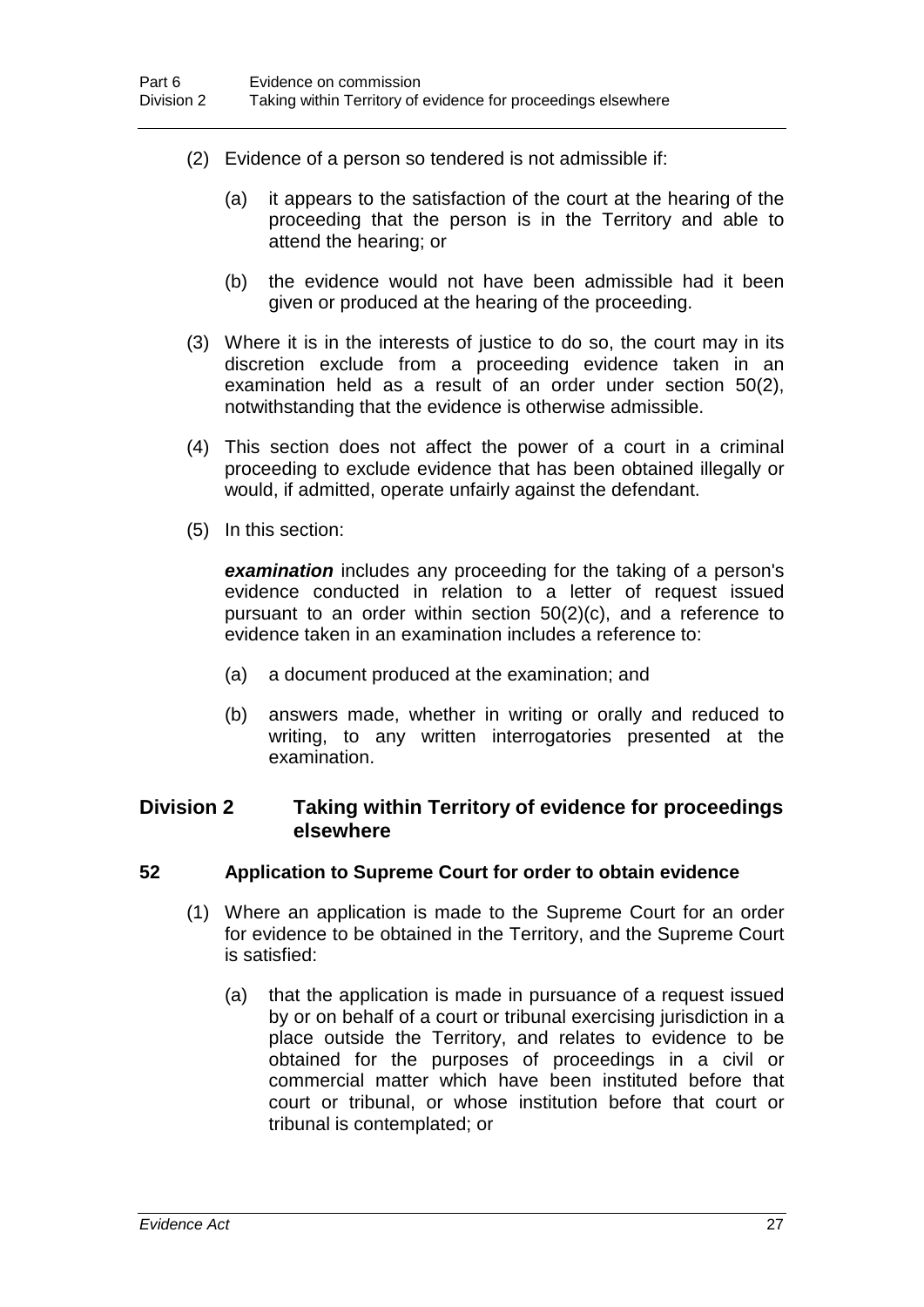(2) Evidence of a person so tendered is not admissible if:

(a) it appears to the satisfaction of the court at the hearing of the proceeding that the person is in the Territory and able to attend the hearing; or

(b) the evidence would not have been admissible had it been given or produced at the hearing of the proceeding.

(3) Where it is in the interests of justice to do so, the court may in its discretion exclude from a proceeding evidence taken in an examination held as a result of an order under section 50(2), notwithstanding that the evidence is otherwise admissible.

(4) This section does not affect the power of a court in a criminal proceeding to exclude evidence that has been obtained illegally or would, if admitted, operate unfairly against the defendant.

(5) In this section:

***examination*** includes any proceeding for the taking of a person's evidence conducted in relation to a letter of request issued pursuant to an order within section 50(2)(c), and a reference to evidence taken in an examination includes a reference to:

(a) a document produced at the examination; and

(b) answers made, whether in writing or orally and reduced to writing, to any written interrogatories presented at the examination.

## Division 2 Taking within Territory of evidence for proceedings elsewhere

### 52 Application to Supreme Court for order to obtain evidence

(1) Where an application is made to the Supreme Court for an order for evidence to be obtained in the Territory, and the Supreme Court is satisfied:

(a) that the application is made in pursuance of a request issued by or on behalf of a court or tribunal exercising jurisdiction in a place outside the Territory, and relates to evidence to be obtained for the purposes of proceedings in a civil or commercial matter which have been instituted before that court or tribunal, or whose institution before that court or tribunal is contemplated; or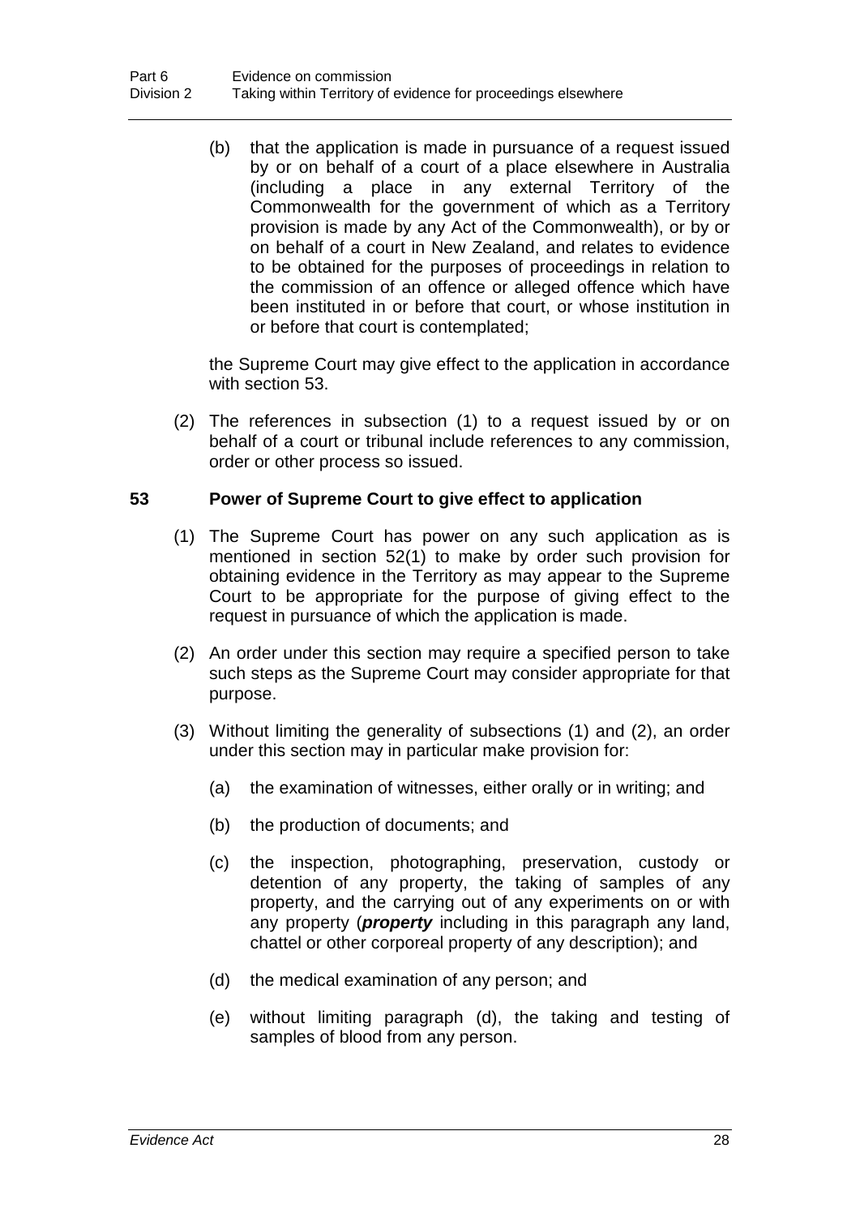(b) that the application is made in pursuance of a request issued by or on behalf of a court of a place elsewhere in Australia (including a place in any external Territory of the Commonwealth for the government of which as a Territory provision is made by any Act of the Commonwealth), or by or on behalf of a court in New Zealand, and relates to evidence to be obtained for the purposes of proceedings in relation to the commission of an offence or alleged offence which have been instituted in or before that court, or whose institution in or before that court is contemplated;

the Supreme Court may give effect to the application in accordance with section 53.

(2) The references in subsection (1) to a request issued by or on behalf of a court or tribunal include references to any commission, order or other process so issued.

## 53 Power of Supreme Court to give effect to application

(1) The Supreme Court has power on any such application as is mentioned in section 52(1) to make by order such provision for obtaining evidence in the Territory as may appear to the Supreme Court to be appropriate for the purpose of giving effect to the request in pursuance of which the application is made.

(2) An order under this section may require a specified person to take such steps as the Supreme Court may consider appropriate for that purpose.

(3) Without limiting the generality of subsections (1) and (2), an order under this section may in particular make provision for:

(a) the examination of witnesses, either orally or in writing; and

(b) the production of documents; and

(c) the inspection, photographing, preservation, custody or detention of any property, the taking of samples of any property, and the carrying out of any experiments on or with any property (***property*** including in this paragraph any land, chattel or other corporeal property of any description); and

(d) the medical examination of any person; and

(e) without limiting paragraph (d), the taking and testing of samples of blood from any person.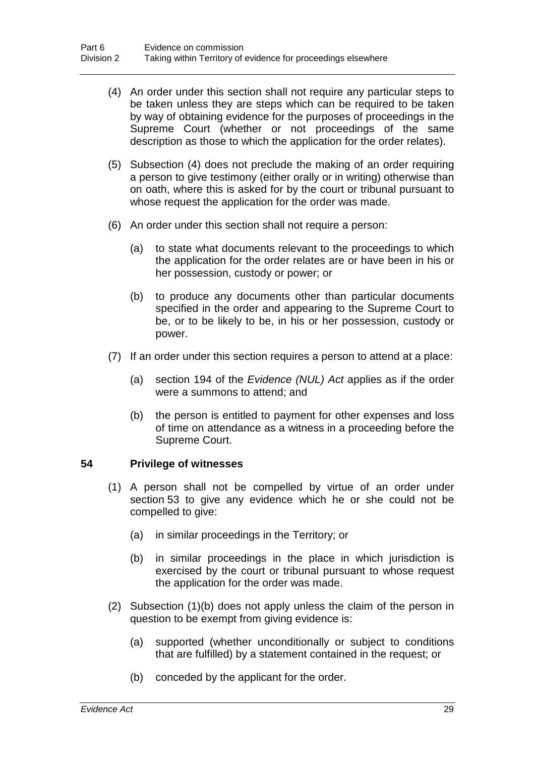(4) An order under this section shall not require any particular steps to be taken unless they are steps which can be required to be taken by way of obtaining evidence for the purposes of proceedings in the Supreme Court (whether or not proceedings of the same description as those to which the application for the order relates).

(5) Subsection (4) does not preclude the making of an order requiring a person to give testimony (either orally or in writing) otherwise than on oath, where this is asked for by the court or tribunal pursuant to whose request the application for the order was made.

(6) An order under this section shall not require a person:

(a) to state what documents relevant to the proceedings to which the application for the order relates are or have been in his or her possession, custody or power; or

(b) to produce any documents other than particular documents specified in the order and appearing to the Supreme Court to be, or to be likely to be, in his or her possession, custody or power.

(7) If an order under this section requires a person to attend at a place:

(a) section 194 of the *Evidence (NUL) Act* applies as if the order were a summons to attend; and

(b) the person is entitled to payment for other expenses and loss of time on attendance as a witness in a proceeding before the Supreme Court.

## 54 Privilege of witnesses

(1) A person shall not be compelled by virtue of an order under section 53 to give any evidence which he or she could not be compelled to give:

(a) in similar proceedings in the Territory; or

(b) in similar proceedings in the place in which jurisdiction is exercised by the court or tribunal pursuant to whose request the application for the order was made.

(2) Subsection (1)(b) does not apply unless the claim of the person in question to be exempt from giving evidence is:

(a) supported (whether unconditionally or subject to conditions that are fulfilled) by a statement contained in the request; or

(b) conceded by the applicant for the order.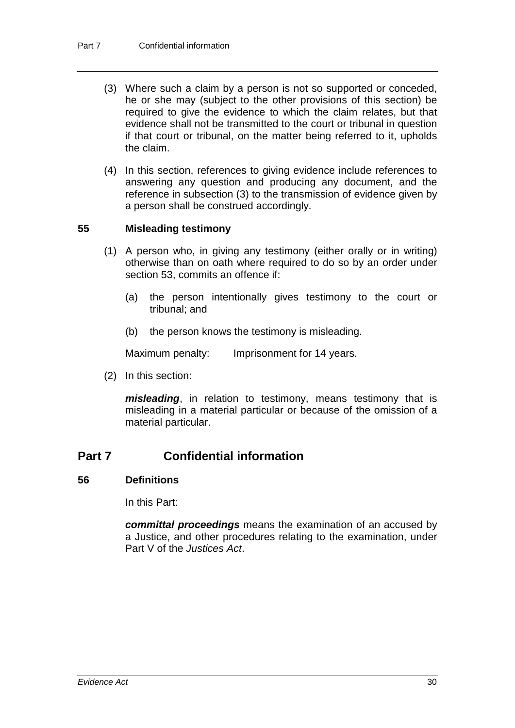(3) Where such a claim by a person is not so supported or conceded, he or she may (subject to the other provisions of this section) be required to give the evidence to which the claim relates, but that evidence shall not be transmitted to the court or tribunal in question if that court or tribunal, on the matter being referred to it, upholds the claim.

(4) In this section, references to giving evidence include references to answering any question and producing any document, and the reference in subsection (3) to the transmission of evidence given by a person shall be construed accordingly.

### 55 Misleading testimony

(1) A person who, in giving any testimony (either orally or in writing) otherwise than on oath where required to do so by an order under section 53, commits an offence if:

(a) the person intentionally gives testimony to the court or tribunal; and

(b) the person knows the testimony is misleading.

Maximum penalty: Imprisonment for 14 years.

(2) In this section:

***misleading***, in relation to testimony, means testimony that is misleading in a material particular or because of the omission of a material particular.

## Part 7 Confidential information

### 56 Definitions

In this Part:

***committal proceedings*** means the examination of an accused by a Justice, and other procedures relating to the examination, under Part V of the *Justices Act*.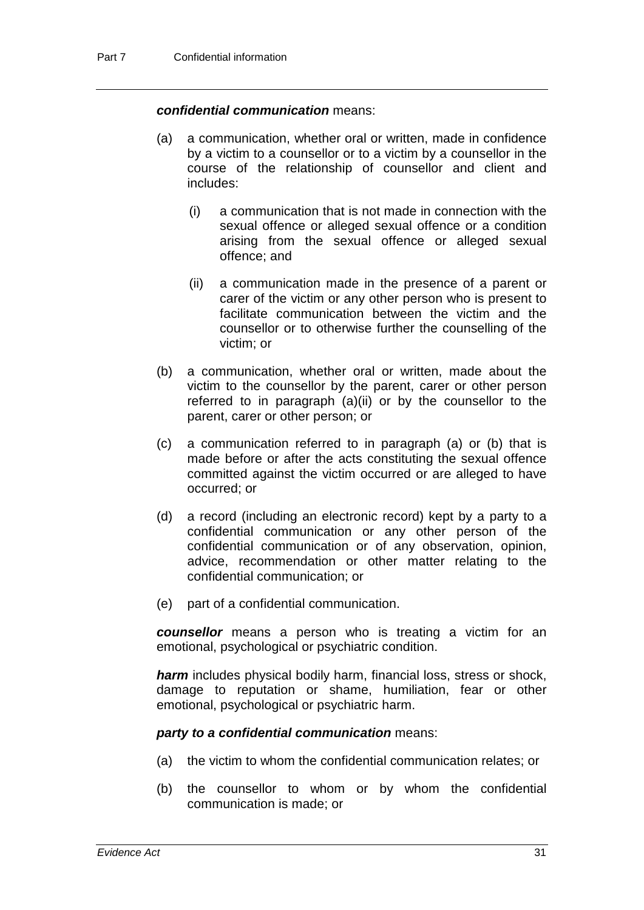***confidential communication*** means:

(a) a communication, whether oral or written, made in confidence by a victim to a counsellor or to a victim by a counsellor in the course of the relationship of counsellor and client and includes:

  (i) a communication that is not made in connection with the sexual offence or alleged sexual offence or a condition arising from the sexual offence or alleged sexual offence; and

  (ii) a communication made in the presence of a parent or carer of the victim or any other person who is present to facilitate communication between the victim and the counsellor or to otherwise further the counselling of the victim; or

(b) a communication, whether oral or written, made about the victim to the counsellor by the parent, carer or other person referred to in paragraph (a)(ii) or by the counsellor to the parent, carer or other person; or

(c) a communication referred to in paragraph (a) or (b) that is made before or after the acts constituting the sexual offence committed against the victim occurred or are alleged to have occurred; or

(d) a record (including an electronic record) kept by a party to a confidential communication or any other person of the confidential communication or of any observation, opinion, advice, recommendation or other matter relating to the confidential communication; or

(e) part of a confidential communication.

***counsellor*** means a person who is treating a victim for an emotional, psychological or psychiatric condition.

***harm*** includes physical bodily harm, financial loss, stress or shock, damage to reputation or shame, humiliation, fear or other emotional, psychological or psychiatric harm.

***party to a confidential communication*** means:

(a) the victim to whom the confidential communication relates; or

(b) the counsellor to whom or by whom the confidential communication is made; or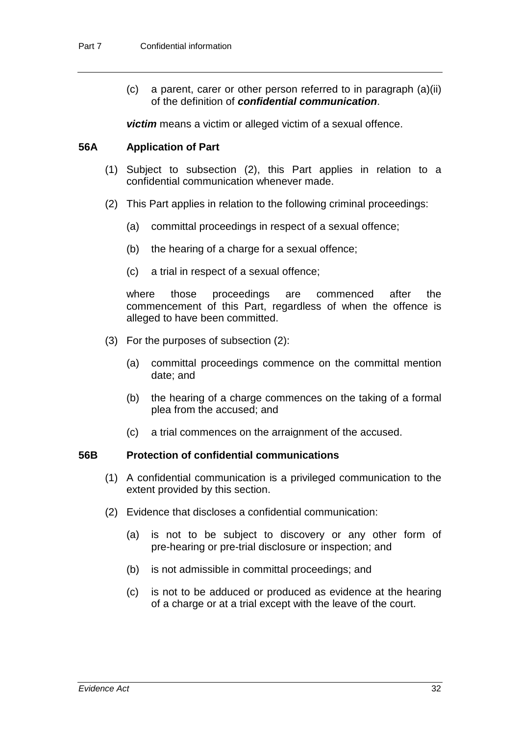(c) a parent, carer or other person referred to in paragraph (a)(ii) of the definition of ***confidential communication***.

***victim*** means a victim or alleged victim of a sexual offence.

### 56A Application of Part

(1) Subject to subsection (2), this Part applies in relation to a confidential communication whenever made.

(2) This Part applies in relation to the following criminal proceedings:

(a) committal proceedings in respect of a sexual offence;

(b) the hearing of a charge for a sexual offence;

(c) a trial in respect of a sexual offence;

where those proceedings are commenced after the commencement of this Part, regardless of when the offence is alleged to have been committed.

(3) For the purposes of subsection (2):

(a) committal proceedings commence on the committal mention date; and

(b) the hearing of a charge commences on the taking of a formal plea from the accused; and

(c) a trial commences on the arraignment of the accused.

### 56B Protection of confidential communications

(1) A confidential communication is a privileged communication to the extent provided by this section.

(2) Evidence that discloses a confidential communication:

(a) is not to be subject to discovery or any other form of pre-hearing or pre-trial disclosure or inspection; and

(b) is not admissible in committal proceedings; and

(c) is not to be adduced or produced as evidence at the hearing of a charge or at a trial except with the leave of the court.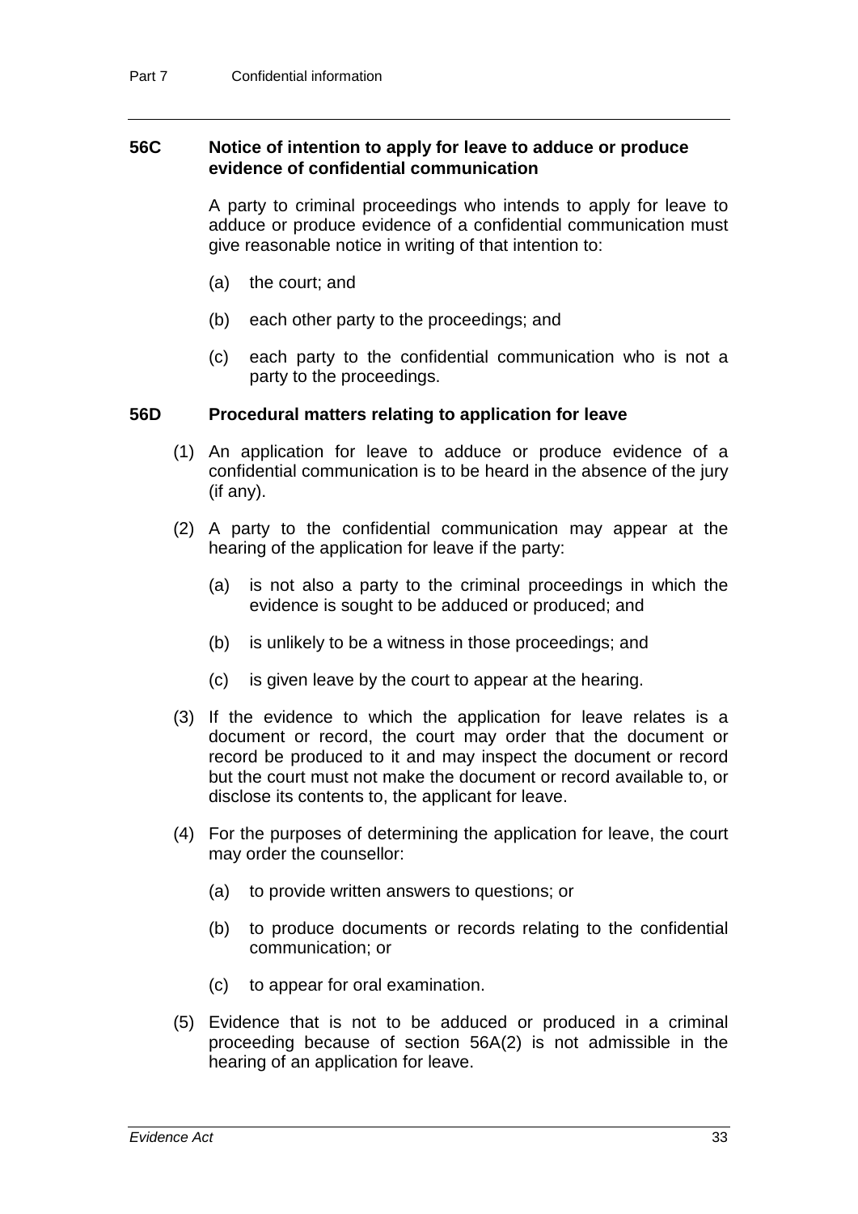### 56C Notice of intention to apply for leave to adduce or produce evidence of confidential communication

A party to criminal proceedings who intends to apply for leave to adduce or produce evidence of a confidential communication must give reasonable notice in writing of that intention to:

(a) the court; and

(b) each other party to the proceedings; and

(c) each party to the confidential communication who is not a party to the proceedings.

### 56D Procedural matters relating to application for leave

(1) An application for leave to adduce or produce evidence of a confidential communication is to be heard in the absence of the jury (if any).

(2) A party to the confidential communication may appear at the hearing of the application for leave if the party:

(a) is not also a party to the criminal proceedings in which the evidence is sought to be adduced or produced; and

(b) is unlikely to be a witness in those proceedings; and

(c) is given leave by the court to appear at the hearing.

(3) If the evidence to which the application for leave relates is a document or record, the court may order that the document or record be produced to it and may inspect the document or record but the court must not make the document or record available to, or disclose its contents to, the applicant for leave.

(4) For the purposes of determining the application for leave, the court may order the counsellor:

(a) to provide written answers to questions; or

(b) to produce documents or records relating to the confidential communication; or

(c) to appear for oral examination.

(5) Evidence that is not to be adduced or produced in a criminal proceeding because of section 56A(2) is not admissible in the hearing of an application for leave.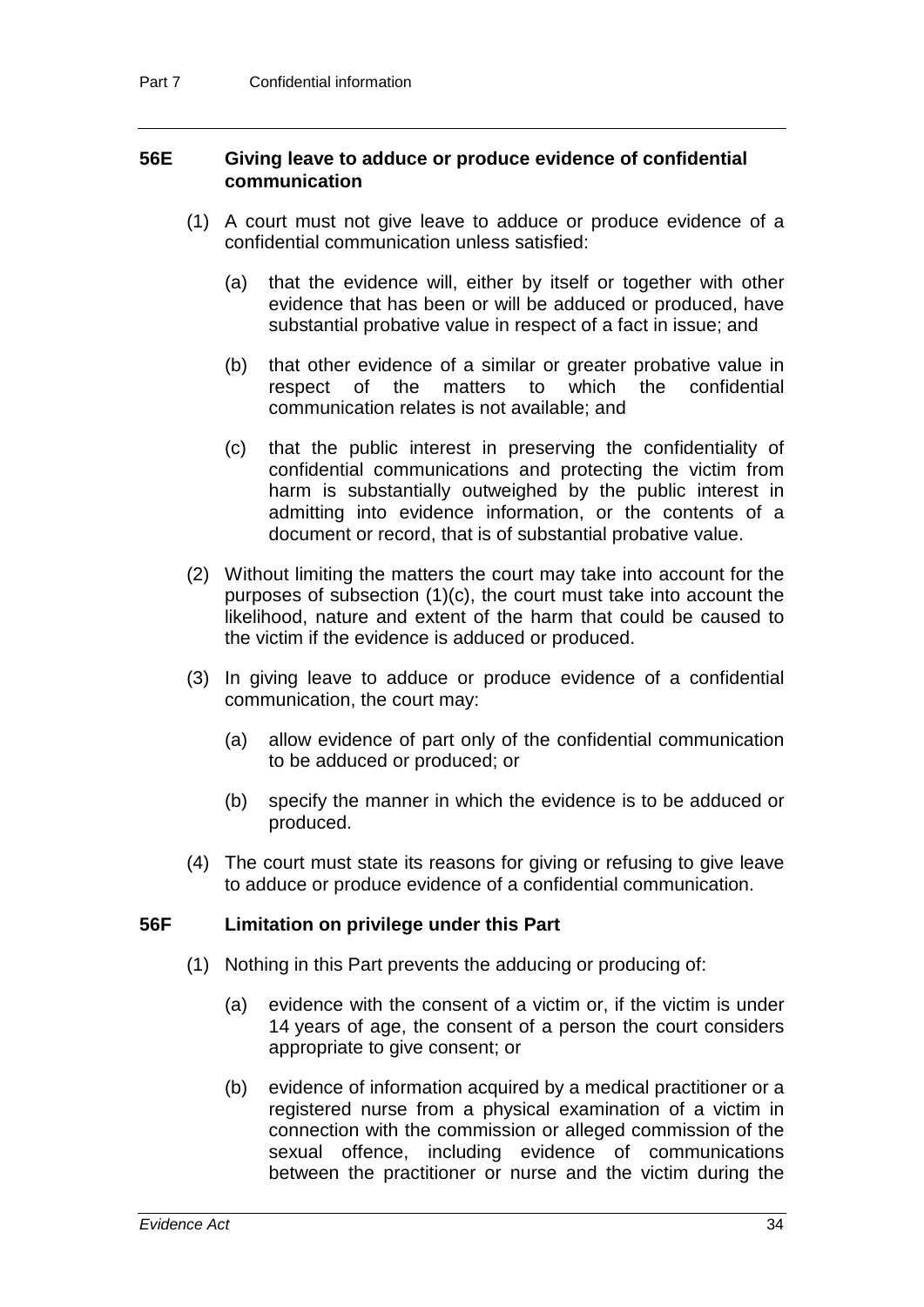### 56E Giving leave to adduce or produce evidence of confidential communication

(1) A court must not give leave to adduce or produce evidence of a confidential communication unless satisfied:

(a) that the evidence will, either by itself or together with other evidence that has been or will be adduced or produced, have substantial probative value in respect of a fact in issue; and

(b) that other evidence of a similar or greater probative value in respect of the matters to which the confidential communication relates is not available; and

(c) that the public interest in preserving the confidentiality of confidential communications and protecting the victim from harm is substantially outweighed by the public interest in admitting into evidence information, or the contents of a document or record, that is of substantial probative value.

(2) Without limiting the matters the court may take into account for the purposes of subsection (1)(c), the court must take into account the likelihood, nature and extent of the harm that could be caused to the victim if the evidence is adduced or produced.

(3) In giving leave to adduce or produce evidence of a confidential communication, the court may:

(a) allow evidence of part only of the confidential communication to be adduced or produced; or

(b) specify the manner in which the evidence is to be adduced or produced.

(4) The court must state its reasons for giving or refusing to give leave to adduce or produce evidence of a confidential communication.

### 56F Limitation on privilege under this Part

(1) Nothing in this Part prevents the adducing or producing of:

(a) evidence with the consent of a victim or, if the victim is under 14 years of age, the consent of a person the court considers appropriate to give consent; or

(b) evidence of information acquired by a medical practitioner or a registered nurse from a physical examination of a victim in connection with the commission or alleged commission of the sexual offence, including evidence of communications between the practitioner or nurse and the victim during the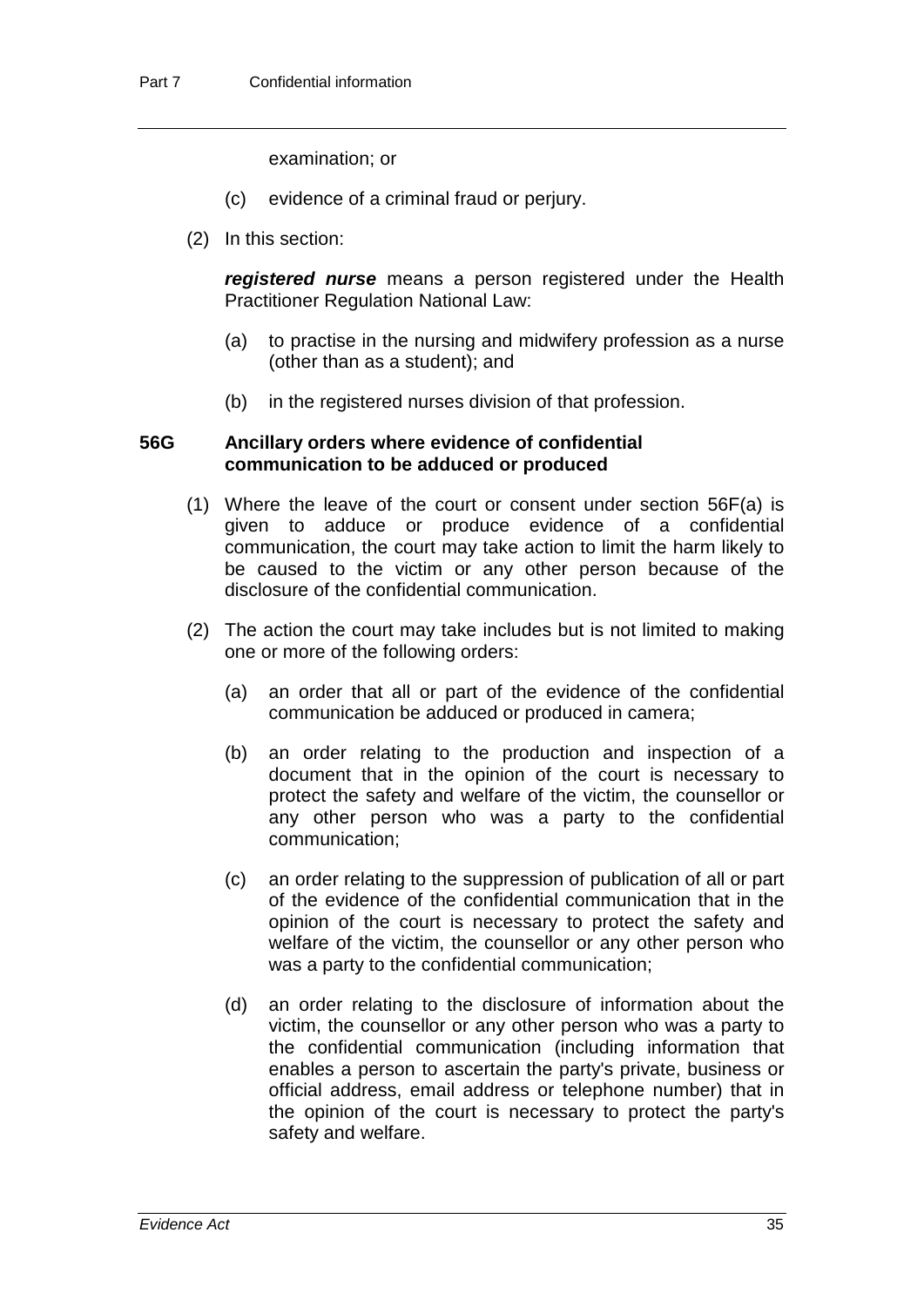examination; or

(c) evidence of a criminal fraud or perjury.

(2) In this section:

***registered nurse*** means a person registered under the Health Practitioner Regulation National Law:

(a) to practise in the nursing and midwifery profession as a nurse (other than as a student); and

(b) in the registered nurses division of that profession.

### 56G Ancillary orders where evidence of confidential communication to be adduced or produced

(1) Where the leave of the court or consent under section 56F(a) is given to adduce or produce evidence of a confidential communication, the court may take action to limit the harm likely to be caused to the victim or any other person because of the disclosure of the confidential communication.

(2) The action the court may take includes but is not limited to making one or more of the following orders:

(a) an order that all or part of the evidence of the confidential communication be adduced or produced in camera;

(b) an order relating to the production and inspection of a document that in the opinion of the court is necessary to protect the safety and welfare of the victim, the counsellor or any other person who was a party to the confidential communication;

(c) an order relating to the suppression of publication of all or part of the evidence of the confidential communication that in the opinion of the court is necessary to protect the safety and welfare of the victim, the counsellor or any other person who was a party to the confidential communication;

(d) an order relating to the disclosure of information about the victim, the counsellor or any other person who was a party to the confidential communication (including information that enables a person to ascertain the party's private, business or official address, email address or telephone number) that in the opinion of the court is necessary to protect the party's safety and welfare.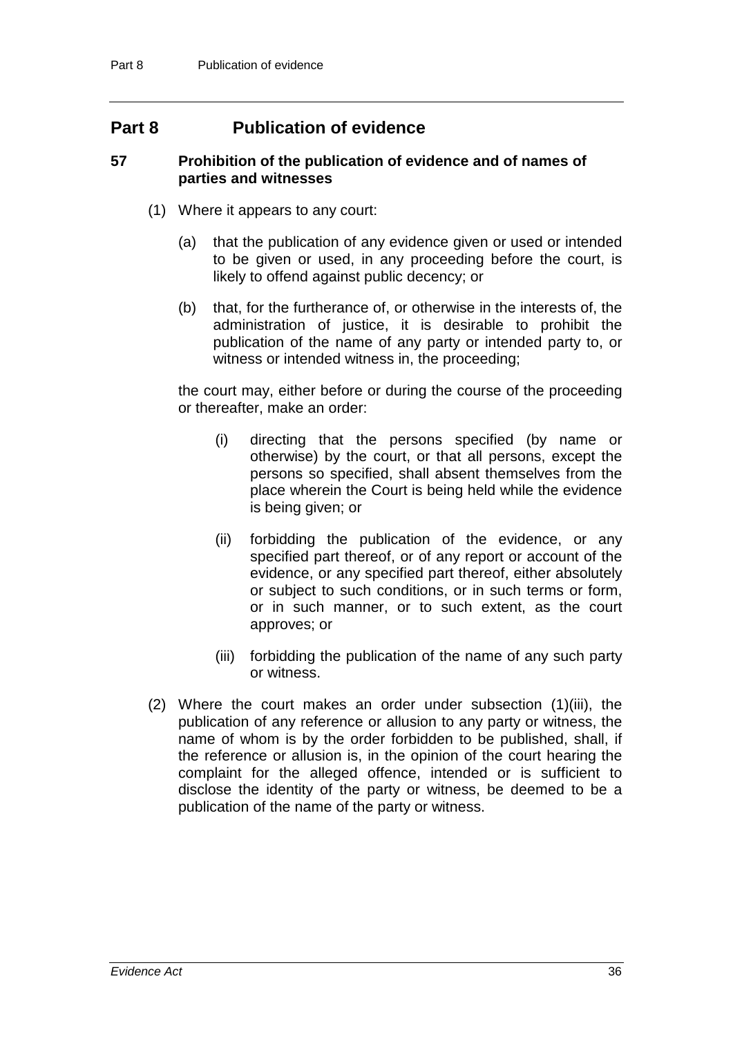## Part 8 Publication of evidence

### 57 Prohibition of the publication of evidence and of names of parties and witnesses

(1) Where it appears to any court:

(a) that the publication of any evidence given or used or intended to be given or used, in any proceeding before the court, is likely to offend against public decency; or

(b) that, for the furtherance of, or otherwise in the interests of, the administration of justice, it is desirable to prohibit the publication of the name of any party or intended party to, or witness or intended witness in, the proceeding;

the court may, either before or during the course of the proceeding or thereafter, make an order:

(i) directing that the persons specified (by name or otherwise) by the court, or that all persons, except the persons so specified, shall absent themselves from the place wherein the Court is being held while the evidence is being given; or

(ii) forbidding the publication of the evidence, or any specified part thereof, or of any report or account of the evidence, or any specified part thereof, either absolutely or subject to such conditions, or in such terms or form, or in such manner, or to such extent, as the court approves; or

(iii) forbidding the publication of the name of any such party or witness.

(2) Where the court makes an order under subsection (1)(iii), the publication of any reference or allusion to any party or witness, the name of whom is by the order forbidden to be published, shall, if the reference or allusion is, in the opinion of the court hearing the complaint for the alleged offence, intended or is sufficient to disclose the identity of the party or witness, be deemed to be a publication of the name of the party or witness.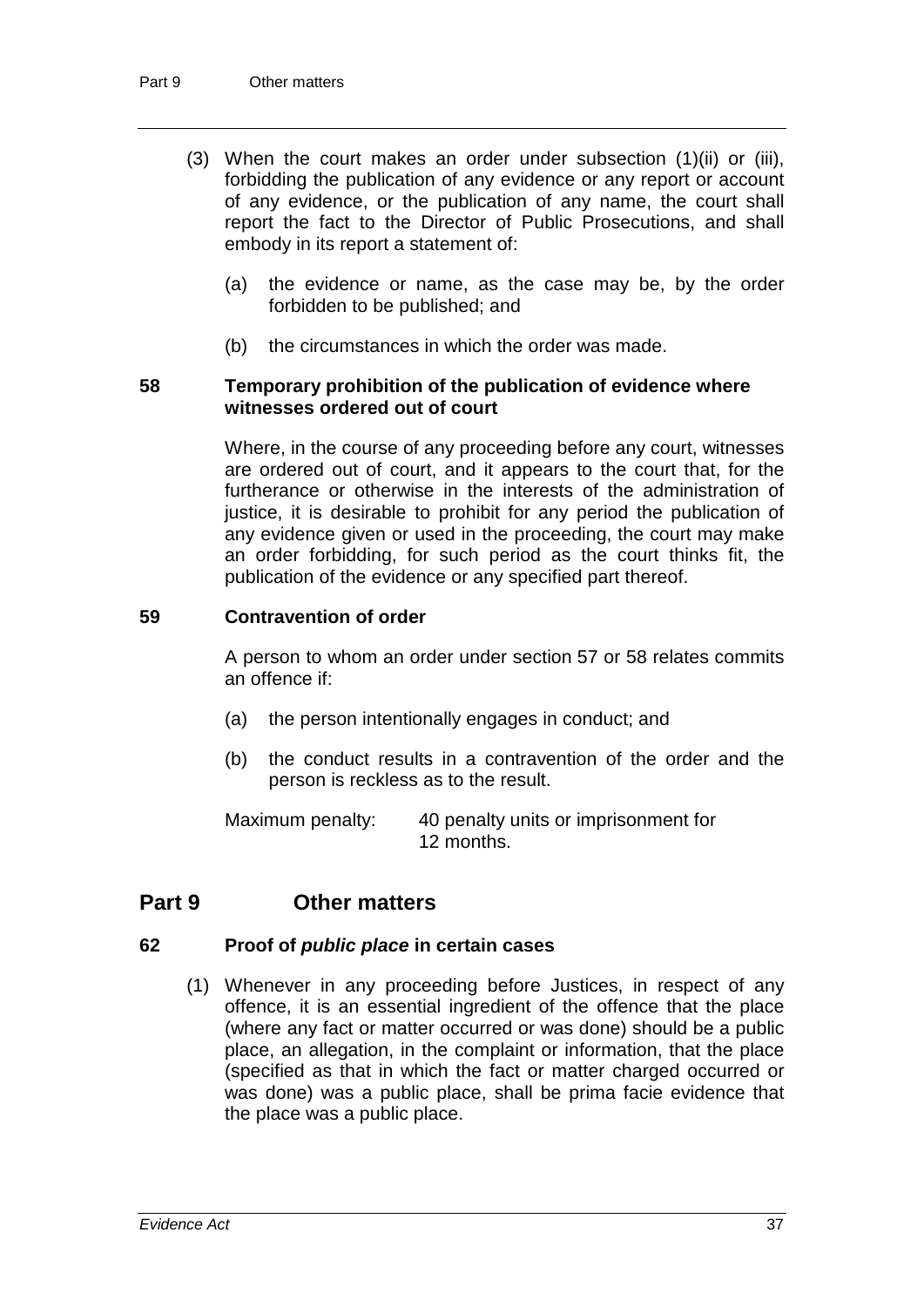(3) When the court makes an order under subsection (1)(ii) or (iii), forbidding the publication of any evidence or any report or account of any evidence, or the publication of any name, the court shall report the fact to the Director of Public Prosecutions, and shall embody in its report a statement of:

(a) the evidence or name, as the case may be, by the order forbidden to be published; and

(b) the circumstances in which the order was made.

### 58 Temporary prohibition of the publication of evidence where witnesses ordered out of court

Where, in the course of any proceeding before any court, witnesses are ordered out of court, and it appears to the court that, for the furtherance or otherwise in the interests of the administration of justice, it is desirable to prohibit for any period the publication of any evidence given or used in the proceeding, the court may make an order forbidding, for such period as the court thinks fit, the publication of the evidence or any specified part thereof.

### 59 Contravention of order

A person to whom an order under section 57 or 58 relates commits an offence if:

(a) the person intentionally engages in conduct; and

(b) the conduct results in a contravention of the order and the person is reckless as to the result.

Maximum penalty: 40 penalty units or imprisonment for 12 months.

## Part 9 Other matters

### 62 Proof of *public place* in certain cases

(1) Whenever in any proceeding before Justices, in respect of any offence, it is an essential ingredient of the offence that the place (where any fact or matter occurred or was done) should be a public place, an allegation, in the complaint or information, that the place (specified as that in which the fact or matter charged occurred or was done) was a public place, shall be prima facie evidence that the place was a public place.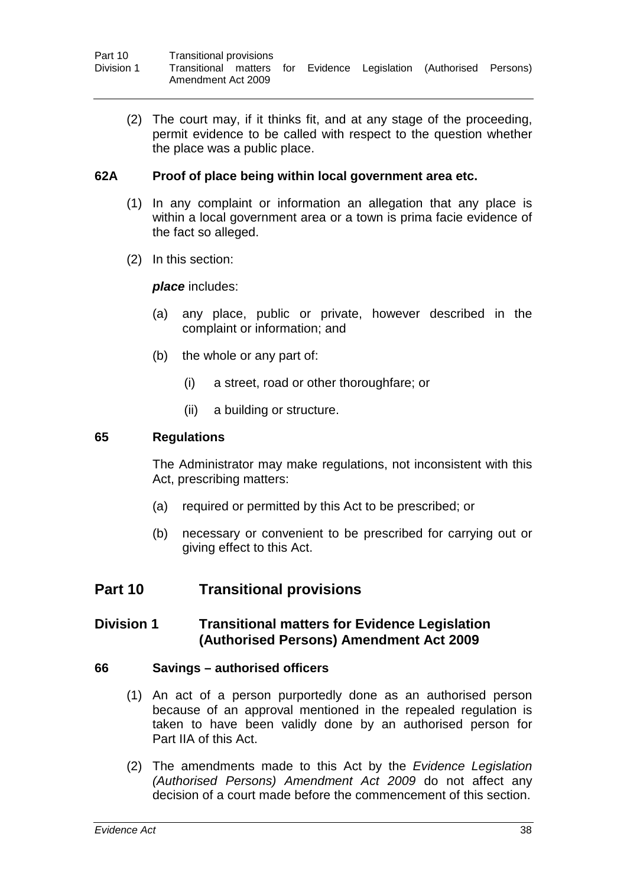(2) The court may, if it thinks fit, and at any stage of the proceeding, permit evidence to be called with respect to the question whether the place was a public place.

### 62A Proof of place being within local government area etc.

(1) In any complaint or information an allegation that any place is within a local government area or a town is prima facie evidence of the fact so alleged.

(2) In this section:

***place*** includes:

(a) any place, public or private, however described in the complaint or information; and

(b) the whole or any part of:

(i) a street, road or other thoroughfare; or

(ii) a building or structure.

### 65 Regulations

The Administrator may make regulations, not inconsistent with this Act, prescribing matters:

(a) required or permitted by this Act to be prescribed; or

(b) necessary or convenient to be prescribed for carrying out or giving effect to this Act.

# Part 10 Transitional provisions

## Division 1 Transitional matters for Evidence Legislation (Authorised Persons) Amendment Act 2009

### 66 Savings – authorised officers

(1) An act of a person purportedly done as an authorised person because of an approval mentioned in the repealed regulation is taken to have been validly done by an authorised person for Part IIA of this Act.

(2) The amendments made to this Act by the *Evidence Legislation (Authorised Persons) Amendment Act 2009* do not affect any decision of a court made before the commencement of this section.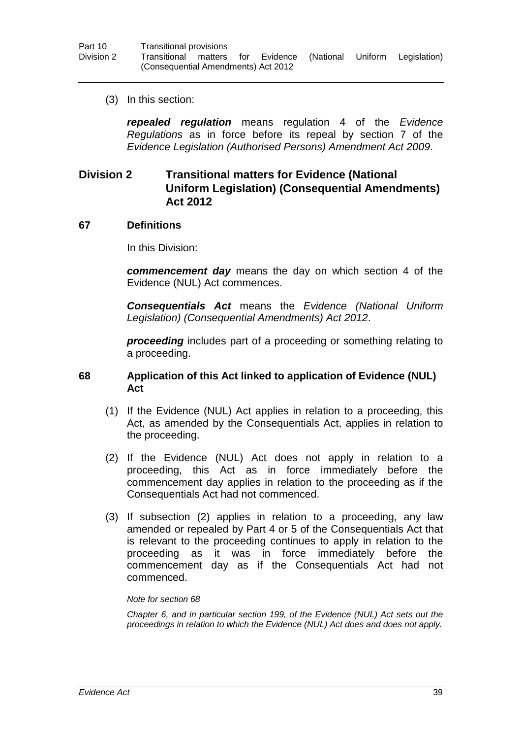(3) In this section:

***repealed regulation*** means regulation 4 of the *Evidence Regulations* as in force before its repeal by section 7 of the *Evidence Legislation (Authorised Persons) Amendment Act 2009*.

## Division 2 Transitional matters for Evidence (National Uniform Legislation) (Consequential Amendments) Act 2012

### 67 Definitions

In this Division:

***commencement day*** means the day on which section 4 of the Evidence (NUL) Act commences.

***Consequentials Act*** means the *Evidence (National Uniform Legislation) (Consequential Amendments) Act 2012*.

***proceeding*** includes part of a proceeding or something relating to a proceeding.

### 68 Application of this Act linked to application of Evidence (NUL) Act

(1) If the Evidence (NUL) Act applies in relation to a proceeding, this Act, as amended by the Consequentials Act, applies in relation to the proceeding.

(2) If the Evidence (NUL) Act does not apply in relation to a proceeding, this Act as in force immediately before the commencement day applies in relation to the proceeding as if the Consequentials Act had not commenced.

(3) If subsection (2) applies in relation to a proceeding, any law amended or repealed by Part 4 or 5 of the Consequentials Act that is relevant to the proceeding continues to apply in relation to the proceeding as it was in force immediately before the commencement day as if the Consequentials Act had not commenced.

*Note for section 68*

*Chapter 6, and in particular section 199, of the Evidence (NUL) Act sets out the proceedings in relation to which the Evidence (NUL) Act does and does not apply.*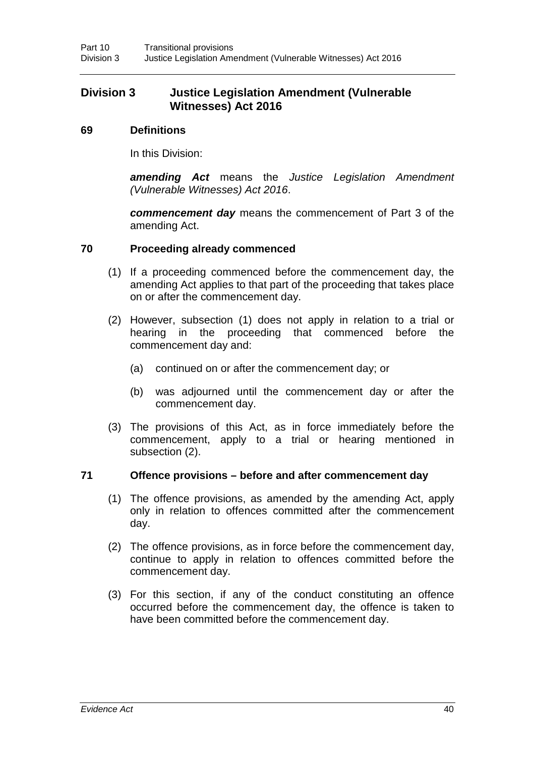## Division 3 Justice Legislation Amendment (Vulnerable Witnesses) Act 2016

### 69 Definitions

In this Division:

***amending Act*** means the *Justice Legislation Amendment (Vulnerable Witnesses) Act 2016*.

***commencement day*** means the commencement of Part 3 of the amending Act.

### 70 Proceeding already commenced

(1) If a proceeding commenced before the commencement day, the amending Act applies to that part of the proceeding that takes place on or after the commencement day.

(2) However, subsection (1) does not apply in relation to a trial or hearing in the proceeding that commenced before the commencement day and:

- (a) continued on or after the commencement day; or
- (b) was adjourned until the commencement day or after the commencement day.

(3) The provisions of this Act, as in force immediately before the commencement, apply to a trial or hearing mentioned in subsection (2).

### 71 Offence provisions – before and after commencement day

(1) The offence provisions, as amended by the amending Act, apply only in relation to offences committed after the commencement day.

(2) The offence provisions, as in force before the commencement day, continue to apply in relation to offences committed before the commencement day.

(3) For this section, if any of the conduct constituting an offence occurred before the commencement day, the offence is taken to have been committed before the commencement day.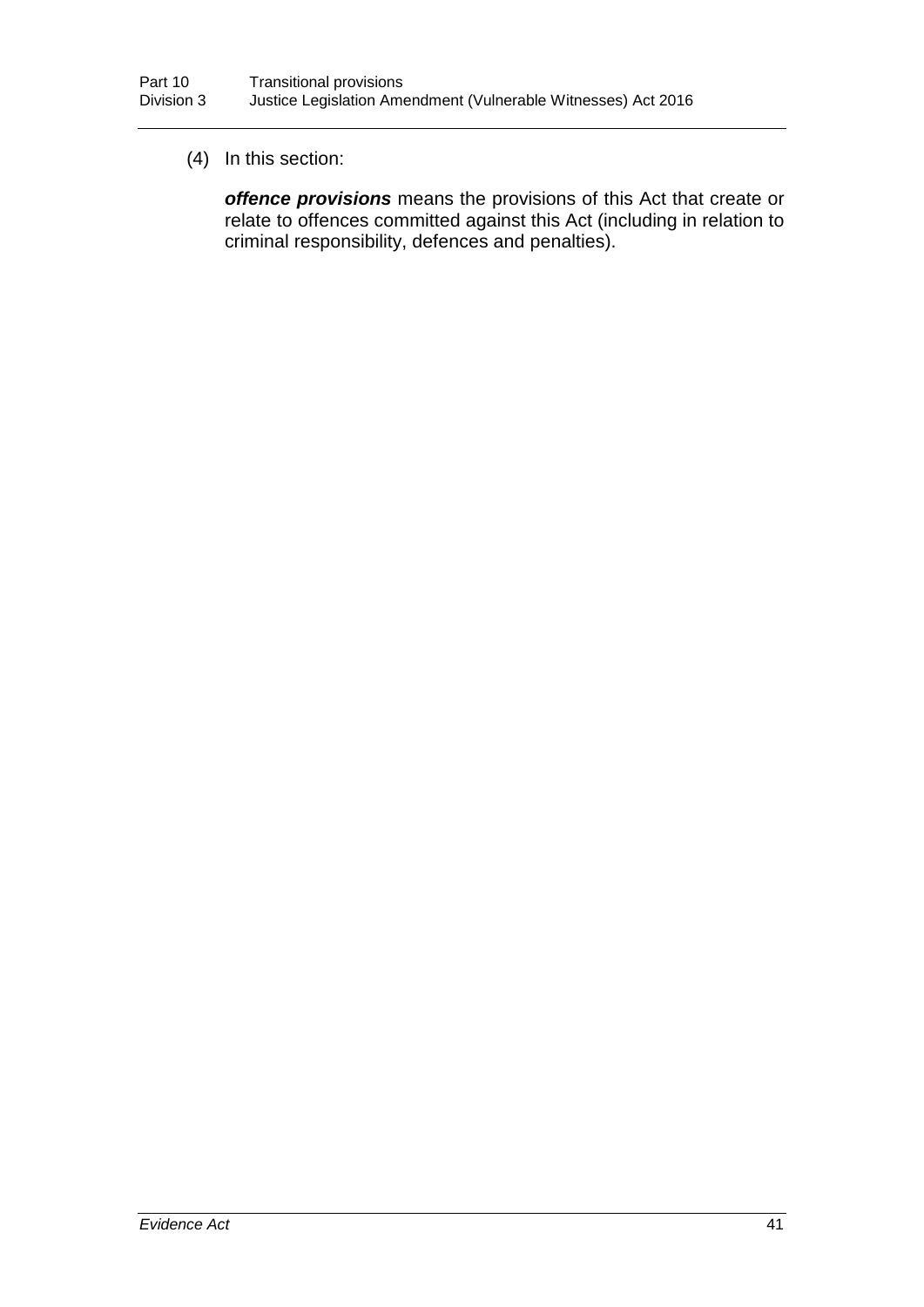(4) In this section:

***offence provisions*** means the provisions of this Act that create or relate to offences committed against this Act (including in relation to criminal responsibility, defences and penalties).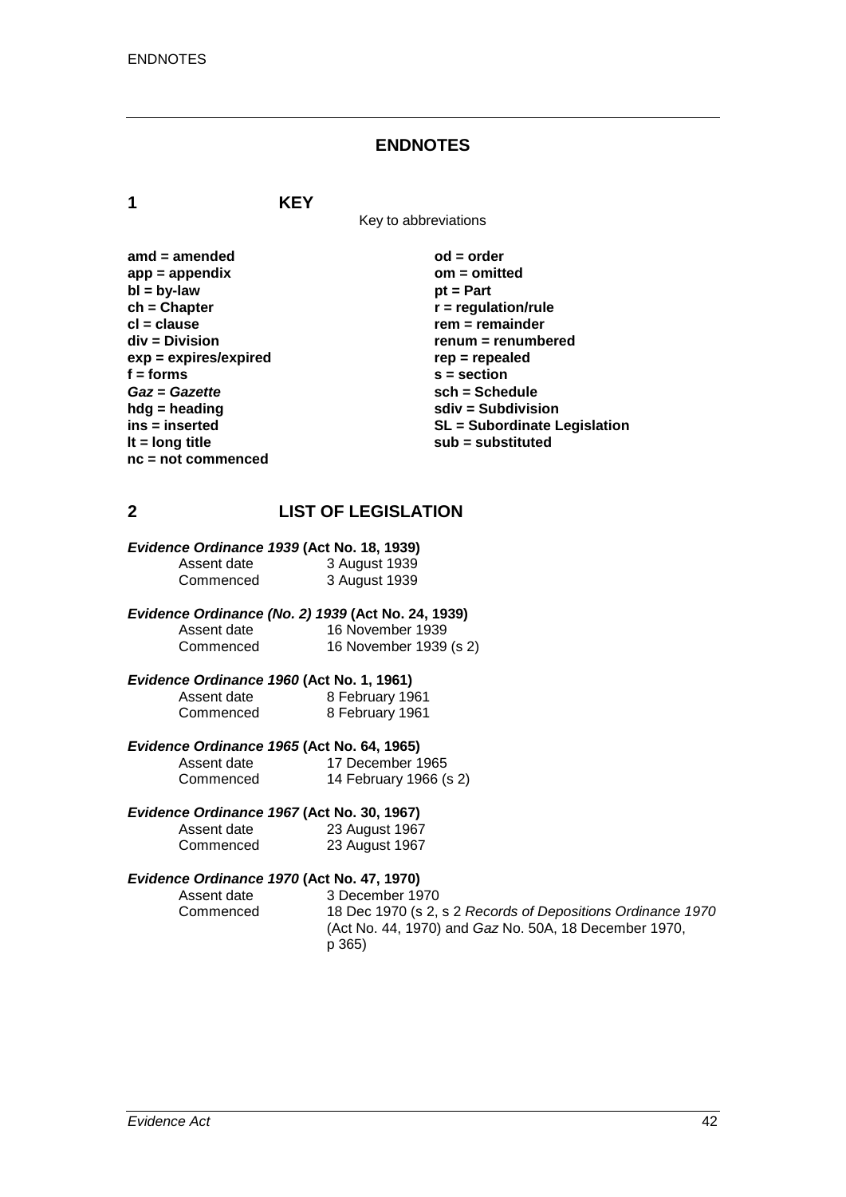## ENDNOTES

### 1 KEY

Key to abbreviations

**amd = amended**
**app = appendix**
**bl = by-law**
**ch = Chapter**
**cl = clause**
**div = Division**
**exp = expires/expired**
**f = forms**
***Gaz* = *Gazette***
**hdg = heading**
**ins = inserted**
**lt = long title**
**nc = not commenced**
**od = order**
**om = omitted**
**pt = Part**
**r = regulation/rule**
**rem = remainder**
**renum = renumbered**
**rep = repealed**
**s = section**
**sch = Schedule**
**sdiv = Subdivision**
**SL = Subordinate Legislation**
**sub = substituted**

### 2 LIST OF LEGISLATION

***Evidence Ordinance 1939* (Act No. 18, 1939)**

| | |
|---|---|
| Assent date | 3 August 1939 |
| Commenced | 3 August 1939 |

***Evidence Ordinance (No. 2) 1939* (Act No. 24, 1939)**

| | |
|---|---|
| Assent date | 16 November 1939 |
| Commenced | 16 November 1939 (s 2) |

***Evidence Ordinance 1960* (Act No. 1, 1961)**

| | |
|---|---|
| Assent date | 8 February 1961 |
| Commenced | 8 February 1961 |

***Evidence Ordinance 1965* (Act No. 64, 1965)**

| | |
|---|---|
| Assent date | 17 December 1965 |
| Commenced | 14 February 1966 (s 2) |

***Evidence Ordinance 1967* (Act No. 30, 1967)**

| | |
|---|---|
| Assent date | 23 August 1967 |
| Commenced | 23 August 1967 |

***Evidence Ordinance 1970* (Act No. 47, 1970)**

| | |
|---|---|
| Assent date | 3 December 1970 |
| Commenced | 18 Dec 1970 (s 2, s 2 *Records of Depositions Ordinance 1970* (Act No. 44, 1970) and *Gaz* No. 50A, 18 December 1970, p 365) |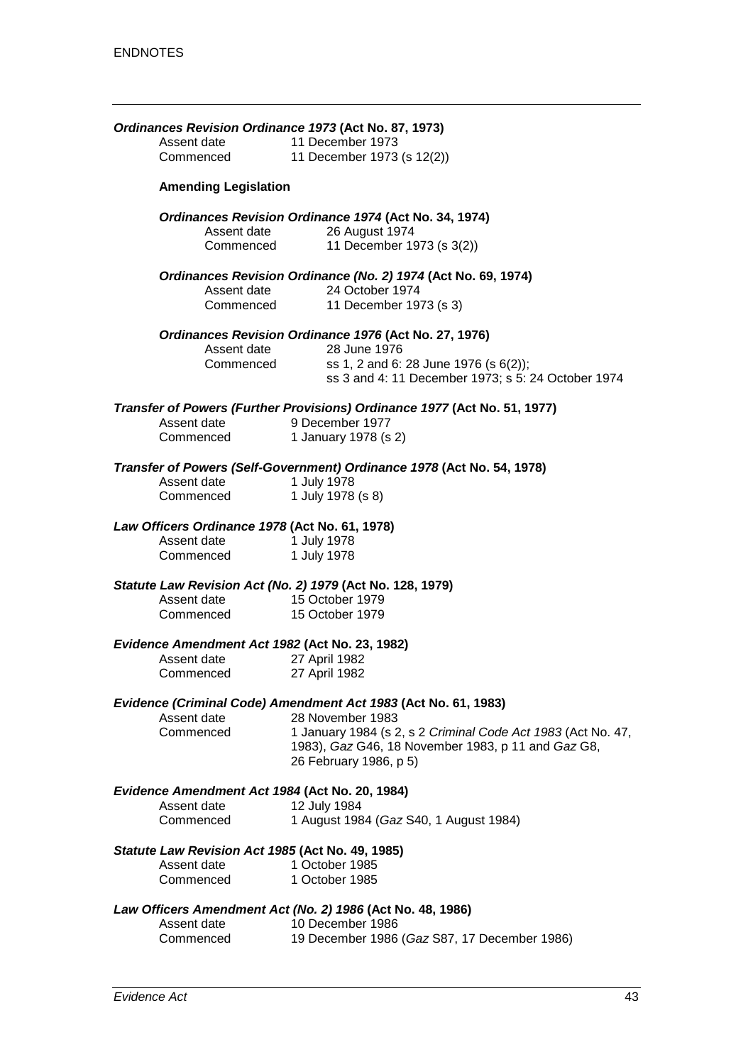***Ordinances Revision Ordinance 1973* (Act No. 87, 1973)**

Assent date 11 December 1973
Commenced 11 December 1973 (s 12(2))

**Amending Legislation**

***Ordinances Revision Ordinance 1974* (Act No. 34, 1974)**

Assent date 26 August 1974
Commenced 11 December 1973 (s 3(2))

***Ordinances Revision Ordinance (No. 2) 1974* (Act No. 69, 1974)**

Assent date 24 October 1974
Commenced 11 December 1973 (s 3)

***Ordinances Revision Ordinance 1976* (Act No. 27, 1976)**

Assent date 28 June 1976
Commenced ss 1, 2 and 6: 28 June 1976 (s 6(2));
ss 3 and 4: 11 December 1973; s 5: 24 October 1974

***Transfer of Powers (Further Provisions) Ordinance 1977* (Act No. 51, 1977)**

Assent date 9 December 1977
Commenced 1 January 1978 (s 2)

***Transfer of Powers (Self-Government) Ordinance 1978* (Act No. 54, 1978)**

Assent date 1 July 1978
Commenced 1 July 1978 (s 8)

***Law Officers Ordinance 1978* (Act No. 61, 1978)**

Assent date 1 July 1978
Commenced 1 July 1978

***Statute Law Revision Act (No. 2) 1979* (Act No. 128, 1979)**

Assent date 15 October 1979
Commenced 15 October 1979

***Evidence Amendment Act 1982* (Act No. 23, 1982)**

Assent date 27 April 1982
Commenced 27 April 1982

***Evidence (Criminal Code) Amendment Act 1983* (Act No. 61, 1983)**

Assent date 28 November 1983
Commenced 1 January 1984 (s 2, s 2 *Criminal Code Act 1983* (Act No. 47, 1983), *Gaz* G46, 18 November 1983, p 11 and *Gaz* G8, 26 February 1986, p 5)

***Evidence Amendment Act 1984* (Act No. 20, 1984)**

Assent date 12 July 1984
Commenced 1 August 1984 (*Gaz* S40, 1 August 1984)

***Statute Law Revision Act 1985* (Act No. 49, 1985)**

Assent date 1 October 1985
Commenced 1 October 1985

***Law Officers Amendment Act (No. 2) 1986* (Act No. 48, 1986)**

Assent date 10 December 1986
Commenced 19 December 1986 (*Gaz* S87, 17 December 1986)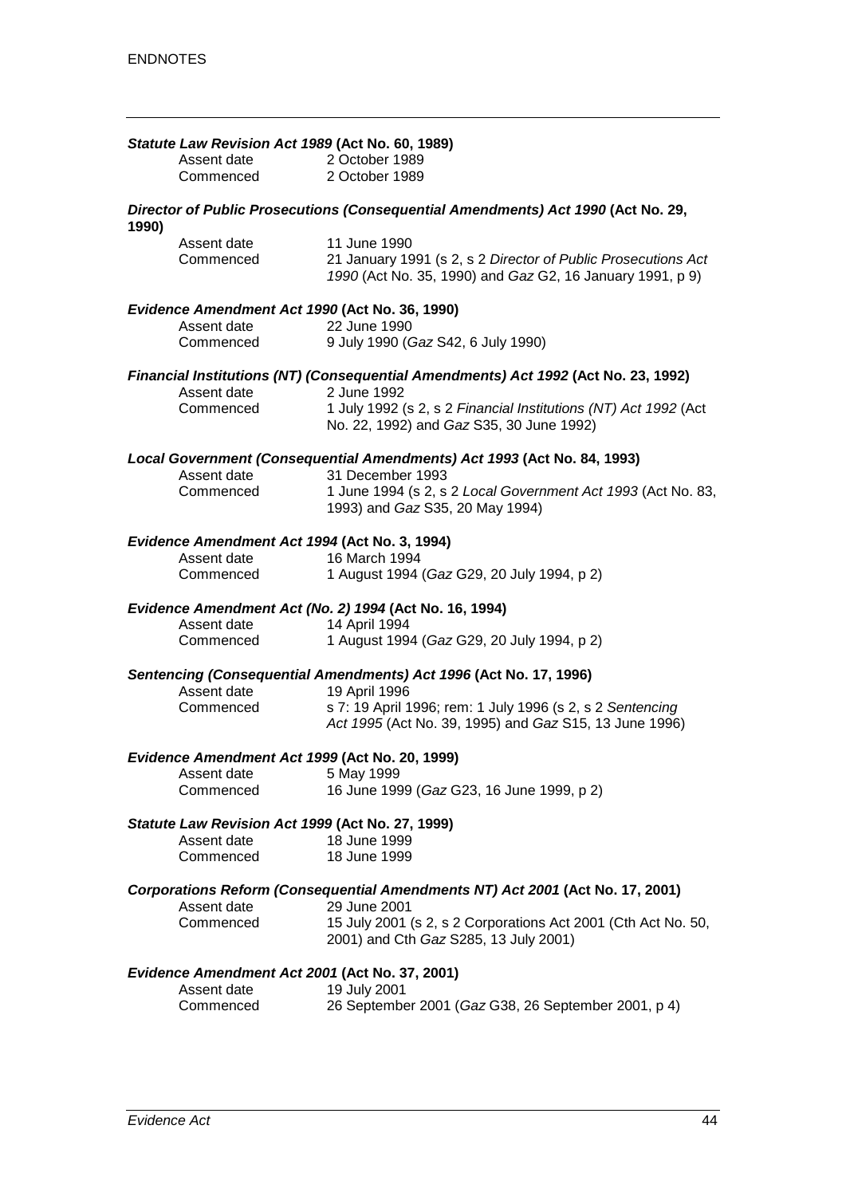***Statute Law Revision Act 1989* (Act No. 60, 1989)**

Assent date 2 October 1989
Commenced 2 October 1989

***Director of Public Prosecutions (Consequential Amendments) Act 1990* (Act No. 29, 1990)**

Assent date 11 June 1990
Commenced 21 January 1991 (s 2, s 2 *Director of Public Prosecutions Act 1990* (Act No. 35, 1990) and *Gaz* G2, 16 January 1991, p 9)

***Evidence Amendment Act 1990* (Act No. 36, 1990)**

Assent date 22 June 1990
Commenced 9 July 1990 (*Gaz* S42, 6 July 1990)

***Financial Institutions (NT) (Consequential Amendments) Act 1992* (Act No. 23, 1992)**

Assent date 2 June 1992
Commenced 1 July 1992 (s 2, s 2 *Financial Institutions (NT) Act 1992* (Act No. 22, 1992) and *Gaz* S35, 30 June 1992)

***Local Government (Consequential Amendments) Act 1993* (Act No. 84, 1993)**

Assent date 31 December 1993
Commenced 1 June 1994 (s 2, s 2 *Local Government Act 1993* (Act No. 83, 1993) and *Gaz* S35, 20 May 1994)

***Evidence Amendment Act 1994* (Act No. 3, 1994)**

Assent date 16 March 1994
Commenced 1 August 1994 (*Gaz* G29, 20 July 1994, p 2)

***Evidence Amendment Act (No. 2) 1994* (Act No. 16, 1994)**

Assent date 14 April 1994
Commenced 1 August 1994 (*Gaz* G29, 20 July 1994, p 2)

***Sentencing (Consequential Amendments) Act 1996* (Act No. 17, 1996)**

Assent date 19 April 1996
Commenced s 7: 19 April 1996; rem: 1 July 1996 (s 2, s 2 *Sentencing Act 1995* (Act No. 39, 1995) and *Gaz* S15, 13 June 1996)

***Evidence Amendment Act 1999* (Act No. 20, 1999)**

Assent date 5 May 1999
Commenced 16 June 1999 (*Gaz* G23, 16 June 1999, p 2)

***Statute Law Revision Act 1999* (Act No. 27, 1999)**

Assent date 18 June 1999
Commenced 18 June 1999

***Corporations Reform (Consequential Amendments NT) Act 2001* (Act No. 17, 2001)**

Assent date 29 June 2001
Commenced 15 July 2001 (s 2, s 2 Corporations Act 2001 (Cth Act No. 50, 2001) and Cth *Gaz* S285, 13 July 2001)

***Evidence Amendment Act 2001* (Act No. 37, 2001)**

Assent date 19 July 2001
Commenced 26 September 2001 (*Gaz* G38, 26 September 2001, p 4)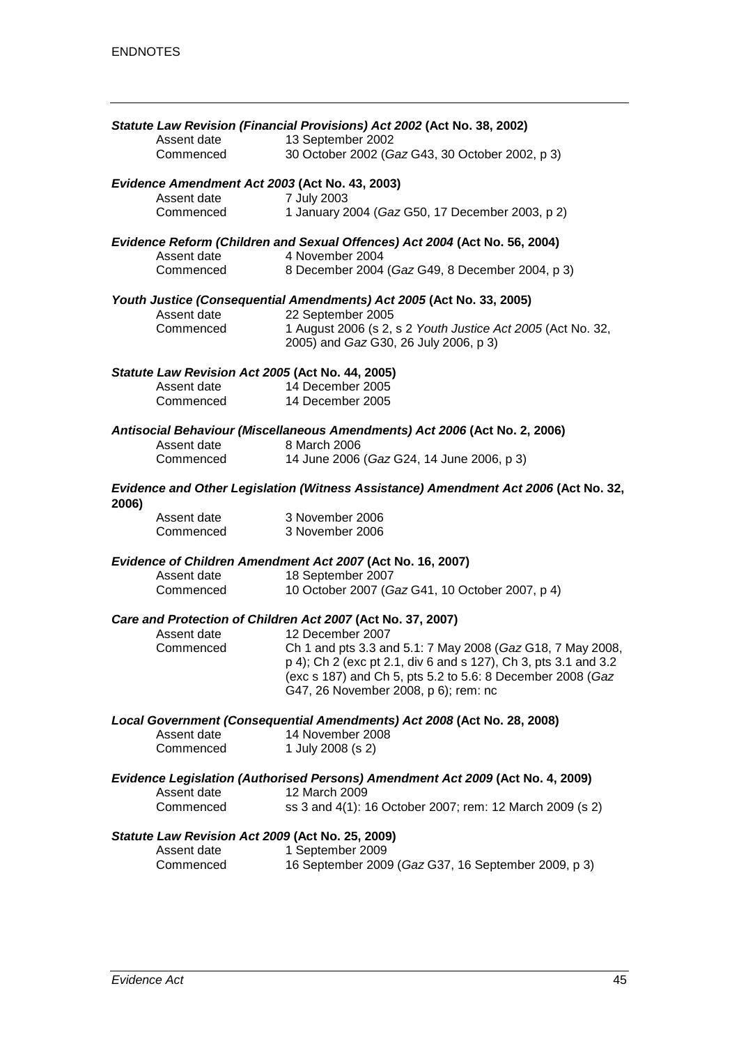***Statute Law Revision (Financial Provisions) Act 2002* (Act No. 38, 2002)**

| | |
|---|---|
| Assent date | 13 September 2002 |
| Commenced | 30 October 2002 (*Gaz* G43, 30 October 2002, p 3) |

***Evidence Amendment Act 2003* (Act No. 43, 2003)**

| | |
|---|---|
| Assent date | 7 July 2003 |
| Commenced | 1 January 2004 (*Gaz* G50, 17 December 2003, p 2) |

***Evidence Reform (Children and Sexual Offences) Act 2004* (Act No. 56, 2004)**

| | |
|---|---|
| Assent date | 4 November 2004 |
| Commenced | 8 December 2004 (*Gaz* G49, 8 December 2004, p 3) |

***Youth Justice (Consequential Amendments) Act 2005* (Act No. 33, 2005)**

| | |
|---|---|
| Assent date | 22 September 2005 |
| Commenced | 1 August 2006 (s 2, s 2 *Youth Justice Act 2005* (Act No. 32, 2005) and *Gaz* G30, 26 July 2006, p 3) |

***Statute Law Revision Act 2005* (Act No. 44, 2005)**

| | |
|---|---|
| Assent date | 14 December 2005 |
| Commenced | 14 December 2005 |

***Antisocial Behaviour (Miscellaneous Amendments) Act 2006* (Act No. 2, 2006)**

| | |
|---|---|
| Assent date | 8 March 2006 |
| Commenced | 14 June 2006 (*Gaz* G24, 14 June 2006, p 3) |

***Evidence and Other Legislation (Witness Assistance) Amendment Act 2006* (Act No. 32, 2006)**

| | |
|---|---|
| Assent date | 3 November 2006 |
| Commenced | 3 November 2006 |

***Evidence of Children Amendment Act 2007* (Act No. 16, 2007)**

| | |
|---|---|
| Assent date | 18 September 2007 |
| Commenced | 10 October 2007 (*Gaz* G41, 10 October 2007, p 4) |

***Care and Protection of Children Act 2007* (Act No. 37, 2007)**

| | |
|---|---|
| Assent date | 12 December 2007 |
| Commenced | Ch 1 and pts 3.3 and 5.1: 7 May 2008 (*Gaz* G18, 7 May 2008, p 4); Ch 2 (exc pt 2.1, div 6 and s 127), Ch 3, pts 3.1 and 3.2 (exc s 187) and Ch 5, pts 5.2 to 5.6: 8 December 2008 (*Gaz* G47, 26 November 2008, p 6); rem: nc |

***Local Government (Consequential Amendments) Act 2008* (Act No. 28, 2008)**

| | |
|---|---|
| Assent date | 14 November 2008 |
| Commenced | 1 July 2008 (s 2) |

***Evidence Legislation (Authorised Persons) Amendment Act 2009* (Act No. 4, 2009)**

| | |
|---|---|
| Assent date | 12 March 2009 |
| Commenced | ss 3 and 4(1): 16 October 2007; rem: 12 March 2009 (s 2) |

***Statute Law Revision Act 2009* (Act No. 25, 2009)**

| | |
|---|---|
| Assent date | 1 September 2009 |
| Commenced | 16 September 2009 (*Gaz* G37, 16 September 2009, p 3) |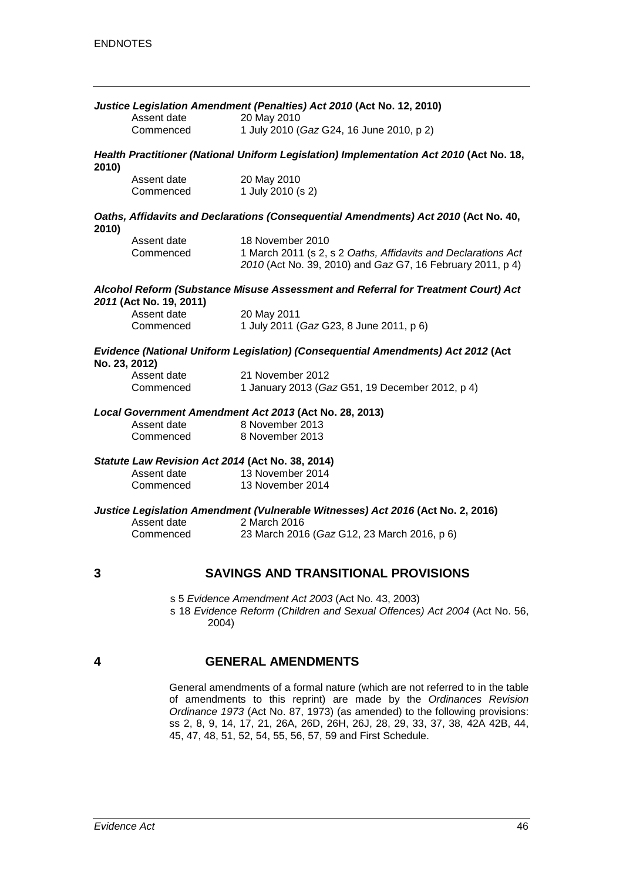***Justice Legislation Amendment (Penalties) Act 2010* (Act No. 12, 2010)**

Assent date 20 May 2010
Commenced 1 July 2010 (*Gaz* G24, 16 June 2010, p 2)

***Health Practitioner (National Uniform Legislation) Implementation Act 2010* (Act No. 18, 2010)**

Assent date 20 May 2010
Commenced 1 July 2010 (s 2)

***Oaths, Affidavits and Declarations (Consequential Amendments) Act 2010* (Act No. 40, 2010)**

Assent date 18 November 2010
Commenced 1 March 2011 (s 2, s 2 *Oaths, Affidavits and Declarations Act 2010* (Act No. 39, 2010) and *Gaz* G7, 16 February 2011, p 4)

***Alcohol Reform (Substance Misuse Assessment and Referral for Treatment Court) Act 2011* (Act No. 19, 2011)**

Assent date 20 May 2011
Commenced 1 July 2011 (*Gaz* G23, 8 June 2011, p 6)

***Evidence (National Uniform Legislation) (Consequential Amendments) Act 2012* (Act No. 23, 2012)**

Assent date 21 November 2012
Commenced 1 January 2013 (*Gaz* G51, 19 December 2012, p 4)

***Local Government Amendment Act 2013* (Act No. 28, 2013)**

Assent date 8 November 2013
Commenced 8 November 2013

***Statute Law Revision Act 2014* (Act No. 38, 2014)**

Assent date 13 November 2014
Commenced 13 November 2014

***Justice Legislation Amendment (Vulnerable Witnesses) Act 2016* (Act No. 2, 2016)**

Assent date 2 March 2016
Commenced 23 March 2016 (*Gaz* G12, 23 March 2016, p 6)

## 3 SAVINGS AND TRANSITIONAL PROVISIONS

s 5 *Evidence Amendment Act 2003* (Act No. 43, 2003)
s 18 *Evidence Reform (Children and Sexual Offences) Act 2004* (Act No. 56, 2004)

## 4 GENERAL AMENDMENTS

General amendments of a formal nature (which are not referred to in the table of amendments to this reprint) are made by the *Ordinances Revision Ordinance 1973* (Act No. 87, 1973) (as amended) to the following provisions: ss 2, 8, 9, 14, 17, 21, 26A, 26D, 26H, 26J, 28, 29, 33, 37, 38, 42A 42B, 44, 45, 47, 48, 51, 52, 54, 55, 56, 57, 59 and First Schedule.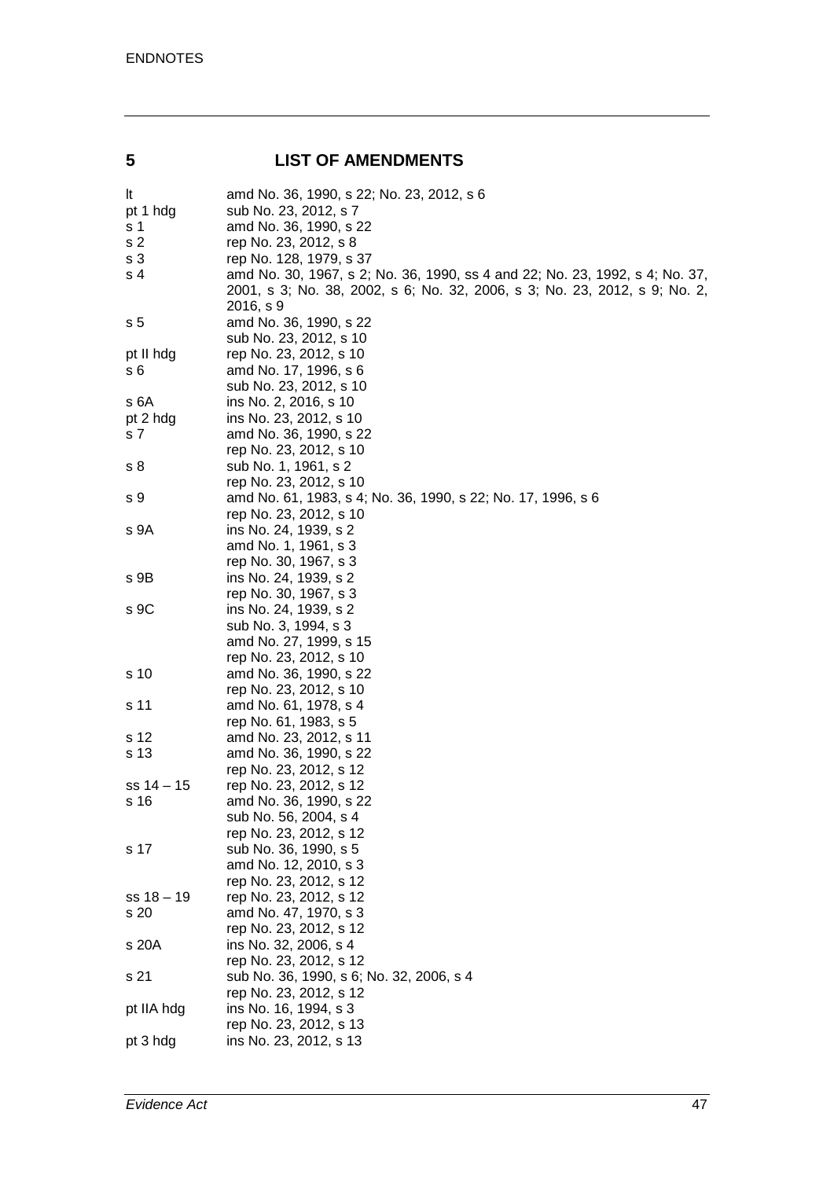## 5 LIST OF AMENDMENTS

| | |
|---|---|
| lt | amd No. 36, 1990, s 22; No. 23, 2012, s 6 |
| pt 1 hdg | sub No. 23, 2012, s 7 |
| s 1 | amd No. 36, 1990, s 22 |
| s 2 | rep No. 23, 2012, s 8 |
| s 3 | rep No. 128, 1979, s 37 |
| s 4 | amd No. 30, 1967, s 2; No. 36, 1990, ss 4 and 22; No. 23, 1992, s 4; No. 37, 2001, s 3; No. 38, 2002, s 6; No. 32, 2006, s 3; No. 23, 2012, s 9; No. 2, 2016, s 9 |
| s 5 | amd No. 36, 1990, s 22 |
| | sub No. 23, 2012, s 10 |
| pt II hdg | rep No. 23, 2012, s 10 |
| s 6 | amd No. 17, 1996, s 6 |
| | sub No. 23, 2012, s 10 |
| s 6A | ins No. 2, 2016, s 10 |
| pt 2 hdg | ins No. 23, 2012, s 10 |
| s 7 | amd No. 36, 1990, s 22 |
| | rep No. 23, 2012, s 10 |
| s 8 | sub No. 1, 1961, s 2 |
| | rep No. 23, 2012, s 10 |
| s 9 | amd No. 61, 1983, s 4; No. 36, 1990, s 22; No. 17, 1996, s 6 |
| | rep No. 23, 2012, s 10 |
| s 9A | ins No. 24, 1939, s 2 |
| | amd No. 1, 1961, s 3 |
| | rep No. 30, 1967, s 3 |
| s 9B | ins No. 24, 1939, s 2 |
| | rep No. 30, 1967, s 3 |
| s 9C | ins No. 24, 1939, s 2 |
| | sub No. 3, 1994, s 3 |
| | amd No. 27, 1999, s 15 |
| | rep No. 23, 2012, s 10 |
| s 10 | amd No. 36, 1990, s 22 |
| | rep No. 23, 2012, s 10 |
| s 11 | amd No. 61, 1978, s 4 |
| | rep No. 61, 1983, s 5 |
| s 12 | amd No. 23, 2012, s 11 |
| s 13 | amd No. 36, 1990, s 22 |
| | rep No. 23, 2012, s 12 |
| ss 14 – 15 | rep No. 23, 2012, s 12 |
| s 16 | amd No. 36, 1990, s 22 |
| | sub No. 56, 2004, s 4 |
| | rep No. 23, 2012, s 12 |
| s 17 | sub No. 36, 1990, s 5 |
| | amd No. 12, 2010, s 3 |
| | rep No. 23, 2012, s 12 |
| ss 18 – 19 | rep No. 23, 2012, s 12 |
| s 20 | amd No. 47, 1970, s 3 |
| | rep No. 23, 2012, s 12 |
| s 20A | ins No. 32, 2006, s 4 |
| | rep No. 23, 2012, s 12 |
| s 21 | sub No. 36, 1990, s 6; No. 32, 2006, s 4 |
| | rep No. 23, 2012, s 12 |
| pt IIA hdg | ins No. 16, 1994, s 3 |
| | rep No. 23, 2012, s 13 |
| pt 3 hdg | ins No. 23, 2012, s 13 |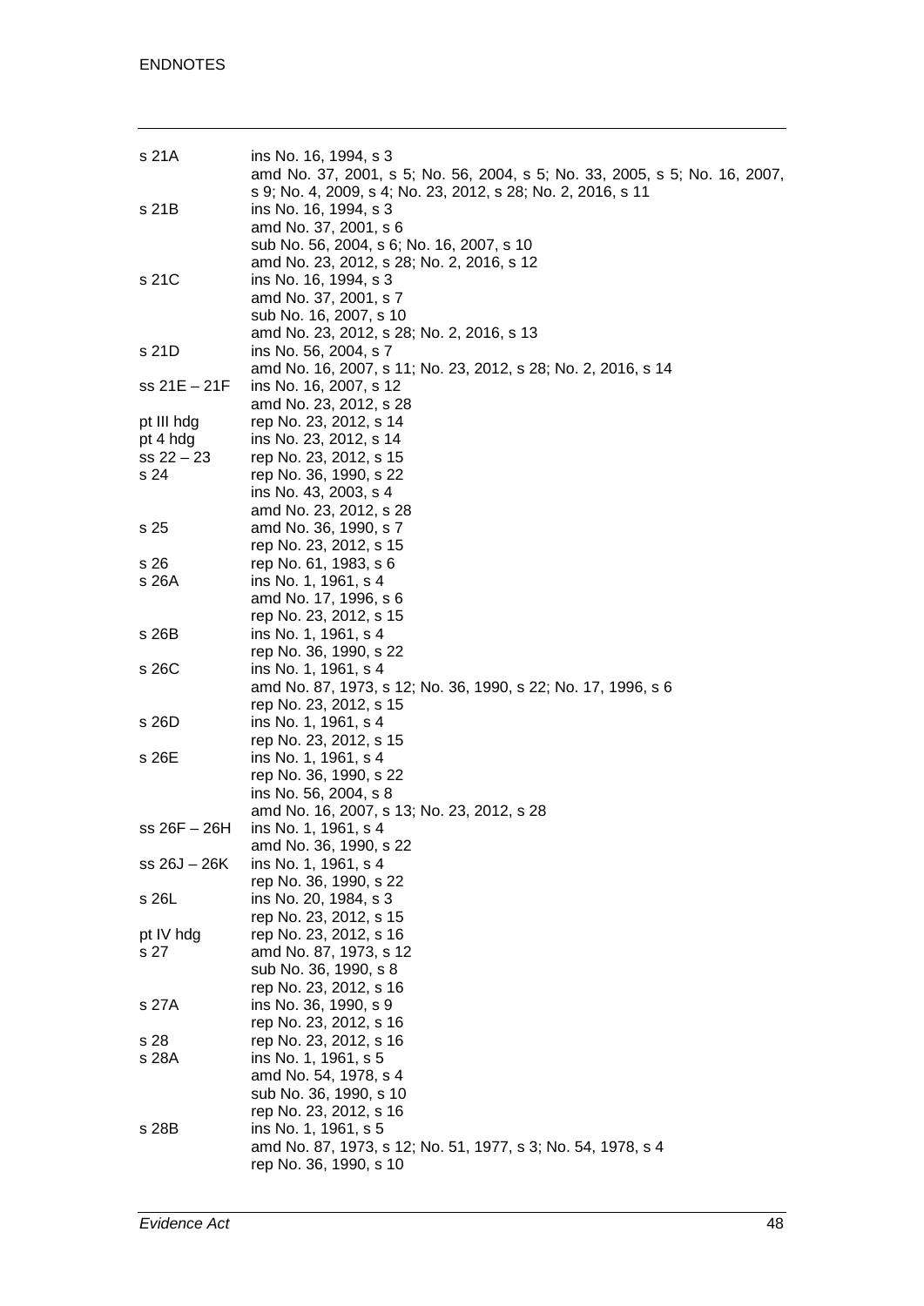| | |
|---|---|
| s 21A | ins No. 16, 1994, s 3 |
| | amd No. 37, 2001, s 5; No. 56, 2004, s 5; No. 33, 2005, s 5; No. 16, 2007, s 9; No. 4, 2009, s 4; No. 23, 2012, s 28; No. 2, 2016, s 11 |
| s 21B | ins No. 16, 1994, s 3 |
| | amd No. 37, 2001, s 6 |
| | sub No. 56, 2004, s 6; No. 16, 2007, s 10 |
| | amd No. 23, 2012, s 28; No. 2, 2016, s 12 |
| s 21C | ins No. 16, 1994, s 3 |
| | amd No. 37, 2001, s 7 |
| | sub No. 16, 2007, s 10 |
| | amd No. 23, 2012, s 28; No. 2, 2016, s 13 |
| s 21D | ins No. 56, 2004, s 7 |
| | amd No. 16, 2007, s 11; No. 23, 2012, s 28; No. 2, 2016, s 14 |
| ss 21E – 21F | ins No. 16, 2007, s 12 |
| | amd No. 23, 2012, s 28 |
| pt III hdg | rep No. 23, 2012, s 14 |
| pt 4 hdg | ins No. 23, 2012, s 14 |
| ss 22 – 23 | rep No. 23, 2012, s 15 |
| s 24 | rep No. 36, 1990, s 22 |
| | ins No. 43, 2003, s 4 |
| | amd No. 23, 2012, s 28 |
| s 25 | amd No. 36, 1990, s 7 |
| | rep No. 23, 2012, s 15 |
| s 26 | rep No. 61, 1983, s 6 |
| s 26A | ins No. 1, 1961, s 4 |
| | amd No. 17, 1996, s 6 |
| | rep No. 23, 2012, s 15 |
| s 26B | ins No. 1, 1961, s 4 |
| | rep No. 36, 1990, s 22 |
| s 26C | ins No. 1, 1961, s 4 |
| | amd No. 87, 1973, s 12; No. 36, 1990, s 22; No. 17, 1996, s 6 |
| | rep No. 23, 2012, s 15 |
| s 26D | ins No. 1, 1961, s 4 |
| | rep No. 23, 2012, s 15 |
| s 26E | ins No. 1, 1961, s 4 |
| | rep No. 36, 1990, s 22 |
| | ins No. 56, 2004, s 8 |
| | amd No. 16, 2007, s 13; No. 23, 2012, s 28 |
| ss 26F – 26H | ins No. 1, 1961, s 4 |
| | amd No. 36, 1990, s 22 |
| ss 26J – 26K | ins No. 1, 1961, s 4 |
| | rep No. 36, 1990, s 22 |
| s 26L | ins No. 20, 1984, s 3 |
| | rep No. 23, 2012, s 15 |
| pt IV hdg | rep No. 23, 2012, s 16 |
| s 27 | amd No. 87, 1973, s 12 |
| | sub No. 36, 1990, s 8 |
| | rep No. 23, 2012, s 16 |
| s 27A | ins No. 36, 1990, s 9 |
| | rep No. 23, 2012, s 16 |
| s 28 | rep No. 23, 2012, s 16 |
| s 28A | ins No. 1, 1961, s 5 |
| | amd No. 54, 1978, s 4 |
| | sub No. 36, 1990, s 10 |
| | rep No. 23, 2012, s 16 |
| s 28B | ins No. 1, 1961, s 5 |
| | amd No. 87, 1973, s 12; No. 51, 1977, s 3; No. 54, 1978, s 4 |
| | rep No. 36, 1990, s 10 |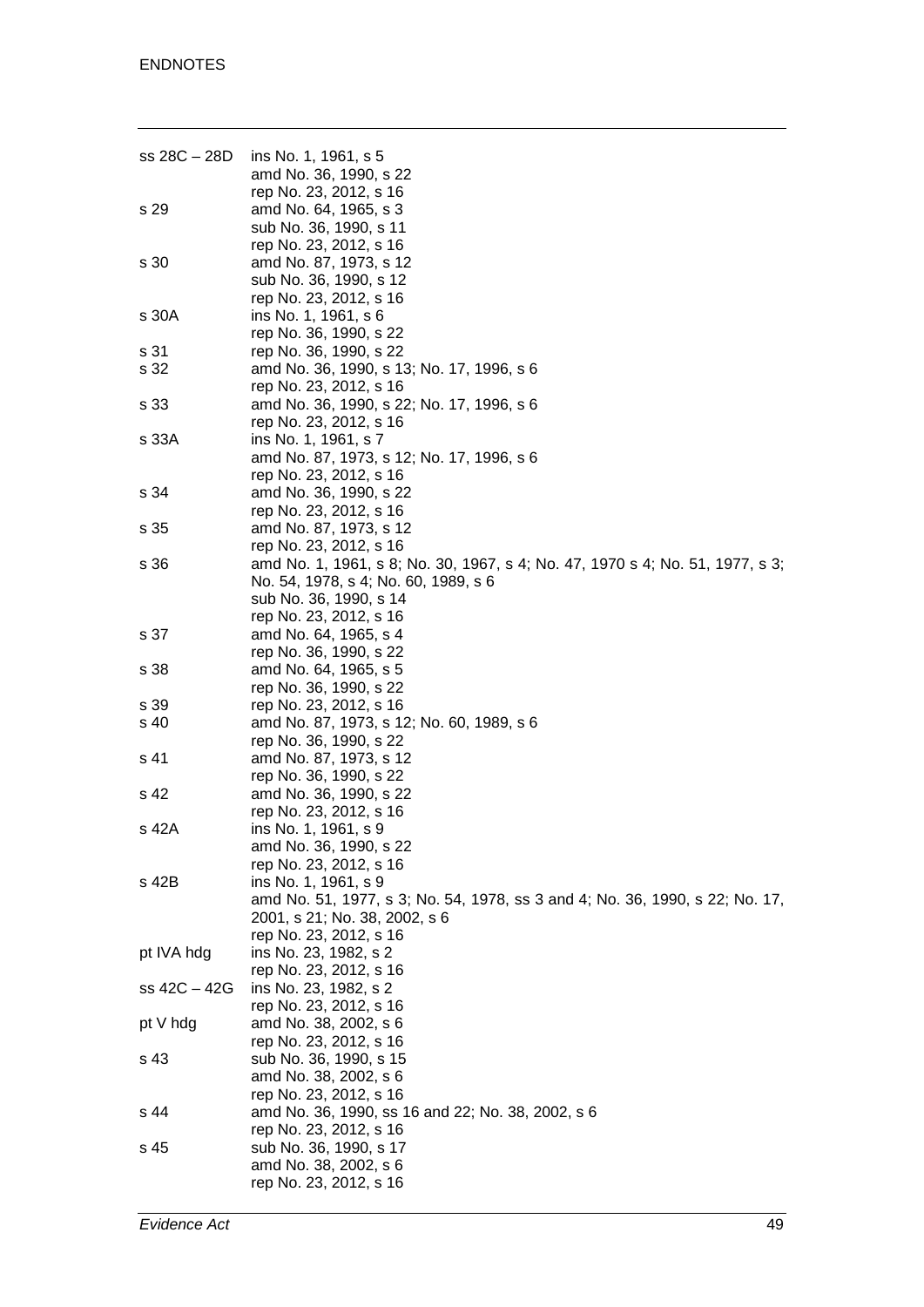| | |
|---|---|
| ss 28C – 28D | ins No. 1, 1961, s 5<br>amd No. 36, 1990, s 22<br>rep No. 23, 2012, s 16 |
| s 29 | amd No. 64, 1965, s 3<br>sub No. 36, 1990, s 11<br>rep No. 23, 2012, s 16 |
| s 30 | amd No. 87, 1973, s 12<br>sub No. 36, 1990, s 12<br>rep No. 23, 2012, s 16 |
| s 30A | ins No. 1, 1961, s 6<br>rep No. 36, 1990, s 22 |
| s 31 | rep No. 36, 1990, s 22 |
| s 32 | amd No. 36, 1990, s 13; No. 17, 1996, s 6<br>rep No. 23, 2012, s 16 |
| s 33 | amd No. 36, 1990, s 22; No. 17, 1996, s 6<br>rep No. 23, 2012, s 16 |
| s 33A | ins No. 1, 1961, s 7<br>amd No. 87, 1973, s 12; No. 17, 1996, s 6<br>rep No. 23, 2012, s 16 |
| s 34 | amd No. 36, 1990, s 22<br>rep No. 23, 2012, s 16 |
| s 35 | amd No. 87, 1973, s 12<br>rep No. 23, 2012, s 16 |
| s 36 | amd No. 1, 1961, s 8; No. 30, 1967, s 4; No. 47, 1970 s 4; No. 51, 1977, s 3; No. 54, 1978, s 4; No. 60, 1989, s 6<br>sub No. 36, 1990, s 14<br>rep No. 23, 2012, s 16 |
| s 37 | amd No. 64, 1965, s 4<br>rep No. 36, 1990, s 22 |
| s 38 | amd No. 64, 1965, s 5<br>rep No. 36, 1990, s 22 |
| s 39 | rep No. 23, 2012, s 16 |
| s 40 | amd No. 87, 1973, s 12; No. 60, 1989, s 6<br>rep No. 36, 1990, s 22 |
| s 41 | amd No. 87, 1973, s 12<br>rep No. 36, 1990, s 22 |
| s 42 | amd No. 36, 1990, s 22<br>rep No. 23, 2012, s 16 |
| s 42A | ins No. 1, 1961, s 9<br>amd No. 36, 1990, s 22<br>rep No. 23, 2012, s 16 |
| s 42B | ins No. 1, 1961, s 9<br>amd No. 51, 1977, s 3; No. 54, 1978, ss 3 and 4; No. 36, 1990, s 22; No. 17, 2001, s 21; No. 38, 2002, s 6<br>rep No. 23, 2012, s 16 |
| pt IVA hdg | ins No. 23, 1982, s 2<br>rep No. 23, 2012, s 16 |
| ss 42C – 42G | ins No. 23, 1982, s 2<br>rep No. 23, 2012, s 16 |
| pt V hdg | amd No. 38, 2002, s 6<br>rep No. 23, 2012, s 16 |
| s 43 | sub No. 36, 1990, s 15<br>amd No. 38, 2002, s 6<br>rep No. 23, 2012, s 16 |
| s 44 | amd No. 36, 1990, ss 16 and 22; No. 38, 2002, s 6<br>rep No. 23, 2012, s 16 |
| s 45 | sub No. 36, 1990, s 17<br>amd No. 38, 2002, s 6<br>rep No. 23, 2012, s 16 |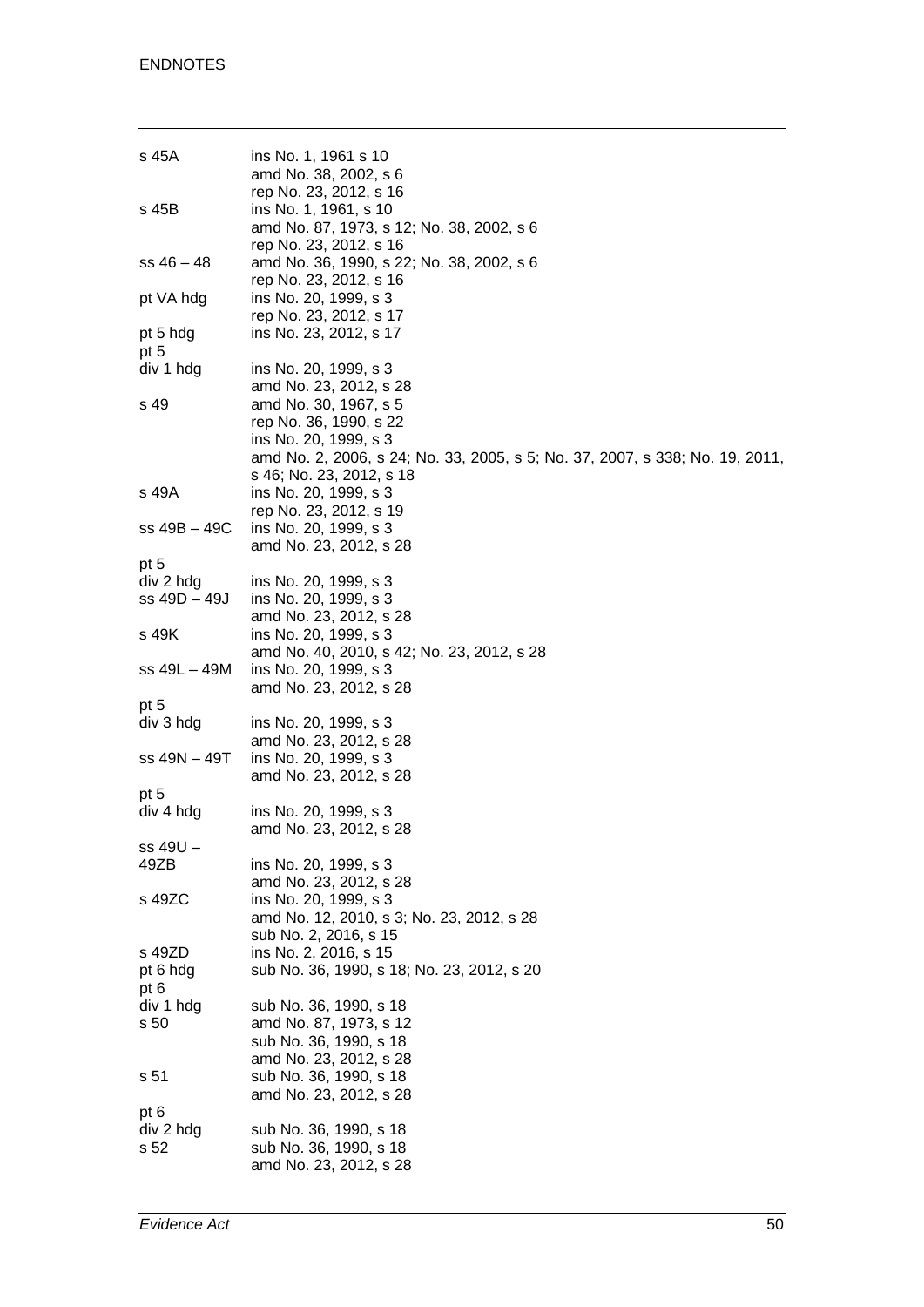| | |
|---|---|
| s 45A | ins No. 1, 1961 s 10 |
| | amd No. 38, 2002, s 6 |
| | rep No. 23, 2012, s 16 |
| s 45B | ins No. 1, 1961, s 10 |
| | amd No. 87, 1973, s 12; No. 38, 2002, s 6 |
| | rep No. 23, 2012, s 16 |
| ss 46 – 48 | amd No. 36, 1990, s 22; No. 38, 2002, s 6 |
| | rep No. 23, 2012, s 16 |
| pt VA hdg | ins No. 20, 1999, s 3 |
| | rep No. 23, 2012, s 17 |
| pt 5 hdg | ins No. 23, 2012, s 17 |
| pt 5 div 1 hdg | ins No. 20, 1999, s 3 |
| | amd No. 23, 2012, s 28 |
| s 49 | amd No. 30, 1967, s 5 |
| | rep No. 36, 1990, s 22 |
| | ins No. 20, 1999, s 3 |
| | amd No. 2, 2006, s 24; No. 33, 2005, s 5; No. 37, 2007, s 338; No. 19, 2011, s 46; No. 23, 2012, s 18 |
| s 49A | ins No. 20, 1999, s 3 |
| | rep No. 23, 2012, s 19 |
| ss 49B – 49C | ins No. 20, 1999, s 3 |
| | amd No. 23, 2012, s 28 |
| pt 5 div 2 hdg | ins No. 20, 1999, s 3 |
| ss 49D – 49J | ins No. 20, 1999, s 3 |
| | amd No. 23, 2012, s 28 |
| s 49K | ins No. 20, 1999, s 3 |
| | amd No. 40, 2010, s 42; No. 23, 2012, s 28 |
| ss 49L – 49M | ins No. 20, 1999, s 3 |
| | amd No. 23, 2012, s 28 |
| pt 5 div 3 hdg | ins No. 20, 1999, s 3 |
| | amd No. 23, 2012, s 28 |
| ss 49N – 49T | ins No. 20, 1999, s 3 |
| | amd No. 23, 2012, s 28 |
| pt 5 div 4 hdg | ins No. 20, 1999, s 3 |
| | amd No. 23, 2012, s 28 |
| ss 49U – 49ZB | ins No. 20, 1999, s 3 |
| | amd No. 23, 2012, s 28 |
| s 49ZC | ins No. 20, 1999, s 3 |
| | amd No. 12, 2010, s 3; No. 23, 2012, s 28 |
| | sub No. 2, 2016, s 15 |
| s 49ZD | ins No. 2, 2016, s 15 |
| pt 6 hdg | sub No. 36, 1990, s 18; No. 23, 2012, s 20 |
| pt 6 div 1 hdg | sub No. 36, 1990, s 18 |
| s 50 | amd No. 87, 1973, s 12 |
| | sub No. 36, 1990, s 18 |
| | amd No. 23, 2012, s 28 |
| s 51 | sub No. 36, 1990, s 18 |
| | amd No. 23, 2012, s 28 |
| pt 6 div 2 hdg | sub No. 36, 1990, s 18 |
| s 52 | sub No. 36, 1990, s 18 |
| | amd No. 23, 2012, s 28 |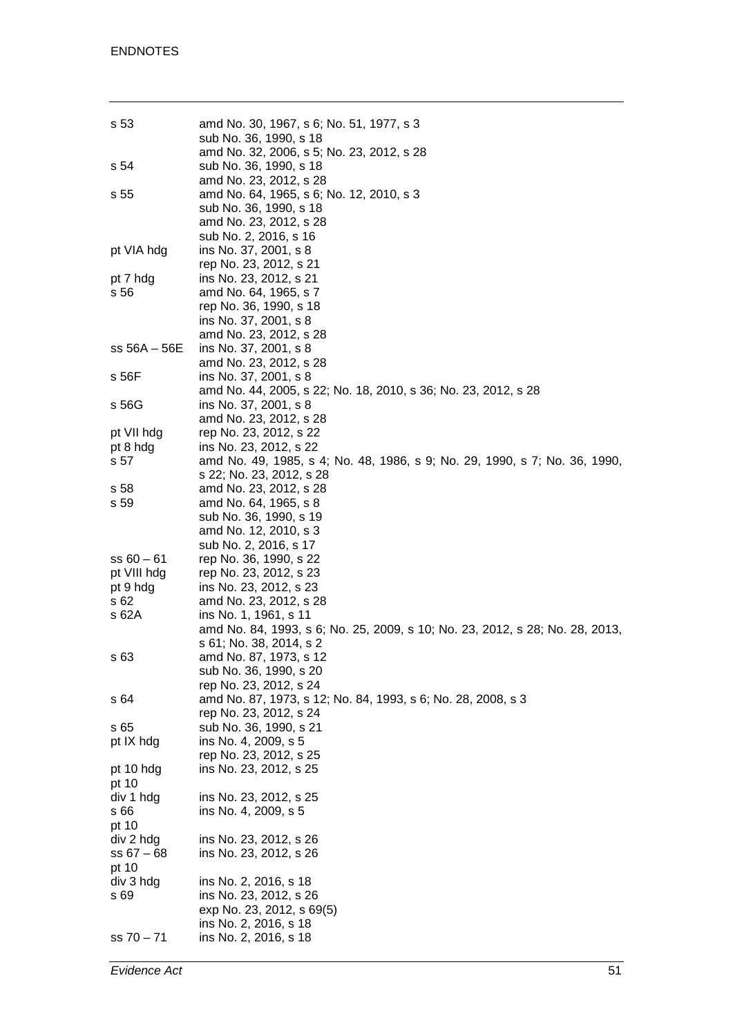| | |
|---|---|
| s 53 | amd No. 30, 1967, s 6; No. 51, 1977, s 3 |
| | sub No. 36, 1990, s 18 |
| | amd No. 32, 2006, s 5; No. 23, 2012, s 28 |
| s 54 | sub No. 36, 1990, s 18 |
| | amd No. 23, 2012, s 28 |
| s 55 | amd No. 64, 1965, s 6; No. 12, 2010, s 3 |
| | sub No. 36, 1990, s 18 |
| | amd No. 23, 2012, s 28 |
| | sub No. 2, 2016, s 16 |
| pt VIA hdg | ins No. 37, 2001, s 8 |
| | rep No. 23, 2012, s 21 |
| pt 7 hdg | ins No. 23, 2012, s 21 |
| s 56 | amd No. 64, 1965, s 7 |
| | rep No. 36, 1990, s 18 |
| | ins No. 37, 2001, s 8 |
| | amd No. 23, 2012, s 28 |
| ss 56A – 56E | ins No. 37, 2001, s 8 |
| | amd No. 23, 2012, s 28 |
| s 56F | ins No. 37, 2001, s 8 |
| | amd No. 44, 2005, s 22; No. 18, 2010, s 36; No. 23, 2012, s 28 |
| s 56G | ins No. 37, 2001, s 8 |
| | amd No. 23, 2012, s 28 |
| pt VII hdg | rep No. 23, 2012, s 22 |
| pt 8 hdg | ins No. 23, 2012, s 22 |
| s 57 | amd No. 49, 1985, s 4; No. 48, 1986, s 9; No. 29, 1990, s 7; No. 36, 1990, s 22; No. 23, 2012, s 28 |
| s 58 | amd No. 23, 2012, s 28 |
| s 59 | amd No. 64, 1965, s 8 |
| | sub No. 36, 1990, s 19 |
| | amd No. 12, 2010, s 3 |
| | sub No. 2, 2016, s 17 |
| ss 60 – 61 | rep No. 36, 1990, s 22 |
| pt VIII hdg | rep No. 23, 2012, s 23 |
| pt 9 hdg | ins No. 23, 2012, s 23 |
| s 62 | amd No. 23, 2012, s 28 |
| s 62A | ins No. 1, 1961, s 11 |
| | amd No. 84, 1993, s 6; No. 25, 2009, s 10; No. 23, 2012, s 28; No. 28, 2013, s 61; No. 38, 2014, s 2 |
| s 63 | amd No. 87, 1973, s 12 |
| | sub No. 36, 1990, s 20 |
| | rep No. 23, 2012, s 24 |
| s 64 | amd No. 87, 1973, s 12; No. 84, 1993, s 6; No. 28, 2008, s 3 |
| | rep No. 23, 2012, s 24 |
| s 65 | sub No. 36, 1990, s 21 |
| pt IX hdg | ins No. 4, 2009, s 5 |
| | rep No. 23, 2012, s 25 |
| pt 10 hdg | ins No. 23, 2012, s 25 |
| pt 10 div 1 hdg | ins No. 23, 2012, s 25 |
| s 66 | ins No. 4, 2009, s 5 |
| pt 10 div 2 hdg | ins No. 23, 2012, s 26 |
| ss 67 – 68 | ins No. 23, 2012, s 26 |
| pt 10 div 3 hdg | ins No. 2, 2016, s 18 |
| s 69 | ins No. 23, 2012, s 26 |
| | exp No. 23, 2012, s 69(5) |
| | ins No. 2, 2016, s 18 |
| ss 70 – 71 | ins No. 2, 2016, s 18 |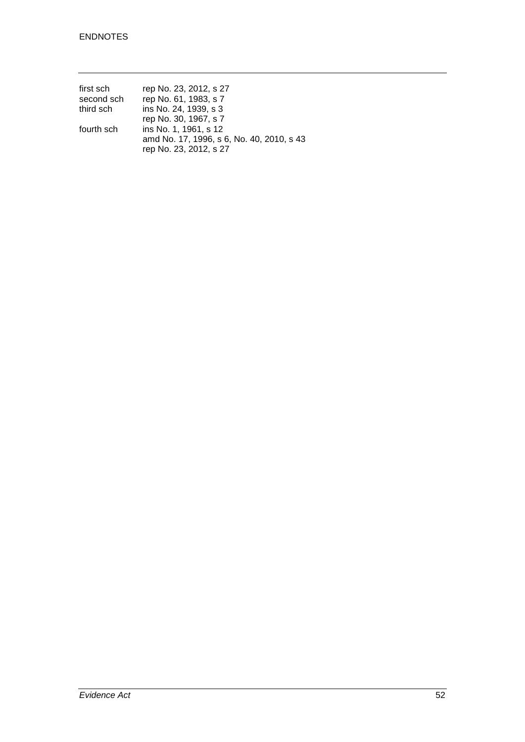| | |
|---|---|
| first sch | rep No. 23, 2012, s 27 |
| second sch | rep No. 61, 1983, s 7 |
| third sch | ins No. 24, 1939, s 3 |
| | rep No. 30, 1967, s 7 |
| fourth sch | ins No. 1, 1961, s 12 |
| | amd No. 17, 1996, s 6, No. 40, 2010, s 43 |
| | rep No. 23, 2012, s 27 |